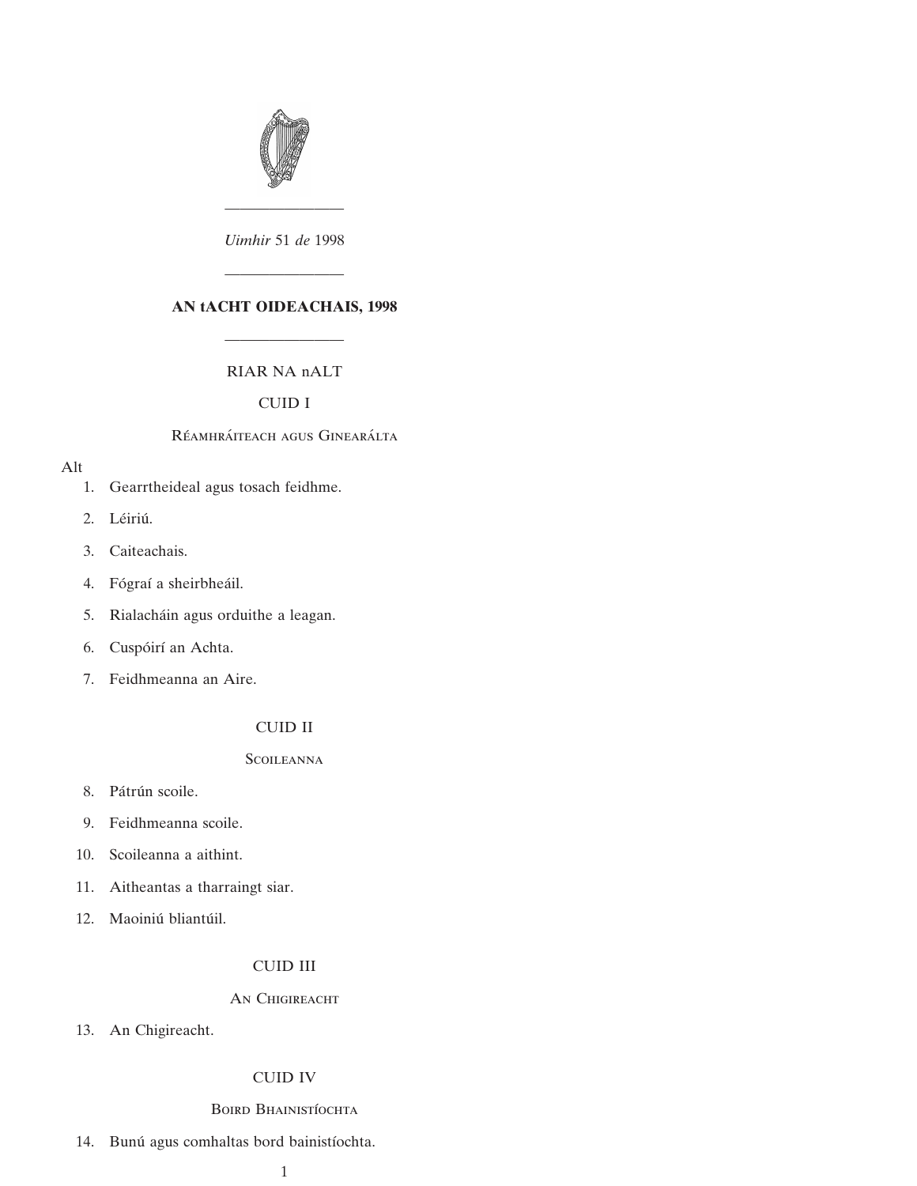*Uimhir* 51 *de* 1998

# AN tACHT OIDEACHAIS, 1998

## RIAR NA nALT

### CUID I

Réamhráiteach agus Ginearálta

Alt

1. Gearrtheideal agus tosach feidhme.
2. Léiriú.
3. Caiteachais.
4. Fógraí a sheirbheáil.
5. Rialacháin agus orduithe a leagan.
6. Cuspóirí an Achta.
7. Feidhmeanna an Aire.

### CUID II

Scoileanna

8. Pátrún scoile.
9. Feidhmeanna scoile.
10. Scoileanna a aithint.
11. Aitheantas a tharraingt siar.
12. Maoiniú bliantúil.

### CUID III

An Chigireacht

13. An Chigireacht.

### CUID IV

Boird Bhainistíochta

14. Bunú agus comhaltas bord bainistíochta.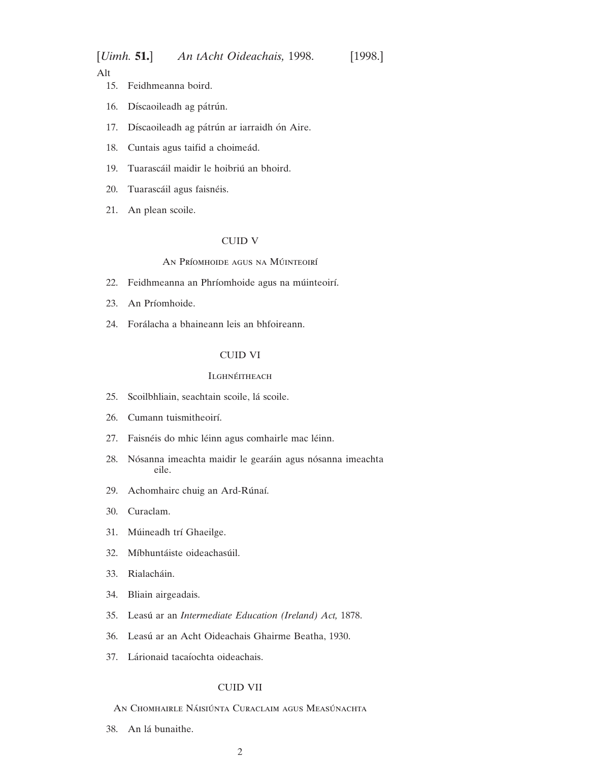Alt

15. Feidhmeanna boird.

16. Díscaoileadh ag pátrún.

17. Díscaoileadh ag pátrún ar iarraidh ón Aire.

18. Cuntais agus taifid a choimeád.

19. Tuarascáil maidir le hoibriú an bhoird.

20. Tuarascáil agus faisnéis.

21. An plean scoile.

## CUID V

### An Príomhoide agus na Múinteoirí

22. Feidhmeanna an Phríomhoide agus na múinteoirí.

23. An Príomhoide.

24. Forálacha a bhaineann leis an bhfoireann.

## CUID VI

### Ilghnéitheach

25. Scoilbhliain, seachtain scoile, lá scoile.

26. Cumann tuismitheoirí.

27. Faisnéis do mhic léinn agus comhairle mac léinn.

28. Nósanna imeachta maidir le gearáin agus nósanna imeachta eile.

29. Achomhairc chuig an Ard-Rúnaí.

30. Curaclam.

31. Múineadh trí Ghaeilge.

32. Míbhuntáiste oideachasúil.

33. Rialacháin.

34. Bliain airgeadais.

35. Leasú ar an *Intermediate Education (Ireland) Act,* 1878.

36. Leasú ar an Acht Oideachais Ghairme Beatha, 1930.

37. Lárionaid tacaíochta oideachais.

## CUID VII

### An Chomhairle Náisiúnta Curaclaim agus Measúnachta

38. An lá bunaithe.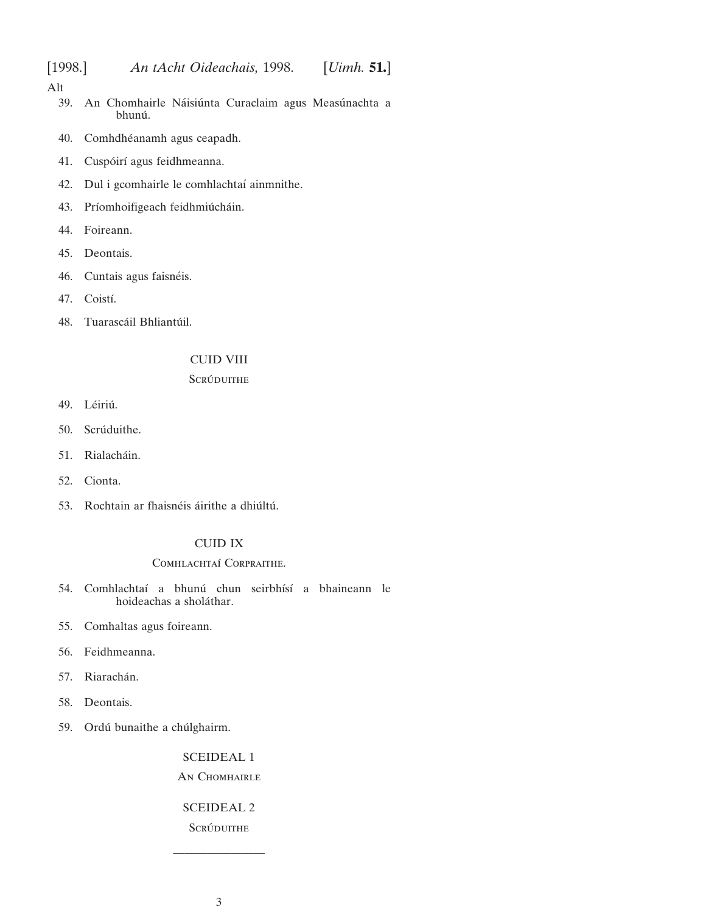Alt

39. An Chomhairle Náisiúnta Curaclaim agus Measúnachta a bhunú.
40. Comhdhéanamh agus ceapadh.
41. Cuspóirí agus feidhmeanna.
42. Dul i gcomhairle le comhlachtaí ainmnithe.
43. Príomhoifigeach feidhmiúcháin.
44. Foireann.
45. Deontais.
46. Cuntais agus faisnéis.
47. Coistí.
48. Tuarascáil Bhliantúil.

CUID VIII

Scrúduithe

49. Léiriú.
50. Scrúduithe.
51. Rialacháin.
52. Cionta.
53. Rochtain ar fhaisnéis áirithe a dhiúltú.

CUID IX

Comhlachtaí Corpraithe.

54. Comhlachtaí a bhunú chun seirbhísí a bhaineann le hoideachas a sholáthar.
55. Comhaltas agus foireann.
56. Feidhmeanna.
57. Riarachán.
58. Deontais.
59. Ordú bunaithe a chúlghairm.

SCEIDEAL 1

An Chomhairle

SCEIDEAL 2

Scrúduithe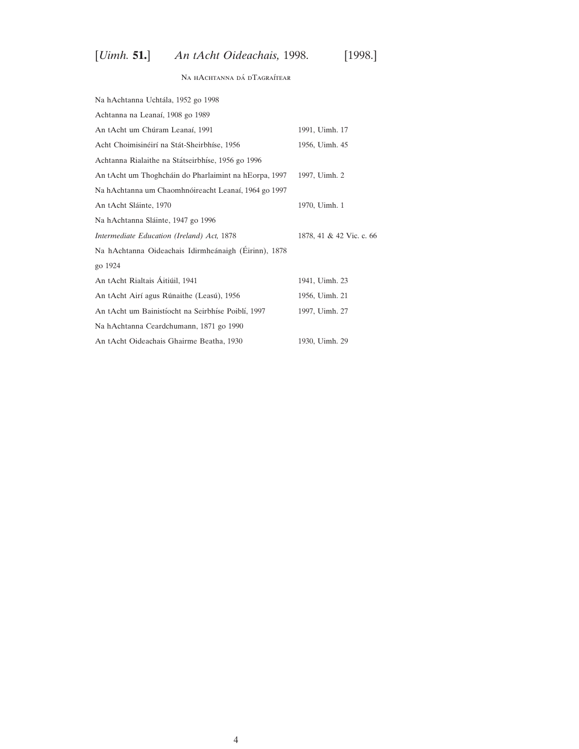Na hAchtanna dá dTagraítear

| | |
|---|---|
| Na hAchtanna Uchtála, 1952 go 1998 | |
| Achtanna na Leanaí, 1908 go 1989 | |
| An tAcht um Chúram Leanaí, 1991 | 1991, Uimh. 17 |
| Acht Choimisinéirí na Stát-Sheirbhíse, 1956 | 1956, Uimh. 45 |
| Achtanna Rialaithe na Státseirbhíse, 1956 go 1996 | |
| An tAcht um Thoghcháin do Pharlaimint na hEorpa, 1997 | 1997, Uimh. 2 |
| Na hAchtanna um Chaomhnóireacht Leanaí, 1964 go 1997 | |
| An tAcht Sláinte, 1970 | 1970, Uimh. 1 |
| Na hAchtanna Sláinte, 1947 go 1996 | |
| *Intermediate Education (Ireland) Act,* 1878 | 1878, 41 & 42 Vic. c. 66 |
| Na hAchtanna Oideachais Idirmheánaigh (Éirinn), 1878 go 1924 | |
| An tAcht Rialtais Áitiúil, 1941 | 1941, Uimh. 23 |
| An tAcht Airí agus Rúnaithe (Leasú), 1956 | 1956, Uimh. 21 |
| An tAcht um Bainistíocht na Seirbhíse Poiblí, 1997 | 1997, Uimh. 27 |
| Na hAchtanna Ceardchumann, 1871 go 1990 | |
| An tAcht Oideachais Ghairme Beatha, 1930 | 1930, Uimh. 29 |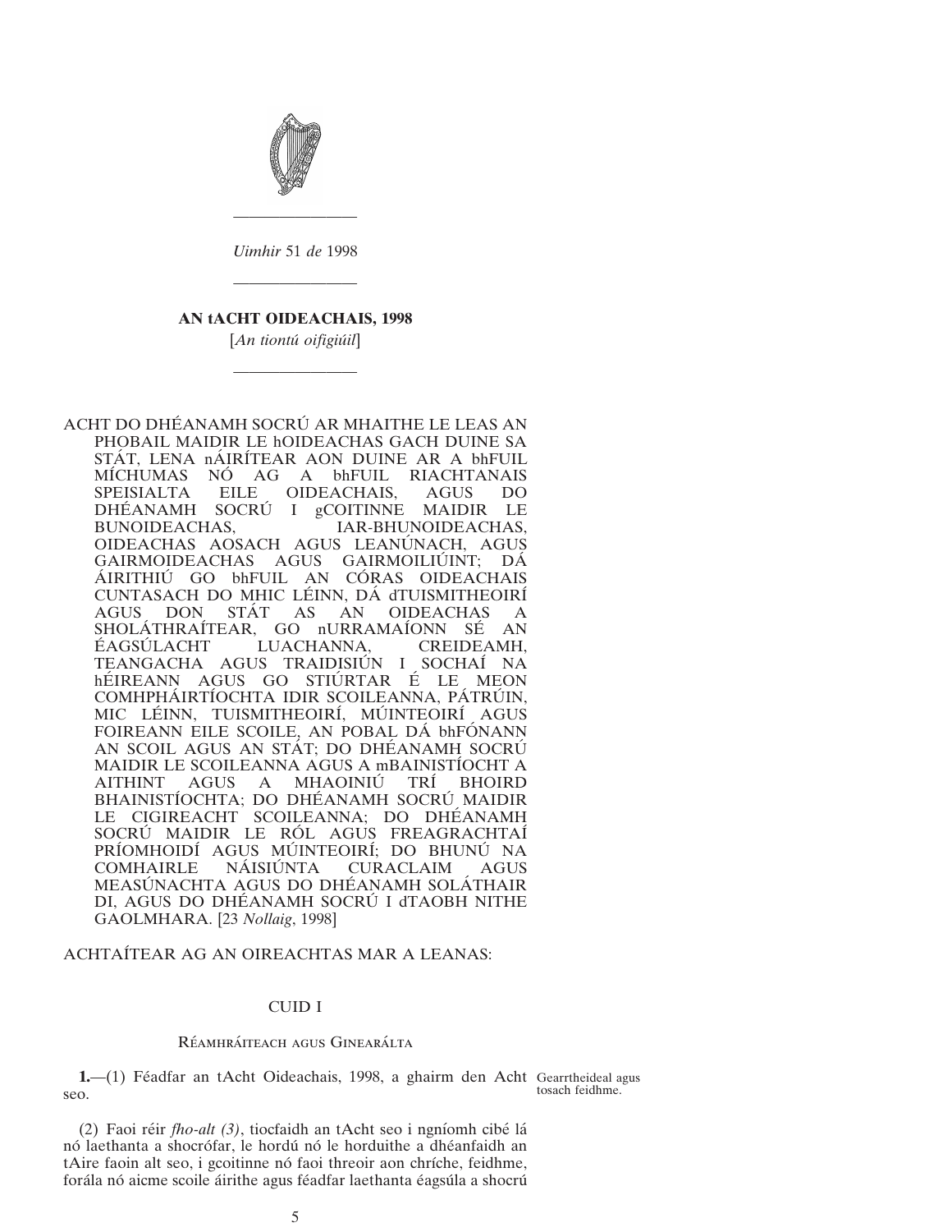*Uimhir* 51 *de* 1998

# AN tACHT OIDEACHAIS, 1998

[*An tiontú oifigiúil*]

ACHT DO DHÉANAMH SOCRÚ AR MHAITHE LE LEAS AN PHOBAIL MAIDIR LE hOIDEACHAS GACH DUINE SA STÁT, LENA nÁIRÍTEAR AON DUINE AR A bhFUIL MÍCHUMAS NÓ AG A bhFUIL RIACHTANAIS SPEISIALTA EILE OIDEACHAIS, AGUS DO DHÉANAMH SOCRÚ I gCOITINNE MAIDIR LE BUNOIDEACHAS, IAR-BHUNOIDEACHAS, OIDEACHAS AOSACH AGUS LEANÚNACH, AGUS GAIRMOIDEACHAS AGUS GAIRMOILIÚINT; DÁ ÁIRITHIÚ GO bhFUIL AN CÓRAS OIDEACHAIS CUNTASACH DO MHIC LÉINN, DÁ dTUISMITHEOIRÍ AGUS DON STÁT AS AN OIDEACHAS A SHOLÁTHRAÍTEAR, GO nURRAMAÍONN SÉ AN ÉAGSÚLACHT LUACHANNA, CREIDEAMH, TEANGACHA AGUS TRAIDISIÚN I SOCHAÍ NA hÉIREANN AGUS GO STIÚRTAR É LE MEON COMHPHÁIRTÍOCHTA IDIR SCOILEANNA, PÁTRÚIN, MIC LÉINN, TUISMITHEOIRÍ, MÚINTEOIRÍ AGUS FOIREANN EILE SCOILE, AN POBAL DÁ bhFÓNANN AN SCOIL AGUS AN STÁT; DO DHÉANAMH SOCRÚ MAIDIR LE SCOILEANNA AGUS A mBAINISTÍOCHT A AITHINT AGUS A MHAOINIÚ TRÍ BHOIRD BHAINISTÍOCHTA; DO DHÉANAMH SOCRÚ MAIDIR LE CIGIREACHT SCOILEANNA; DO DHÉANAMH SOCRÚ MAIDIR LE RÓL AGUS FREAGRACHTAÍ PRÍOMHOIDÍ AGUS MÚINTEOIRÍ; DO BHUNÚ NA COMHAIRLE NÁISIÚNTA CURACLAIM AGUS MEASÚNACHTA AGUS DO DHÉANAMH SOLÁTHAIR DI, AGUS DO DHÉANAMH SOCRÚ I dTAOBH NITHE GAOLMHARA. [23 *Nollaig*, 1998]

ACHTAÍTEAR AG AN OIREACHTAS MAR A LEANAS:

## CUID I

### Réamhráiteach agus Ginearálta

Gearrtheideal agus tosach feidhme.

**1.**—(1) Féadfar an tAcht Oideachais, 1998, a ghairm den Acht seo.

(2) Faoi réir *fho-alt (3)*, tiocfaidh an tAcht seo i ngníomh cibé lá nó laethanta a shocrófar, le hordú nó le horduithe a dhéanfaidh an tAire faoin alt seo, i gcoitinne nó faoi threoir aon chríche, feidhme, forála nó aicme scoile áirithe agus féadfar laethanta éagsúla a shocrú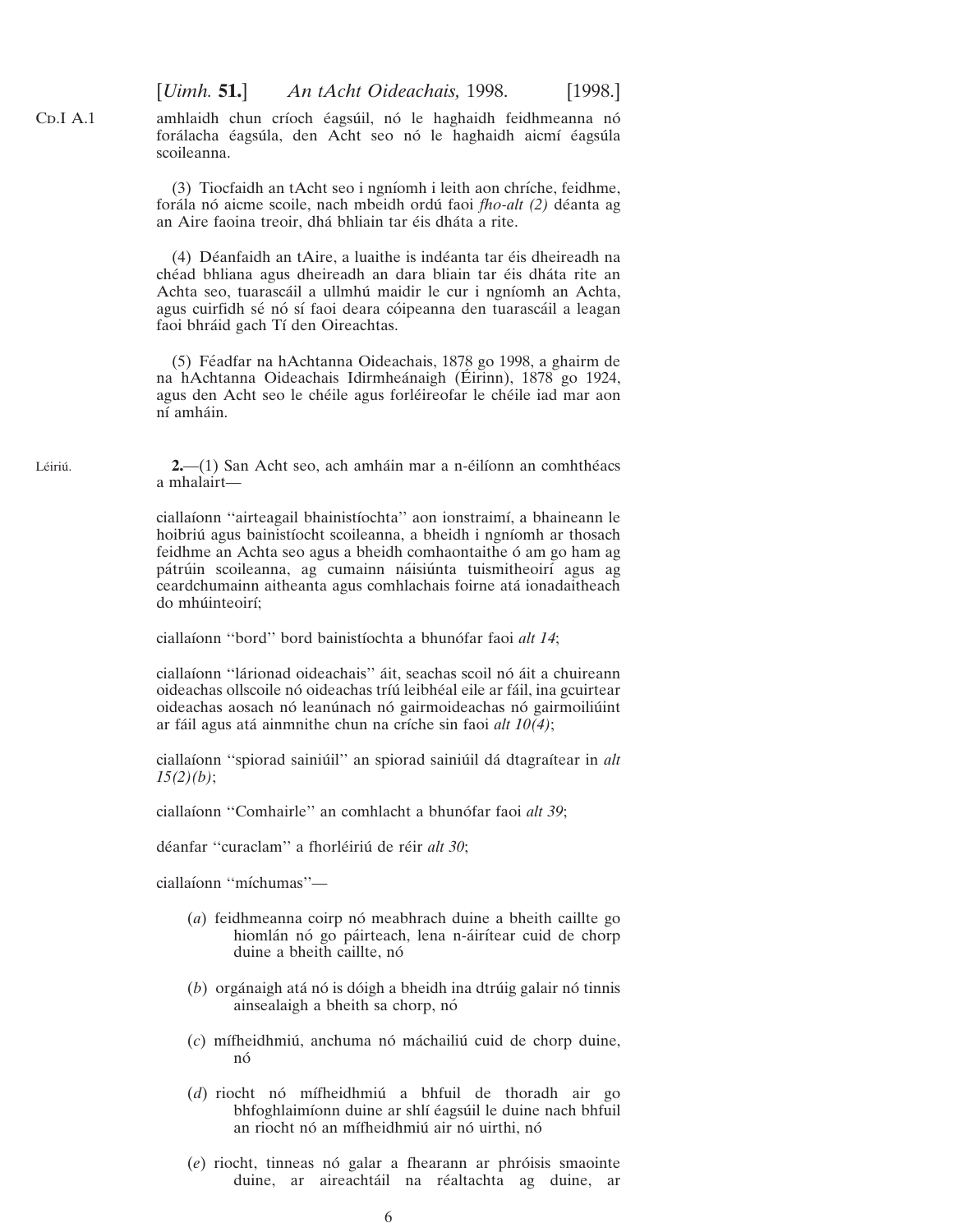amhlaidh chun críoch éagsúil, nó le haghaidh feidhmeanna nó forálacha éagsúla, den Acht seo nó le haghaidh aicmí éagsúla scoileanna.

(3) Tiocfaidh an tAcht seo i ngníomh i leith aon chríche, feidhme, forála nó aicme scoile, nach mbeidh ordú faoi *fho-alt (2)* déanta ag an Aire faoina treoir, dhá bhliain tar éis dháta a rite.

(4) Déanfaidh an tAire, a luaithe is indéanta tar éis dheireadh na chéad bhliana agus dheireadh an dara bliain tar éis dháta rite an Achta seo, tuarascáil a ullmhú maidir le cur i ngníomh an Achta, agus cuirfidh sé nó sí faoi deara cóipeanna den tuarascáil a leagan faoi bhráid gach Tí den Oireachtas.

(5) Féadfar na hAchtanna Oideachais, 1878 go 1998, a ghairm de na hAchtanna Oideachais Idirmheánaigh (Éirinn), 1878 go 1924, agus den Acht seo le chéile agus forléireofar le chéile iad mar aon ní amháin.

Léiriú.

**2.**—(1) San Acht seo, ach amháin mar a n-éilíonn an comhthéacs a mhalairt—

ciallaíonn ''airteagail bhainistíochta'' aon ionstraimí, a bhaineann le hoibriú agus bainistíocht scoileanna, a bheidh i ngníomh ar thosach feidhme an Achta seo agus a bheidh comhaontaithe ó am go ham ag pátrúin scoileanna, ag cumainn náisiúnta tuismitheoirí agus ag ceardchumainn aitheanta agus comhlachais foirne atá ionadaitheach do mhúinteoirí;

ciallaíonn ''bord'' bord bainistíochta a bhunófar faoi *alt 14*;

ciallaíonn ''lárionad oideachais'' áit, seachas scoil nó áit a chuireann oideachas ollscoile nó oideachas tríú leibhéal eile ar fáil, ina gcuirtear oideachas aosach nó leanúnach nó gairmoideachas nó gairmoiliúint ar fáil agus atá ainmnithe chun na críche sin faoi *alt 10(4)*;

ciallaíonn ''spiorad sainiúil'' an spiorad sainiúil dá dtagraítear in *alt 15(2)(b)*;

ciallaíonn ''Comhairle'' an comhlacht a bhunófar faoi *alt 39*;

déanfar ''curaclam'' a fhorléiriú de réir *alt 30*;

ciallaíonn ''míchumas''—

(*a*) feidhmeanna coirp nó meabhrach duine a bheith caillte go hiomlán nó go páirteach, lena n-áirítear cuid de chorp duine a bheith caillte, nó

(*b*) orgánaigh atá nó is dóigh a bheidh ina dtrúig galair nó tinnis ainsealaigh a bheith sa chorp, nó

(*c*) mífheidhmiú, anchuma nó máchailiú cuid de chorp duine, nó

(*d*) riocht nó mífheidhmiú a bhfuil de thoradh air go bhfoghlaimíonn duine ar shlí éagsúil le duine nach bhfuil an riocht nó an mífheidhmiú air nó uirthi, nó

(*e*) riocht, tinneas nó galar a fhearann ar phróisis smaointe duine, ar aireachtáil na réaltachta ag duine, ar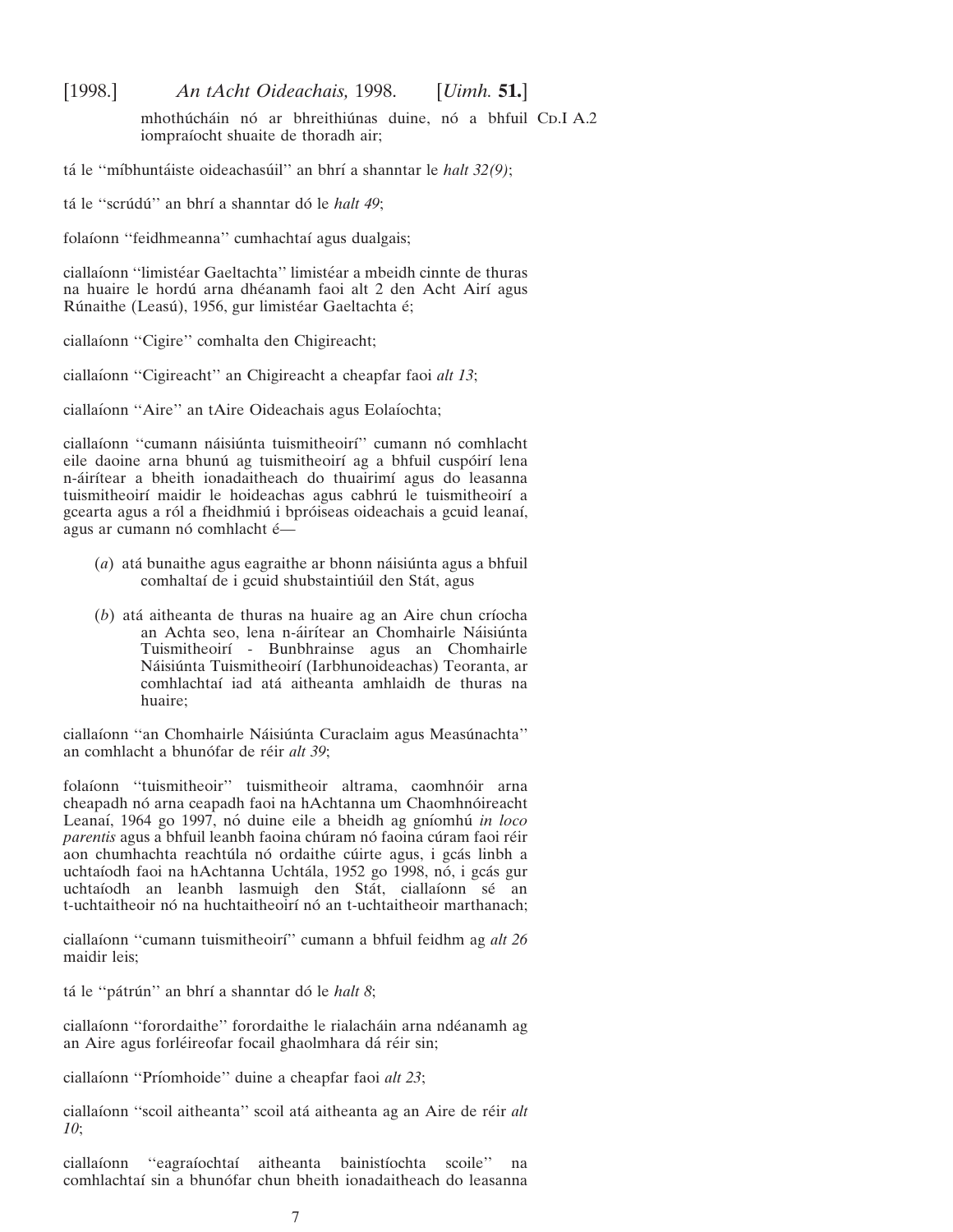mhothúcháin nó ar bhreithiúnas duine, nó a bhfuil iompraíocht shuaite de thoradh air;

CD.I A.2

tá le ''míbhuntáiste oideachasúil'' an bhrí a shanntar le *halt 32(9)*;

tá le ''scrúdú'' an bhrí a shanntar dó le *halt 49*;

folaíonn ''feidhmeanna'' cumhachtaí agus dualgais;

ciallaíonn ''limistéar Gaeltachta'' limistéar a mbeidh cinnte de thuras na huaire le hordú arna dhéanamh faoi alt 2 den Acht Airí agus Rúnaithe (Leasú), 1956, gur limistéar Gaeltachta é;

ciallaíonn ''Cigire'' comhalta den Chigireacht;

ciallaíonn ''Cigireacht'' an Chigireacht a cheapfar faoi *alt 13*;

ciallaíonn ''Aire'' an tAire Oideachais agus Eolaíochta;

ciallaíonn ''cumann náisiúnta tuismitheoirí'' cumann nó comhlacht eile daoine arna bhunú ag tuismitheoirí ag a bhfuil cuspóirí lena n-áirítear a bheith ionadaitheach do thuairimí agus do leasanna tuismitheoirí maidir le hoideachas agus cabhrú le tuismitheoirí a gcearta agus a ról a fheidhmiú i bpróiseas oideachais a gcuid leanaí, agus ar cumann nó comhlacht é—

(*a*) atá bunaithe agus eagraithe ar bhonn náisiúnta agus a bhfuil comhaltaí de i gcuid shubstaintiúil den Stát, agus

(*b*) atá aitheanta de thuras na huaire ag an Aire chun críocha an Achta seo, lena n-áirítear an Chomhairle Náisiúnta Tuismitheoirí - Bunbhrainse agus an Chomhairle Náisiúnta Tuismitheoirí (Iarbhunoideachas) Teoranta, ar comhlachtaí iad atá aitheanta amhlaidh de thuras na huaire;

ciallaíonn ''an Chomhairle Náisiúnta Curaclaim agus Measúnachta'' an comhlacht a bhunófar de réir *alt 39*;

folaíonn ''tuismitheoir'' tuismitheoir altrama, caomhnóir arna cheapadh nó arna ceapadh faoi na hAchtanna um Chaomhnóireacht Leanaí, 1964 go 1997, nó duine eile a bheidh ag gníomhú *in loco parentis* agus a bhfuil leanbh faoina chúram nó faoina cúram faoi réir aon chumhachta reachtúla nó ordaithe cúirte agus, i gcás linbh a uchtaíodh faoi na hAchtanna Uchtála, 1952 go 1998, nó, i gcás gur uchtaíodh an leanbh lasmuigh den Stát, ciallaíonn sé an t-uchtaitheoir nó na huchtaitheoirí nó an t-uchtaitheoir marthanach;

ciallaíonn ''cumann tuismitheoirí'' cumann a bhfuil feidhm ag *alt 26* maidir leis;

tá le ''pátrún'' an bhrí a shanntar dó le *halt 8*;

ciallaíonn ''forordaithe'' forordaithe le rialacháin arna ndéanamh ag an Aire agus forléireofar focail ghaolmhara dá réir sin;

ciallaíonn ''Príomhoide'' duine a cheapfar faoi *alt 23*;

ciallaíonn ''scoil aitheanta'' scoil atá aitheanta ag an Aire de réir *alt 10*;

ciallaíonn ''eagraíochtaí aitheanta bainistíochta scoile'' na comhlachtaí sin a bhunófar chun bheith ionadaitheach do leasanna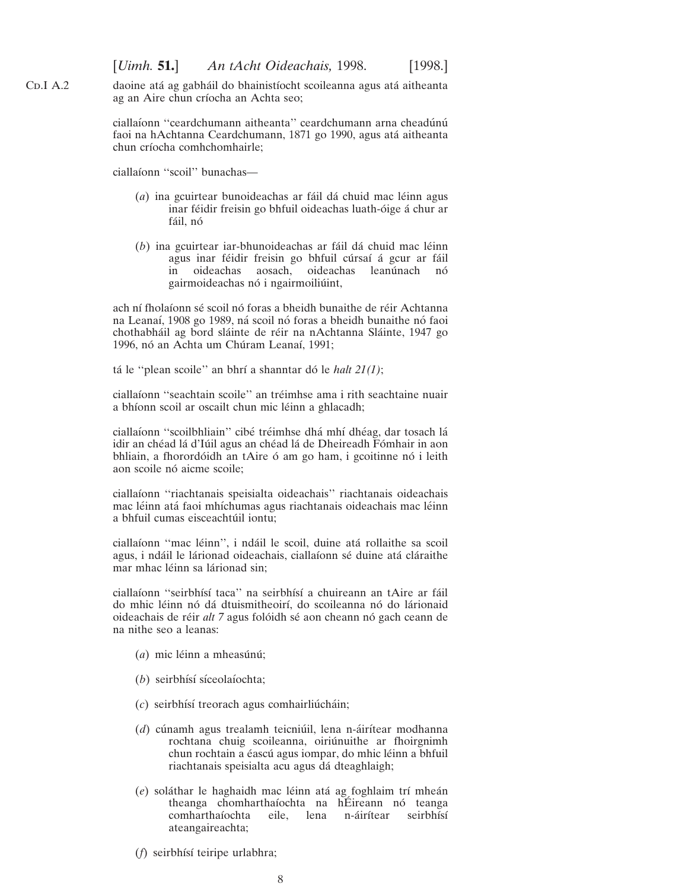daoine atá ag gabháil do bhainistíocht scoileanna agus atá aitheanta ag an Aire chun críocha an Achta seo;

ciallaíonn ''ceardchumann aitheanta'' ceardchumann arna cheadúnú faoi na hAchtanna Ceardchumann, 1871 go 1990, agus atá aitheanta chun críocha comhchomhairle;

ciallaíonn ''scoil'' bunachas—

(*a*) ina gcuirtear bunoideachas ar fáil dá chuid mac léinn agus inar féidir freisin go bhfuil oideachas luath-óige á chur ar fáil, nó

(*b*) ina gcuirtear iar-bhunoideachas ar fáil dá chuid mac léinn agus inar féidir freisin go bhfuil cúrsaí á gcur ar fáil in oideachas aosach, oideachas leanúnach nó gairmoideachas nó i ngairmoiliúint,

ach ní fholaíonn sé scoil nó foras a bheidh bunaithe de réir Achtanna na Leanaí, 1908 go 1989, ná scoil nó foras a bheidh bunaithe nó faoi chothabháil ag bord sláinte de réir na nAchtanna Sláinte, 1947 go 1996, nó an Achta um Chúram Leanaí, 1991;

tá le ''plean scoile'' an bhrí a shanntar dó le *halt 21(1)*;

ciallaíonn ''seachtain scoile'' an tréimhse ama i rith seachtaine nuair a bhíonn scoil ar oscailt chun mic léinn a ghlacadh;

ciallaíonn ''scoilbhliain'' cibé tréimhse dhá mhí dhéag, dar tosach lá idir an chéad lá d'Iúil agus an chéad lá de Dheireadh Fómhair in aon bhliain, a fhorordóidh an tAire ó am go ham, i gcoitinne nó i leith aon scoile nó aicme scoile;

ciallaíonn ''riachtanais speisialta oideachais'' riachtanais oideachais mac léinn atá faoi mhíchumas agus riachtanais oideachais mac léinn a bhfuil cumas eisceachtúil iontu;

ciallaíonn ''mac léinn'', i ndáil le scoil, duine atá rollaithe sa scoil agus, i ndáil le lárionad oideachais, ciallaíonn sé duine atá cláraithe mar mhac léinn sa lárionad sin;

ciallaíonn ''seirbhísí taca'' na seirbhísí a chuireann an tAire ar fáil do mhic léinn nó dá dtuismitheoirí, do scoileanna nó do lárionaid oideachais de réir *alt 7* agus folóidh sé aon cheann nó gach ceann de na nithe seo a leanas:

(*a*) mic léinn a mheasúnú;

(*b*) seirbhísí síceolaíochta;

(*c*) seirbhísí treorach agus comhairliúcháin;

(*d*) cúnamh agus trealamh teicniúil, lena n-áirítear modhanna rochtana chuig scoileanna, oiriúnuithe ar fhoirgnimh chun rochtain a éascú agus iompar, do mhic léinn a bhfuil riachtanais speisialta acu agus dá dteaghlaigh;

(*e*) soláthar le haghaidh mac léinn atá ag foghlaim trí mheán theanga chomharthaíochta na hÉireann nó teanga comharthaíochta eile, lena n-áirítear seirbhísí ateangaireachta;

(*f*) seirbhísí teiripe urlabhra;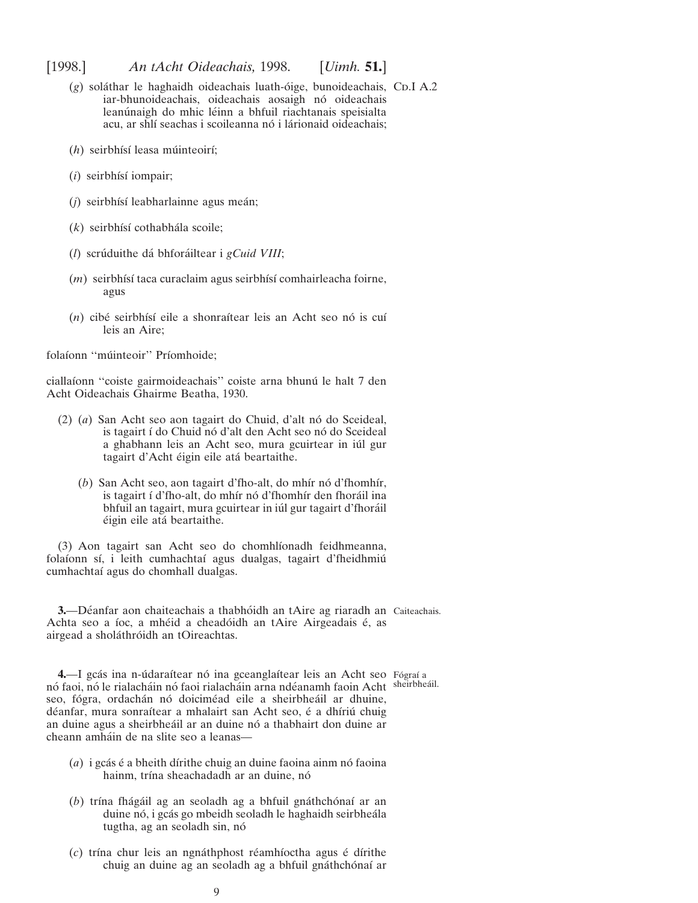(*g*) soláthar le haghaidh oideachais luath-óige, bunoideachais, iar-bhunoideachais, oideachais aosaigh nó oideachais leanúnaigh do mhic léinn a bhfuil riachtanais speisialta acu, ar shlí seachas i scoileanna nó i lárionaid oideachais;

(*h*) seirbhísí leasa múinteoirí;

(*i*) seirbhísí iompair;

(*j*) seirbhísí leabharlainne agus meán;

(*k*) seirbhísí cothabhála scoile;

(*l*) scrúduithe dá bhforáiltear i *gCuid VIII*;

(*m*) seirbhísí taca curaclaim agus seirbhísí comhairleacha foirne, agus

(*n*) cibé seirbhísí eile a shonraítear leis an Acht seo nó is cuí leis an Aire;

folaíonn ''múinteoir'' Príomhoide;

ciallaíonn ''coiste gairmoideachais'' coiste arna bhunú le halt 7 den Acht Oideachais Ghairme Beatha, 1930.

(2) (*a*) San Acht seo aon tagairt do Chuid, d'alt nó do Sceideal, is tagairt í do Chuid nó d'alt den Acht seo nó do Sceideal a ghabhann leis an Acht seo, mura gcuirtear in iúl gur tagairt d'Acht éigin eile atá beartaithe.

(*b*) San Acht seo, aon tagairt d'fho-alt, do mhír nó d'fhomhír, is tagairt í d'fho-alt, do mhír nó d'fhomhír den fhoráil ina bhfuil an tagairt, mura gcuirtear in iúl gur tagairt d'fhoráil éigin eile atá beartaithe.

(3) Aon tagairt san Acht seo do chomhlíonadh feidhmeanna, folaíonn sí, i leith cumhachtaí agus dualgas, tagairt d'fheidhmiú cumhachtaí agus do chomhall dualgas.

Caiteachais.

**3.**—Déanfar aon chaiteachais a thabhóidh an tAire ag riaradh an Achta seo a íoc, a mhéid a cheadóidh an tAire Airgeadais é, as airgead a sholáthróidh an tOireachtas.

Fógraí a sheirbheáil.

**4.**—I gcás ina n-údaraítear nó ina gceanglaítear leis an Acht seo nó faoi, nó le rialacháin nó faoi rialacháin arna ndéanamh faoin Acht seo, fógra, ordachán nó doiciméad eile a sheirbheáil ar dhuine, déanfar, mura sonraítear a mhalairt san Acht seo, é a dhíriú chuig an duine agus a sheirbheáil ar an duine nó a thabhairt don duine ar cheann amháin de na slite seo a leanas—

(*a*) i gcás é a bheith dírithe chuig an duine faoina ainm nó faoina hainm, trína sheachadadh ar an duine, nó

(*b*) trína fhágáil ag an seoladh ag a bhfuil gnáthchónaí ar an duine nó, i gcás go mbeidh seoladh le haghaidh seirbheála tugtha, ag an seoladh sin, nó

(*c*) trína chur leis an ngnáthphost réamhíoctha agus é dírithe chuig an duine ag an seoladh ag a bhfuil gnáthchónaí ar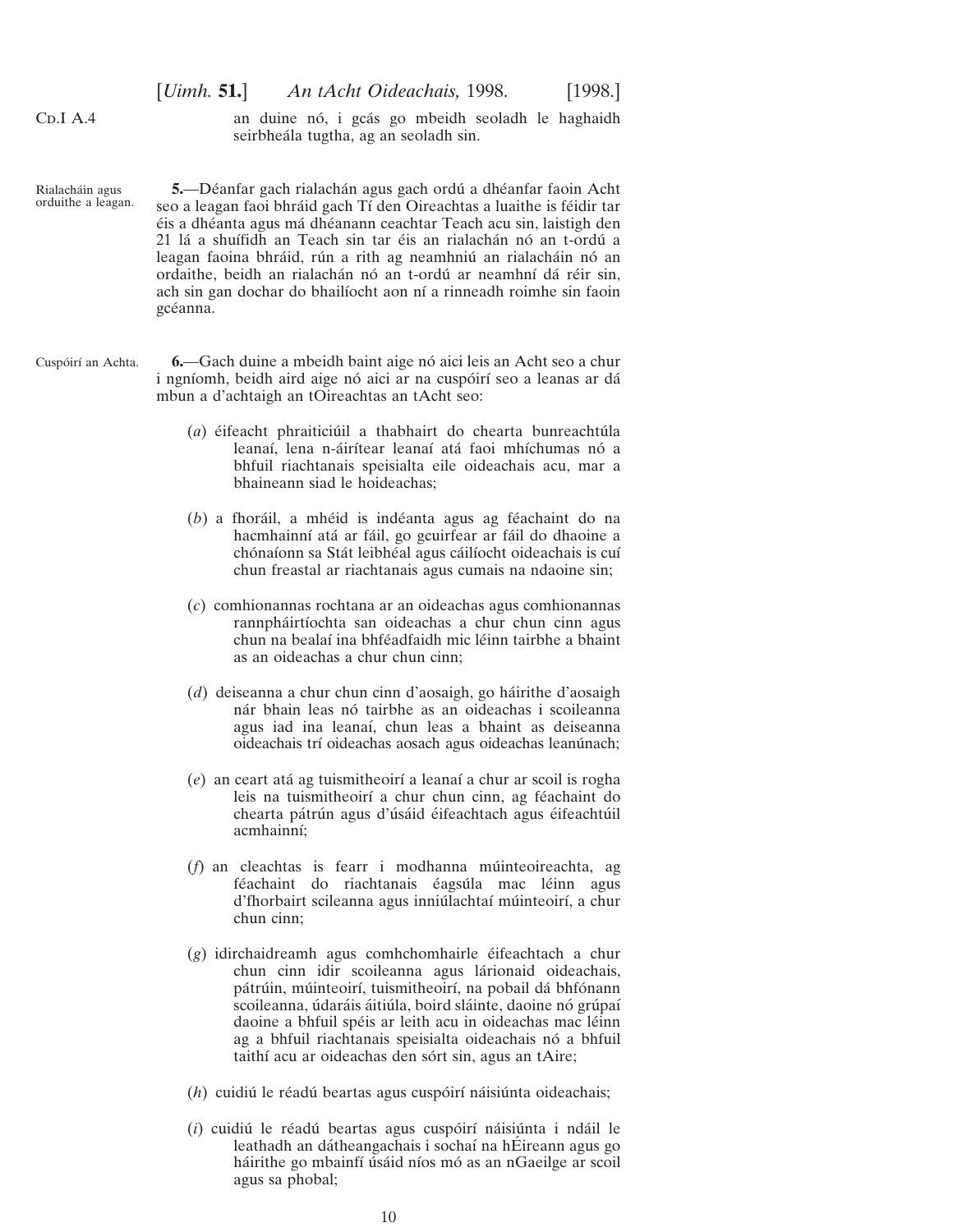an duine nó, i gcás go mbeidh seoladh le haghaidh seirbheála tugtha, ag an seoladh sin.

Rialacháin agus orduithe a leagan.

**5.**—Déanfar gach rialachán agus gach ordú a dhéanfar faoin Acht seo a leagan faoi bhráid gach Tí den Oireachtas a luaithe is féidir tar éis a dhéanta agus má dhéanann ceachtar Teach acu sin, laistigh den 21 lá a shuífidh an Teach sin tar éis an rialachán nó an t-ordú a leagan faoina bhráid, rún a rith ag neamhniú an rialacháin nó an ordaithe, beidh an rialachán nó an t-ordú ar neamhní dá réir sin, ach sin gan dochar do bhailíocht aon ní a rinneadh roimhe sin faoin gcéanna.

Cuspóirí an Achta.

**6.**—Gach duine a mbeidh baint aige nó aici leis an Acht seo a chur i ngníomh, beidh aird aige nó aici ar na cuspóirí seo a leanas ar dá mbun a d'achtaigh an tOireachtas an tAcht seo:

(*a*) éifeacht phraiticiúil a thabhairt do chearta bunreachtúla leanaí, lena n-áirítear leanaí atá faoi mhíchumas nó a bhfuil riachtanais speisialta eile oideachais acu, mar a bhaineann siad le hoideachas;

(*b*) a fhoráil, a mhéid is indéanta agus ag féachaint do na hacmhainní atá ar fáil, go gcuirfear ar fáil do dhaoine a chónaíonn sa Stát leibhéal agus cáilíocht oideachais is cuí chun freastal ar riachtanais agus cumais na ndaoine sin;

(*c*) comhionannas rochtana ar an oideachas agus comhionannas rannpháirtíochta san oideachas a chur chun cinn agus chun na bealaí ina bhféadfaidh mic léinn tairbhe a bhaint as an oideachas a chur chun cinn;

(*d*) deiseanna a chur chun cinn d'aosaigh, go háirithe d'aosaigh nár bhain leas nó tairbhe as an oideachas i scoileanna agus iad ina leanaí, chun leas a bhaint as deiseanna oideachais trí oideachas aosach agus oideachas leanúnach;

(*e*) an ceart atá ag tuismitheoirí a leanaí a chur ar scoil is rogha leis na tuismitheoirí a chur chun cinn, ag féachaint do chearta pátrún agus d'úsáid éifeachtach agus éifeachtúil acmhainní;

(*f*) an cleachtas is fearr i modhanna múinteoireachta, ag féachaint do riachtanais éagsúla mac léinn agus d'fhorbairt scileanna agus inniúlachtaí múinteoirí, a chur chun cinn;

(*g*) idirchaidreamh agus comhchomhairle éifeachtach a chur chun cinn idir scoileanna agus lárionaid oideachais, pátrúin, múinteoirí, tuismitheoirí, na pobail dá bhfónann scoileanna, údaráis áitiúla, boird sláinte, daoine nó grúpaí daoine a bhfuil spéis ar leith acu in oideachas mac léinn ag a bhfuil riachtanais speisialta oideachais nó a bhfuil taithí acu ar oideachas den sórt sin, agus an tAire;

(*h*) cuidiú le réadú beartas agus cuspóirí náisiúnta oideachais;

(*i*) cuidiú le réadú beartas agus cuspóirí náisiúnta i ndáil le leathadh an dátheangachais i sochaí na hÉireann agus go háirithe go mbainfí úsáid níos mó as an nGaeilge ar scoil agus sa phobal;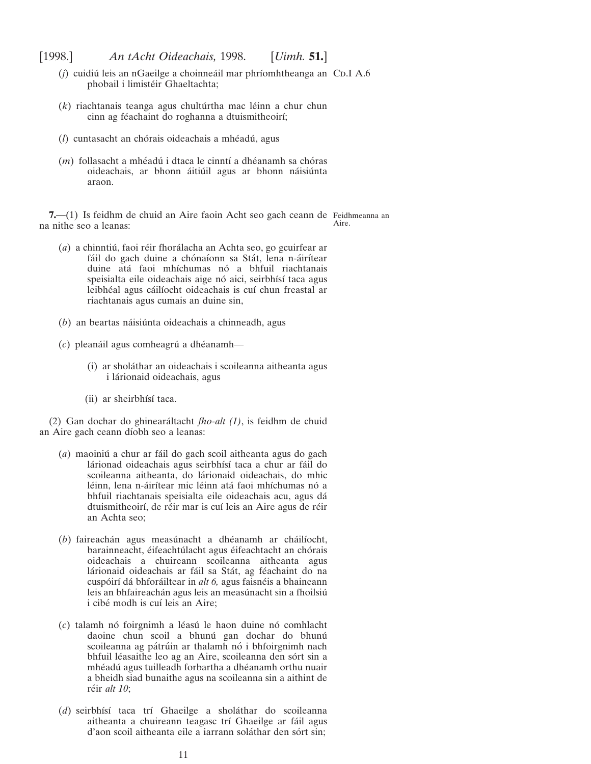(*j*) cuidiú leis an nGaeilge a choinneáil mar phríomhtheanga an phobail i limistéir Ghaeltachta; CD.I A.6

(*k*) riachtanais teanga agus chultúrtha mac léinn a chur chun cinn ag féachaint do roghanna a dtuismitheoirí;

(*l*) cuntasacht an chórais oideachais a mhéadú, agus

(*m*) follasacht a mhéadú i dtaca le cinntí a dhéanamh sa chóras oideachais, ar bhonn áitiúil agus ar bhonn náisiúnta araon.

Feidhmeanna an Aire.

**7.**—(1) Is feidhm de chuid an Aire faoin Acht seo gach ceann de na nithe seo a leanas:

(*a*) a chinntiú, faoi réir fhorálacha an Achta seo, go gcuirfear ar fáil do gach duine a chónaíonn sa Stát, lena n-áirítear duine atá faoi mhíchumas nó a bhfuil riachtanais speisialta eile oideachais aige nó aici, seirbhísí taca agus leibhéal agus cáilíocht oideachais is cuí chun freastal ar riachtanais agus cumais an duine sin,

(*b*) an beartas náisiúnta oideachais a chinneadh, agus

(*c*) pleanáil agus comheagrú a dhéanamh—

(i) ar sholáthar an oideachais i scoileanna aitheanta agus i lárionaid oideachais, agus

(ii) ar sheirbhísí taca.

(2) Gan dochar do ghinearáltacht *fho-alt (1)*, is feidhm de chuid an Aire gach ceann díobh seo a leanas:

(*a*) maoiniú a chur ar fáil do gach scoil aitheanta agus do gach lárionad oideachais agus seirbhísí taca a chur ar fáil do scoileanna aitheanta, do lárionaid oideachais, do mhic léinn, lena n-áirítear mic léinn atá faoi mhíchumas nó a bhfuil riachtanais speisialta eile oideachais acu, agus dá dtuismitheoirí, de réir mar is cuí leis an Aire agus de réir an Achta seo;

(*b*) faireachán agus measúnacht a dhéanamh ar cháilíocht, barainneacht, éifeachtúlacht agus éifeachtacht an chórais oideachais a chuireann scoileanna aitheanta agus lárionaid oideachais ar fáil sa Stát, ag féachaint do na cuspóirí dá bhforáiltear in *alt 6,* agus faisnéis a bhaineann leis an bhfaireachán agus leis an measúnacht sin a fhoilsiú i cibé modh is cuí leis an Aire;

(*c*) talamh nó foirgnimh a léasú le haon duine nó comhlacht daoine chun scoil a bhunú gan dochar do bhunú scoileanna ag pátrúin ar thalamh nó i bhfoirgnimh nach bhfuil léasaithe leo ag an Aire, scoileanna den sórt sin a mhéadú agus tuilleadh forbartha a dhéanamh orthu nuair a bheidh siad bunaithe agus na scoileanna sin a aithint de réir *alt 10*;

(*d*) seirbhísí taca trí Ghaeilge a sholáthar do scoileanna aitheanta a chuireann teagasc trí Ghaeilge ar fáil agus d'aon scoil aitheanta eile a iarrann soláthar den sórt sin;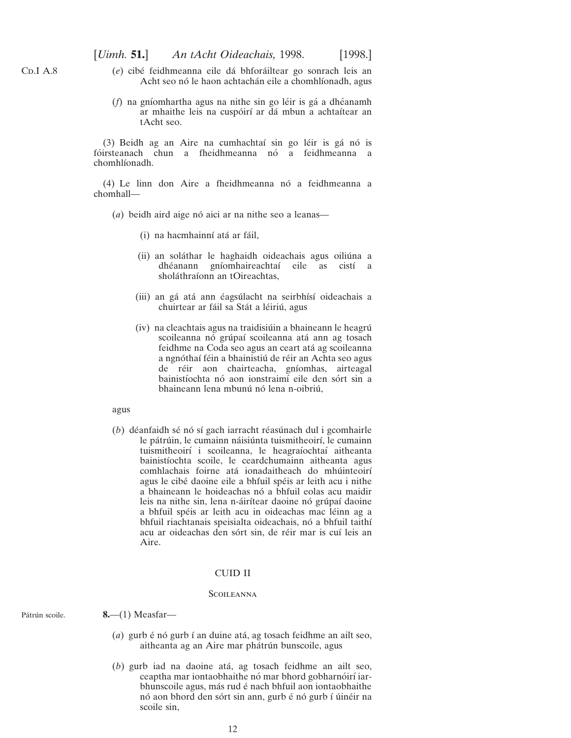Cd.I A.8

(*e*) cibé feidhmeanna eile dá bhforáiltear go sonrach leis an Acht seo nó le haon achtachán eile a chomhlíonadh, agus

(*f*) na gníomhartha agus na nithe sin go léir is gá a dhéanamh ar mhaithe leis na cuspóirí ar dá mbun a achtaítear an tAcht seo.

(3) Beidh ag an Aire na cumhachtaí sin go léir is gá nó is fóirsteanach chun a fheidhmeanna nó a feidhmeanna a chomhlíonadh.

(4) Le linn don Aire a fheidhmeanna nó a feidhmeanna a chomhall—

(*a*) beidh aird aige nó aici ar na nithe seo a leanas—

(i) na hacmhainní atá ar fáil,

(ii) an soláthar le haghaidh oideachais agus oiliúna a dhéanann gníomhaireachtaí eile as cistí a sholáthraíonn an tOireachtas,

(iii) an gá atá ann éagsúlacht na seirbhísí oideachais a chuirtear ar fáil sa Stát a léiriú, agus

(iv) na cleachtais agus na traidisiúin a bhaineann le heagrú scoileanna nó grúpaí scoileanna atá ann ag tosach feidhme na Coda seo agus an ceart atá ag scoileanna a ngnóthaí féin a bhainistiú de réir an Achta seo agus de réir aon chairteacha, gníomhas, airteagal bainistíochta nó aon ionstraimí eile den sórt sin a bhaineann lena mbunú nó lena n-oibriú,

agus

(*b*) déanfaidh sé nó sí gach iarracht réasúnach dul i gcomhairle le pátrúin, le cumainn náisiúnta tuismitheoirí, le cumainn tuismitheoirí i scoileanna, le heagraíochtaí aitheanta bainistíochta scoile, le ceardchumainn aitheanta agus comhlachais foirne atá ionadaitheach do mhúinteoirí agus le cibé daoine eile a bhfuil spéis ar leith acu i nithe a bhaineann le hoideachas nó a bhfuil eolas acu maidir leis na nithe sin, lena n-áirítear daoine nó grúpaí daoine a bhfuil spéis ar leith acu in oideachas mac léinn ag a bhfuil riachtanais speisialta oideachais, nó a bhfuil taithí acu ar oideachas den sórt sin, de réir mar is cuí leis an Aire.

## CUID II

### Scoileanna

Pátrún scoile.

**8.**—(1) Measfar—

(*a*) gurb é nó gurb í an duine atá, ag tosach feidhme an ailt seo, aitheanta ag an Aire mar phátrún bunscoile, agus

(*b*) gurb iad na daoine atá, ag tosach feidhme an ailt seo, ceaptha mar iontaobhaithe nó mar bhord gobharnóirí iar-bhunscoile agus, más rud é nach bhfuil aon iontaobhaithe nó aon bhord den sórt sin ann, gurb é nó gurb í úinéir na scoile sin,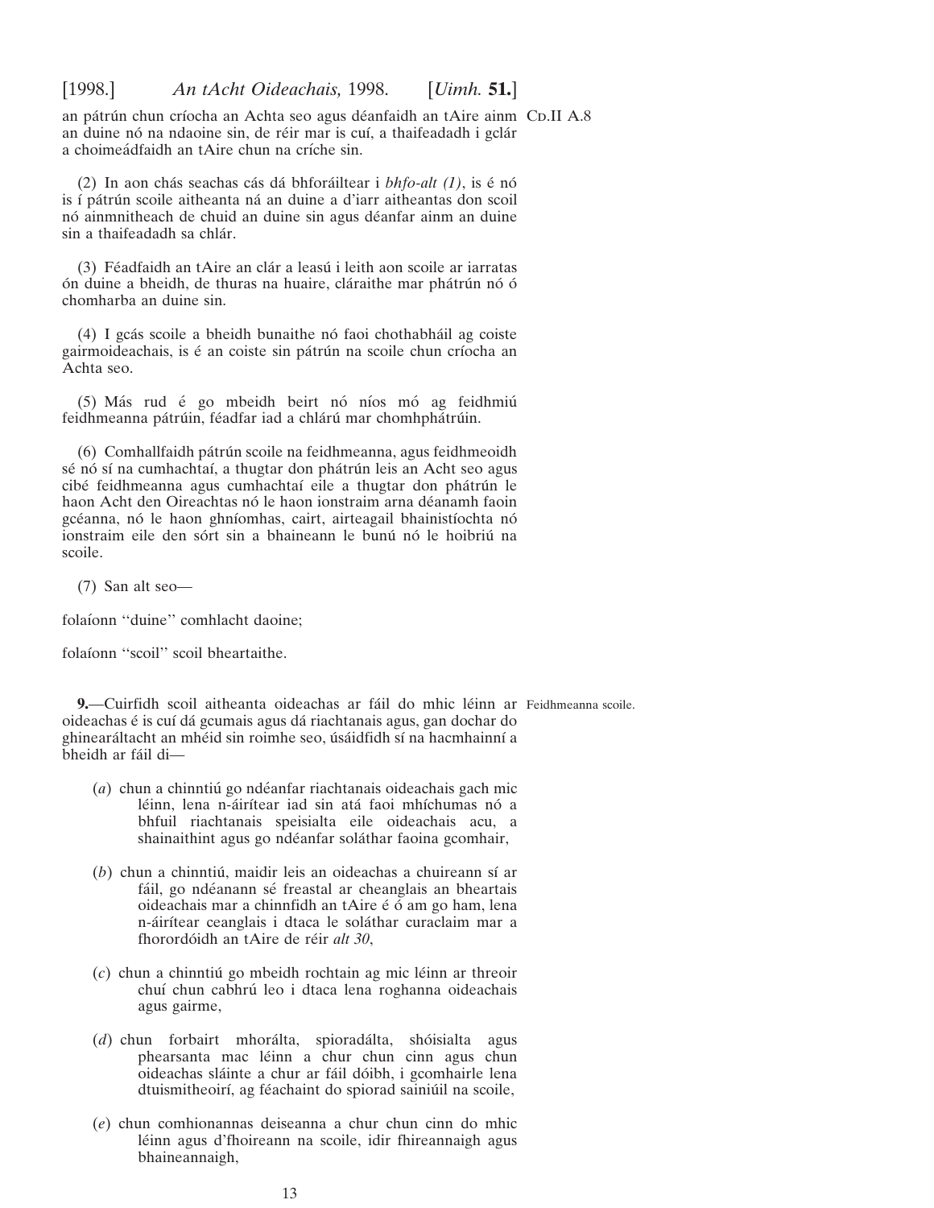an pátrún chun críocha an Achta seo agus déanfaidh an tAire ainm an duine nó na ndaoine sin, de réir mar is cuí, a thaifeadadh i gclár a choimeádfaidh an tAire chun na críche sin.

Cd.II A.8

(2) In aon chás seachas cás dá bhforáiltear i *bhfo-alt (1)*, is é nó is í pátrún scoile aitheanta ná an duine a d'iarr aitheantas don scoil nó ainmnitheach de chuid an duine sin agus déanfar ainm an duine sin a thaifeadadh sa chlár.

(3) Féadfaidh an tAire an clár a leasú i leith aon scoile ar iarratas ón duine a bheidh, de thuras na huaire, cláraithe mar phátrún nó ó chomharba an duine sin.

(4) I gcás scoile a bheidh bunaithe nó faoi chothabháil ag coiste gairmoideachais, is é an coiste sin pátrún na scoile chun críocha an Achta seo.

(5) Más rud é go mbeidh beirt nó níos mó ag feidhmiú feidhmeanna pátrúin, féadfar iad a chlárú mar chomhphátrúin.

(6) Comhallfaidh pátrún scoile na feidhmeanna, agus feidhmeoidh sé nó sí na cumhachtaí, a thugtar don phátrún leis an Acht seo agus cibé feidhmeanna agus cumhachtaí eile a thugtar don phátrún le haon Acht den Oireachtas nó le haon ionstraim arna déanamh faoin gcéanna, nó le haon ghníomhas, cairt, airteagail bhainistíochta nó ionstraim eile den sórt sin a bhaineann le bunú nó le hoibriú na scoile.

(7) San alt seo—

folaíonn ''duine'' comhlacht daoine;

folaíonn ''scoil'' scoil bheartaithe.

Feidhmeanna scoile.

**9.**—Cuirfidh scoil aitheanta oideachas ar fáil do mhic léinn ar oideachas é is cuí dá gcumais agus dá riachtanais agus, gan dochar do ghinearáltacht an mhéid sin roimhe seo, úsáidfidh sí na hacmhainní a bheidh ar fáil di—

(*a*) chun a chinntiú go ndéanfar riachtanais oideachais gach mic léinn, lena n-áirítear iad sin atá faoi mhíchumas nó a bhfuil riachtanais speisialta eile oideachais acu, a shainaithint agus go ndéanfar soláthar faoina gcomhair,

(*b*) chun a chinntiú, maidir leis an oideachas a chuireann sí ar fáil, go ndéanann sé freastal ar cheanglais an bheartais oideachais mar a chinnfidh an tAire é ó am go ham, lena n-áirítear ceanglais i dtaca le soláthar curaclaim mar a fhorordóidh an tAire de réir *alt 30*,

(*c*) chun a chinntiú go mbeidh rochtain ag mic léinn ar threoir chuí chun cabhrú leo i dtaca lena roghanna oideachais agus gairme,

(*d*) chun forbairt mhorálta, spioradálta, shóisialta agus phearsanta mac léinn a chur chun cinn agus chun oideachas sláinte a chur ar fáil dóibh, i gcomhairle lena dtuismitheoirí, ag féachaint do spiorad sainiúil na scoile,

(*e*) chun comhionannas deiseanna a chur chun cinn do mhic léinn agus d'fhoireann na scoile, idir fhireannaigh agus bhaineannaigh,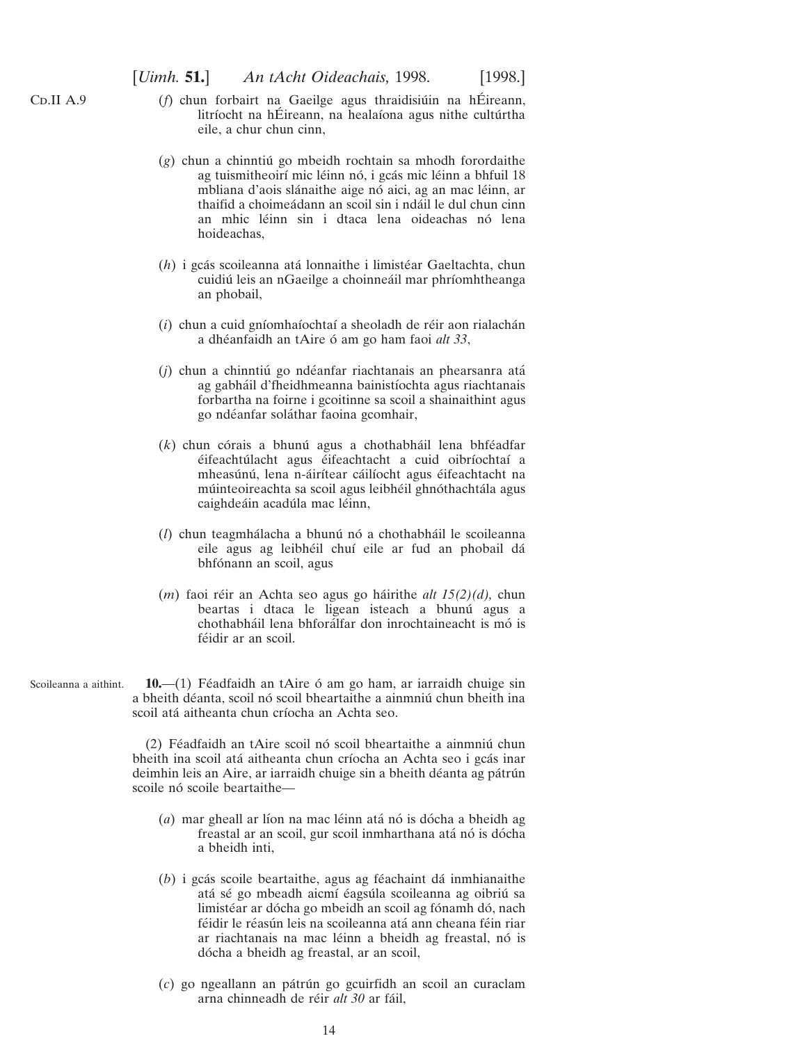(*f*) chun forbairt na Gaeilge agus thraidisiúin na hÉireann, litríocht na hÉireann, na healaíona agus nithe cultúrtha eile, a chur chun cinn,

(*g*) chun a chinntiú go mbeidh rochtain sa mhodh forordaithe ag tuismitheoirí mic léinn nó, i gcás mic léinn a bhfuil 18 mbliana d'aois slánaithe aige nó aici, ag an mac léinn, ar thaifid a choimeádann an scoil sin i ndáil le dul chun cinn an mhic léinn sin i dtaca lena oideachas nó lena hoideachas,

(*h*) i gcás scoileanna atá lonnaithe i limistéar Gaeltachta, chun cuidiú leis an nGaeilge a choinneáil mar phríomhtheanga an phobail,

(*i*) chun a cuid gníomhaíochtaí a sheoladh de réir aon rialachán a dhéanfaidh an tAire ó am go ham faoi *alt 33*,

(*j*) chun a chinntiú go ndéanfar riachtanais an phearsanra atá ag gabháil d'fheidhmeanna bainistíochta agus riachtanais forbartha na foirne i gcoitinne sa scoil a shainaithint agus go ndéanfar soláthar faoina gcomhair,

(*k*) chun córais a bhunú agus a chothabháil lena bhféadfar éifeachtúlacht agus éifeachtacht a cuid oibríochtaí a mheasúnú, lena n-áirítear cáilíocht agus éifeachtacht na múinteoireachta sa scoil agus leibhéil ghnóthachtála agus caighdeáin acadúla mac léinn,

(*l*) chun teagmhálacha a bhunú nó a chothabháil le scoileanna eile agus ag leibhéil chuí eile ar fud an phobail dá bhfónann an scoil, agus

(*m*) faoi réir an Achta seo agus go háirithe *alt 15(2)(d),* chun beartas i dtaca le ligean isteach a bhunú agus a chothabháil lena bhforálfar don inrochtaineacht is mó is féidir ar an scoil.

Scoileanna a aithint.

**10.**—(1) Féadfaidh an tAire ó am go ham, ar iarraidh chuige sin a bheith déanta, scoil nó scoil bheartaithe a ainmniú chun bheith ina scoil atá aitheanta chun críocha an Achta seo.

(2) Féadfaidh an tAire scoil nó scoil bheartaithe a ainmniú chun bheith ina scoil atá aitheanta chun críocha an Achta seo i gcás inar deimhin leis an Aire, ar iarraidh chuige sin a bheith déanta ag pátrún scoile nó scoile beartaithe—

(*a*) mar gheall ar líon na mac léinn atá nó is dócha a bheidh ag freastal ar an scoil, gur scoil inmharthana atá nó is dócha a bheidh inti,

(*b*) i gcás scoile beartaithe, agus ag féachaint dá inmhianaithe atá sé go mbeadh aicmí éagsúla scoileanna ag oibriú sa limistéar ar dócha go mbeidh an scoil ag fónamh dó, nach féidir le réasún leis na scoileanna atá ann cheana féin riar ar riachtanais na mac léinn a bheidh ag freastal, nó is dócha a bheidh ag freastal, ar an scoil,

(*c*) go ngeallann an pátrún go gcuirfidh an scoil an curaclam arna chinneadh de réir *alt 30* ar fáil,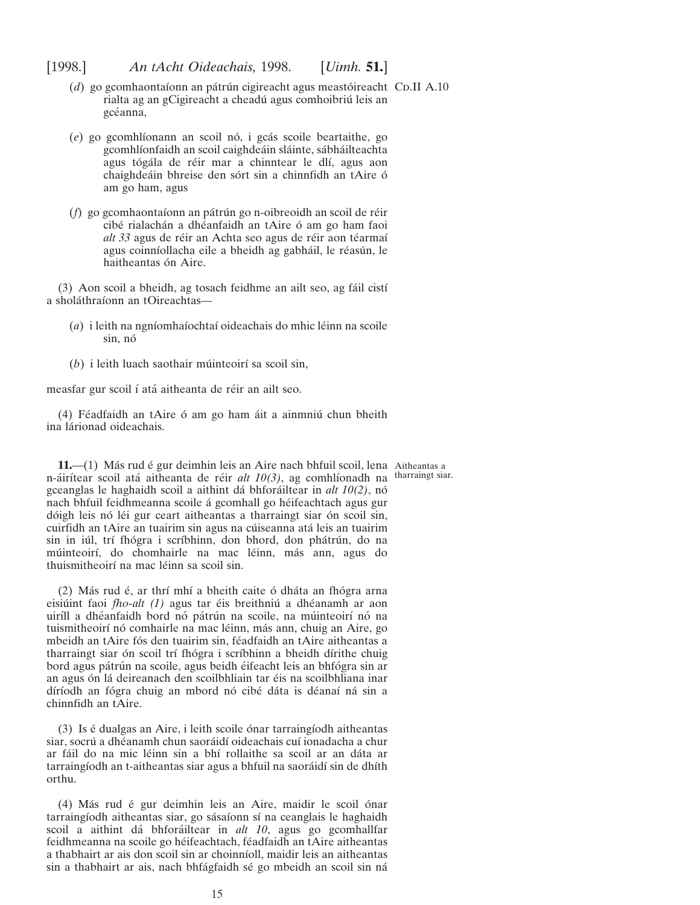(*d*) go gcomhaontaíonn an pátrún cigireacht agus meastóireacht rialta ag an gCigireacht a cheadú agus comhoibriú leis an gcéanna,

Cd.II A.10

(*e*) go gcomhlíonann an scoil nó, i gcás scoile beartaithe, go gcomhlíonfaidh an scoil caighdeáin sláinte, sábháilteachta agus tógála de réir mar a chinntear le dlí, agus aon chaighdeáin bhreise den sórt sin a chinnfidh an tAire ó am go ham, agus

(*f*) go gcomhaontaíonn an pátrún go n-oibreoidh an scoil de réir cibé rialachán a dhéanfaidh an tAire ó am go ham faoi *alt 33* agus de réir an Achta seo agus de réir aon téarmaí agus coinníollacha eile a bheidh ag gabháil, le réasún, le haitheantas ón Aire.

(3) Aon scoil a bheidh, ag tosach feidhme an ailt seo, ag fáil cistí a sholáthraíonn an tOireachtas—

(*a*) i leith na ngníomhaíochtaí oideachais do mhic léinn na scoile sin, nó

(*b*) i leith luach saothair múinteoirí sa scoil sin,

measfar gur scoil í atá aitheanta de réir an ailt seo.

(4) Féadfaidh an tAire ó am go ham áit a ainmniú chun bheith ina lárionad oideachais.

Aitheantas a tharraingt siar.

**11.**—(1) Más rud é gur deimhin leis an Aire nach bhfuil scoil, lena n-áirítear scoil atá aitheanta de réir *alt 10(3)*, ag comhlíonadh na gceanglas le haghaidh scoil a aithint dá bhforáiltear in *alt 10(2)*, nó nach bhfuil feidhmeanna scoile á gcomhall go héifeachtach agus gur dóigh leis nó léi gur ceart aitheantas a tharraingt siar ón scoil sin, cuirfidh an tAire an tuairim sin agus na cúiseanna atá leis an tuairim sin in iúl, trí fhógra i scríbhinn, don bhord, don phátrún, do na múinteoirí, do chomhairle na mac léinn, más ann, agus do thuismitheoirí na mac léinn sa scoil sin.

(2) Más rud é, ar thrí mhí a bheith caite ó dháta an fhógra arna eisiúint faoi *fho-alt (1)* agus tar éis breithniú a dhéanamh ar aon uiríll a dhéanfaidh bord nó pátrún na scoile, na múinteoirí nó na tuismitheoirí nó comhairle na mac léinn, más ann, chuig an Aire, go mbeidh an tAire fós den tuairim sin, féadfaidh an tAire aitheantas a tharraingt siar ón scoil trí fhógra i scríbhinn a bheidh dírithe chuig bord agus pátrún na scoile, agus beidh éifeacht leis an bhfógra sin ar an agus ón lá deireanach den scoilbhliain tar éis na scoilbhliana inar díríodh an fógra chuig an mbord nó cibé dáta is déanaí ná sin a chinnfidh an tAire.

(3) Is é dualgas an Aire, i leith scoile ónar tarraingíodh aitheantas siar, socrú a dhéanamh chun saoráidí oideachais cuí ionadacha a chur ar fáil do na mic léinn sin a bhí rollaithe sa scoil ar an dáta ar tarraingíodh an t-aitheantas siar agus a bhfuil na saoráidí sin de dhíth orthu.

(4) Más rud é gur deimhin leis an Aire, maidir le scoil ónar tarraingíodh aitheantas siar, go sásaíonn sí na ceanglais le haghaidh scoil a aithint dá bhforáiltear in *alt 10*, agus go gcomhallfar feidhmeanna na scoile go héifeachtach, féadfaidh an tAire aitheantas a thabhairt ar ais don scoil sin ar choinníoll, maidir leis an aitheantas sin a thabhairt ar ais, nach bhfágfaidh sé go mbeidh an scoil sin ná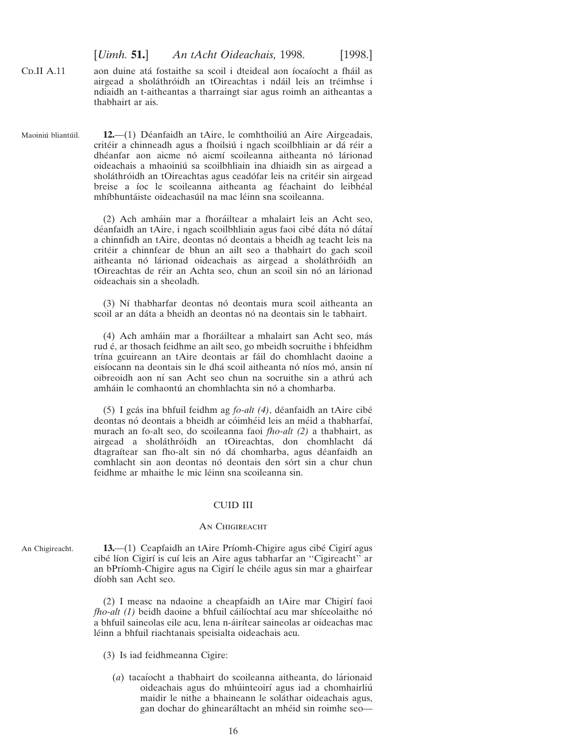aon duine atá fostaithe sa scoil i dteideal aon íocaíocht a fháil as airgead a sholáthróidh an tOireachtas i ndáil leis an tréimhse i ndiaidh an t-aitheantas a tharraingt siar agus roimh an aitheantas a thabhairt ar ais.

Maoiniú bliantúil.

**12.**—(1) Déanfaidh an tAire, le comhthoiliú an Aire Airgeadais, critéir a chinneadh agus a fhoilsiú i ngach scoilbhliain ar dá réir a dhéanfar aon aicme nó aicmí scoileanna aitheanta nó lárionad oideachais a mhaoiniú sa scoilbhliain ina dhiaidh sin as airgead a sholáthróidh an tOireachtas agus ceadófar leis na critéir sin airgead breise a íoc le scoileanna aitheanta ag féachaint do leibhéal mhíbhuntáiste oideachasúil na mac léinn sna scoileanna.

(2) Ach amháin mar a fhoráiltear a mhalairt leis an Acht seo, déanfaidh an tAire, i ngach scoilbhliain agus faoi cibé dáta nó dátaí a chinnfidh an tAire, deontas nó deontais a bheidh ag teacht leis na critéir a chinnfear de bhun an ailt seo a thabhairt do gach scoil aitheanta nó lárionad oideachais as airgead a sholáthróidh an tOireachtas de réir an Achta seo, chun an scoil sin nó an lárionad oideachais sin a sheoladh.

(3) Ní thabharfar deontas nó deontais mura scoil aitheanta an scoil ar an dáta a bheidh an deontas nó na deontais sin le tabhairt.

(4) Ach amháin mar a fhoráiltear a mhalairt san Acht seo, más rud é, ar thosach feidhme an ailt seo, go mbeidh socruithe i bhfeidhm trína gcuireann an tAire deontais ar fáil do chomhlacht daoine a eisíocann na deontais sin le dhá scoil aitheanta nó níos mó, ansin ní oibreoidh aon ní san Acht seo chun na socruithe sin a athrú ach amháin le comhaontú an chomhlachta sin nó a chomharba.

(5) I gcás ina bhfuil feidhm ag *fo-alt (4)*, déanfaidh an tAire cibé deontas nó deontais a bheidh ar cóimhéid leis an méid a thabharfaí, murach an fo-alt seo, do scoileanna faoi *fho-alt (2)* a thabhairt, as airgead a sholáthróidh an tOireachtas, don chomhlacht dá dtagraítear san fho-alt sin nó dá chomharba, agus déanfaidh an comhlacht sin aon deontas nó deontais den sórt sin a chur chun feidhme ar mhaithe le mic léinn sna scoileanna sin.

## CUID III

### An Chigireacht

An Chigireacht.

**13.**—(1) Ceapfaidh an tAire Príomh-Chigire agus cibé Cigirí agus cibé líon Cigirí is cuí leis an Aire agus tabharfar an ''Cigireacht'' ar an bPríomh-Chigire agus na Cigirí le chéile agus sin mar a ghairfear díobh san Acht seo.

(2) I measc na ndaoine a cheapfaidh an tAire mar Chigirí faoi *fho-alt (1)* beidh daoine a bhfuil cáilíochtaí acu mar shíceolaithe nó a bhfuil saineolas eile acu, lena n-áirítear saineolas ar oideachas mac léinn a bhfuil riachtanais speisialta oideachais acu.

(3) Is iad feidhmeanna Cigire:

(*a*) tacaíocht a thabhairt do scoileanna aitheanta, do lárionaid oideachais agus do mhúinteoirí agus iad a chomhairliú maidir le nithe a bhaineann le soláthar oideachais agus, gan dochar do ghinearáltacht an mhéid sin roimhe seo—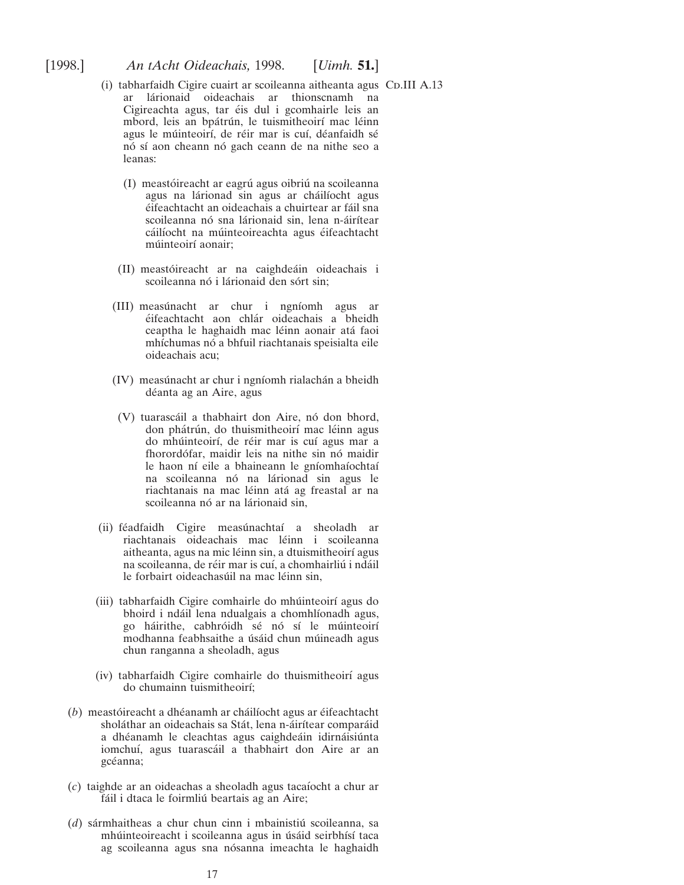(i) tabharfaidh Cigire cuairt ar scoileanna aitheanta agus ar lárionaid oideachais ar thionscnamh na Cigireachta agus, tar éis dul i gcomhairle leis an mbord, leis an bpátrún, le tuismitheoirí mac léinn agus le múinteoirí, de réir mar is cuí, déanfaidh sé nó sí aon cheann nó gach ceann de na nithe seo a leanas:

CD.III A.13

(I) meastóireacht ar eagrú agus oibriú na scoileanna agus na lárionad sin agus ar cháilíocht agus éifeachtacht an oideachais a chuirtear ar fáil sna scoileanna nó sna lárionaid sin, lena n-áirítear cáilíocht na múinteoireachta agus éifeachtacht múinteoirí aonair;

(II) meastóireacht ar na caighdeáin oideachais i scoileanna nó i lárionaid den sórt sin;

(III) measúnacht ar chur i ngníomh agus ar éifeachtacht aon chlár oideachais a bheidh ceaptha le haghaidh mac léinn aonair atá faoi mhíchumas nó a bhfuil riachtanais speisialta eile oideachais acu;

(IV) measúnacht ar chur i ngníomh rialachán a bheidh déanta ag an Aire, agus

(V) tuarascáil a thabhairt don Aire, nó don bhord, don phátrún, do thuismitheoirí mac léinn agus do mhúinteoirí, de réir mar is cuí agus mar a fhorordófar, maidir leis na nithe sin nó maidir le haon ní eile a bhaineann le gníomhaíochtaí na scoileanna nó na lárionad sin agus le riachtanais na mac léinn atá ag freastal ar na scoileanna nó ar na lárionaid sin,

(ii) féadfaidh Cigire measúnachtaí a sheoladh ar riachtanais oideachais mac léinn i scoileanna aitheanta, agus na mic léinn sin, a dtuismitheoirí agus na scoileanna, de réir mar is cuí, a chomhairliú i ndáil le forbairt oideachasúil na mac léinn sin,

(iii) tabharfaidh Cigire comhairle do mhúinteoirí agus do bhoird i ndáil lena ndualgais a chomhlíonadh agus, go háirithe, cabhróidh sé nó sí le múinteoirí modhanna feabhsaithe a úsáid chun múineadh agus chun ranganna a sheoladh, agus

(iv) tabharfaidh Cigire comhairle do thuismitheoirí agus do chumainn tuismitheoirí;

(*b*) meastóireacht a dhéanamh ar cháilíocht agus ar éifeachtacht sholáthar an oideachais sa Stát, lena n-áirítear comparáid a dhéanamh le cleachtas agus caighdeáin idirnáisiúnta iomchuí, agus tuarascáil a thabhairt don Aire ar an gcéanna;

(*c*) taighde ar an oideachas a sheoladh agus tacaíocht a chur ar fáil i dtaca le foirmliú beartais ag an Aire;

(*d*) sármhaitheas a chur chun cinn i mbainistiú scoileanna, sa mhúinteoireacht i scoileanna agus in úsáid seirbhísí taca ag scoileanna agus sna nósanna imeachta le haghaidh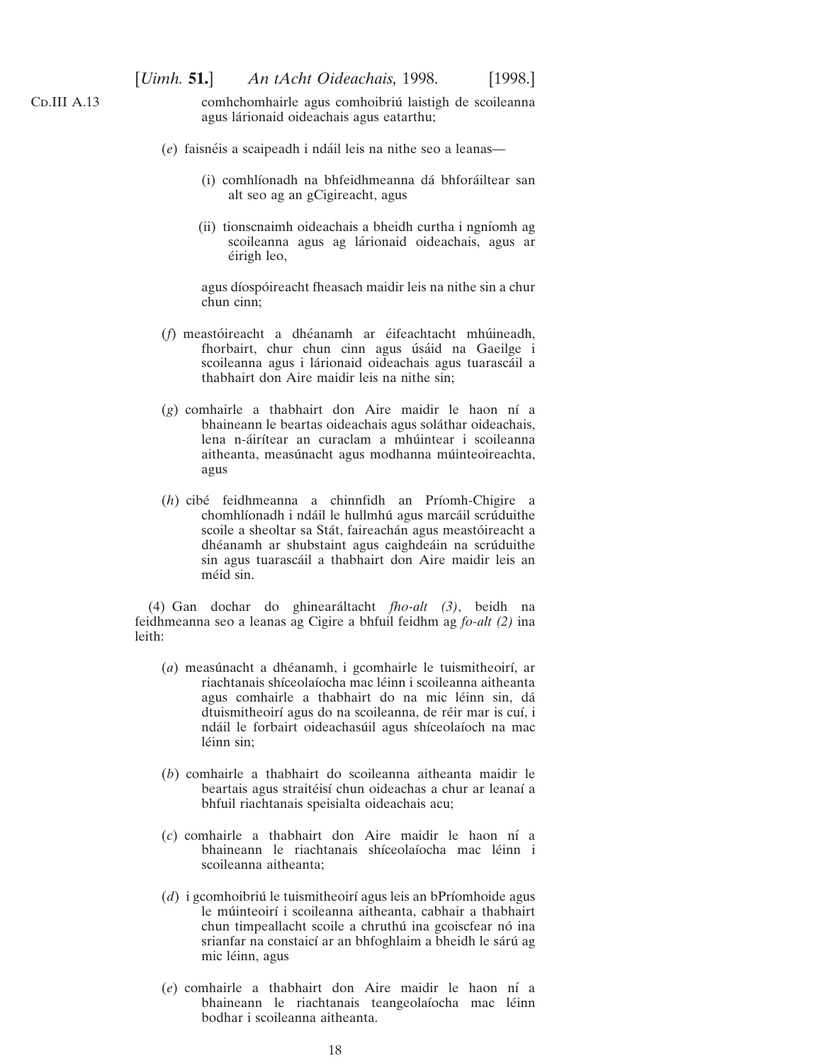comhchomhairle agus comhoibriú laistigh de scoileanna agus lárionaid oideachais agus eatarthu;

(*e*) faisnéis a scaipeadh i ndáil leis na nithe seo a leanas—

(i) comhlíonadh na bhfeidhmeanna dá bhforáiltear san alt seo ag an gCigireacht, agus

(ii) tionscnaimh oideachais a bheidh curtha i ngníomh ag scoileanna agus ag lárionaid oideachais, agus ar éirigh leo,

agus díospóireacht fheasach maidir leis na nithe sin a chur chun cinn;

(*f*) meastóireacht a dhéanamh ar éifeachtacht mhúineadh, fhorbairt, chur chun cinn agus úsáid na Gaeilge i scoileanna agus i lárionaid oideachais agus tuarascáil a thabhairt don Aire maidir leis na nithe sin;

(*g*) comhairle a thabhairt don Aire maidir le haon ní a bhaineann le beartas oideachais agus soláthar oideachais, lena n-áirítear an curaclam a mhúintear i scoileanna aitheanta, measúnacht agus modhanna múinteoireachta, agus

(*h*) cibé feidhmeanna a chinnfidh an Príomh-Chigire a chomhlíonadh i ndáil le hullmhú agus marcáil scrúduithe scoile a sheoltar sa Stát, faireachán agus meastóireacht a dhéanamh ar shubstaint agus caighdeáin na scrúduithe sin agus tuarascáil a thabhairt don Aire maidir leis an méid sin.

(4) Gan dochar do ghinearáltacht *fho-alt (3)*, beidh na feidhmeanna seo a leanas ag Cigire a bhfuil feidhm ag *fo-alt (2)* ina leith:

(*a*) measúnacht a dhéanamh, i gcomhairle le tuismitheoirí, ar riachtanais shíceolaíocha mac léinn i scoileanna aitheanta agus comhairle a thabhairt do na mic léinn sin, dá dtuismitheoirí agus do na scoileanna, de réir mar is cuí, i ndáil le forbairt oideachasúil agus shíceolaíoch na mac léinn sin;

(*b*) comhairle a thabhairt do scoileanna aitheanta maidir le beartais agus straitéisí chun oideachas a chur ar leanaí a bhfuil riachtanais speisialta oideachais acu;

(*c*) comhairle a thabhairt don Aire maidir le haon ní a bhaineann le riachtanais shíceolaíocha mac léinn i scoileanna aitheanta;

(*d*) i gcomhoibriú le tuismitheoirí agus leis an bPríomhoide agus le múinteoirí i scoileanna aitheanta, cabhair a thabhairt chun timpeallacht scoile a chruthú ina gcoiscfear nó ina srianfar na constaicí ar an bhfoghlaim a bheidh le sárú ag mic léinn, agus

(*e*) comhairle a thabhairt don Aire maidir le haon ní a bhaineann le riachtanais teangeolaíocha mac léinn bodhar i scoileanna aitheanta.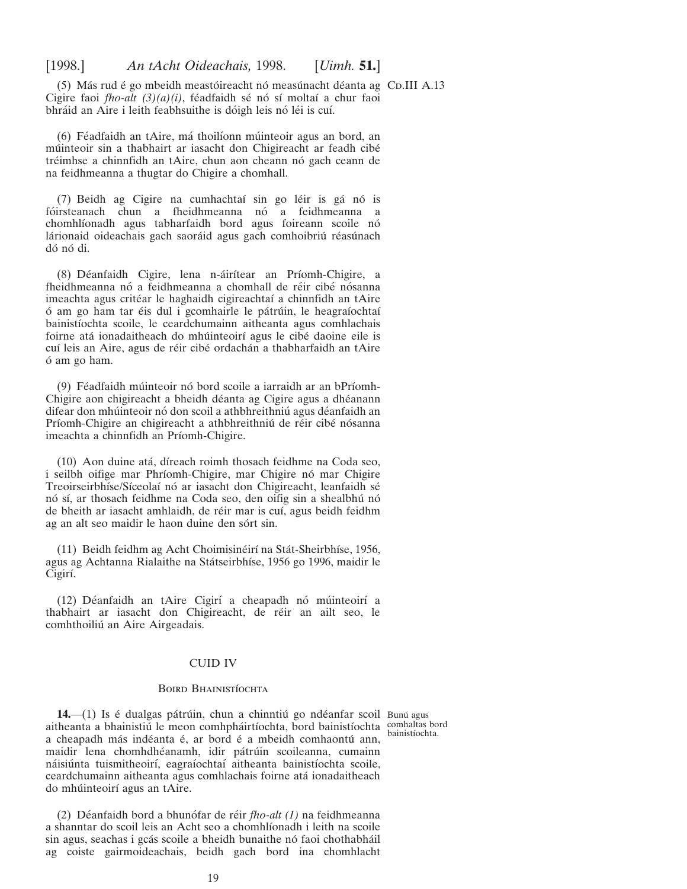(5) Más rud é go mbeidh meastóireacht nó measúnacht déanta ag Cigire faoi *fho-alt (3)(a)(i)*, féadfaidh sé nó sí moltaí a chur faoi bhráid an Aire i leith feabhsuithe is dóigh leis nó léi is cuí.

Cd.III A.13

(6) Féadfaidh an tAire, má thoilíonn múinteoir agus an bord, an múinteoir sin a thabhairt ar iasacht don Chigireacht ar feadh cibé tréimhse a chinnfidh an tAire, chun aon cheann nó gach ceann de na feidhmeanna a thugtar do Chigire a chomhall.

(7) Beidh ag Cigire na cumhachtaí sin go léir is gá nó is fóirsteanach chun a fheidhmeanna nó a feidhmeanna a chomhlíonadh agus tabharfaidh bord agus foireann scoile nó lárionaid oideachais gach saoráid agus gach comhoibriú réasúnach dó nó di.

(8) Déanfaidh Cigire, lena n-áirítear an Príomh-Chigire, a fheidhmeanna nó a feidhmeanna a chomhall de réir cibé nósanna imeachta agus critéar le haghaidh cigireachtaí a chinnfidh an tAire ó am go ham tar éis dul i gcomhairle le pátrúin, le heagraíochtaí bainistíochta scoile, le ceardchumainn aitheanta agus comhlachais foirne atá ionadaitheach do mhúinteoirí agus le cibé daoine eile is cuí leis an Aire, agus de réir cibé ordachán a thabharfaidh an tAire ó am go ham.

(9) Féadfaidh múinteoir nó bord scoile a iarraidh ar an bPríomh-Chigire aon chigireacht a bheidh déanta ag Cigire agus a dhéanann difear don mhúinteoir nó don scoil a athbhreithniú agus déanfaidh an Príomh-Chigire an chigireacht a athbhreithniú de réir cibé nósanna imeachta a chinnfidh an Príomh-Chigire.

(10) Aon duine atá, díreach roimh thosach feidhme na Coda seo, i seilbh oifige mar Phríomh-Chigire, mar Chigire nó mar Chigire Treoirseirbhíse/Síceolaí nó ar iasacht don Chigireacht, leanfaidh sé nó sí, ar thosach feidhme na Coda seo, den oifig sin a shealbhú nó de bheith ar iasacht amhlaidh, de réir mar is cuí, agus beidh feidhm ag an alt seo maidir le haon duine den sórt sin.

(11) Beidh feidhm ag Acht Choimisinéirí na Stát-Sheirbhíse, 1956, agus ag Achtanna Rialaithe na Státseirbhíse, 1956 go 1996, maidir le Cigirí.

(12) Déanfaidh an tAire Cigirí a cheapadh nó múinteoirí a thabhairt ar iasacht don Chigireacht, de réir an ailt seo, le comhthoiliú an Aire Airgeadais.

## CUID IV

### Boird Bhainistíochta

Bunú agus comhaltas bord bainistíochta.

**14.**—(1) Is é dualgas pátrúin, chun a chinntiú go ndéanfar scoil aitheanta a bhainistiú le meon comhpháirtíochta, bord bainistíochta a cheapadh más indéanta é, ar bord é a mbeidh comhaontú ann, maidir lena chomhdhéanamh, idir pátrúin scoileanna, cumainn náisiúnta tuismitheoirí, eagraíochtaí aitheanta bainistíochta scoile, ceardchumainn aitheanta agus comhlachais foirne atá ionadaitheach do mhúinteoirí agus an tAire.

(2) Déanfaidh bord a bhunófar de réir *fho-alt (1)* na feidhmeanna a shanntar do scoil leis an Acht seo a chomhlíonadh i leith na scoile sin agus, seachas i gcás scoile a bheidh bunaithe nó faoi chothabháil ag coiste gairmoideachais, beidh gach bord ina chomhlacht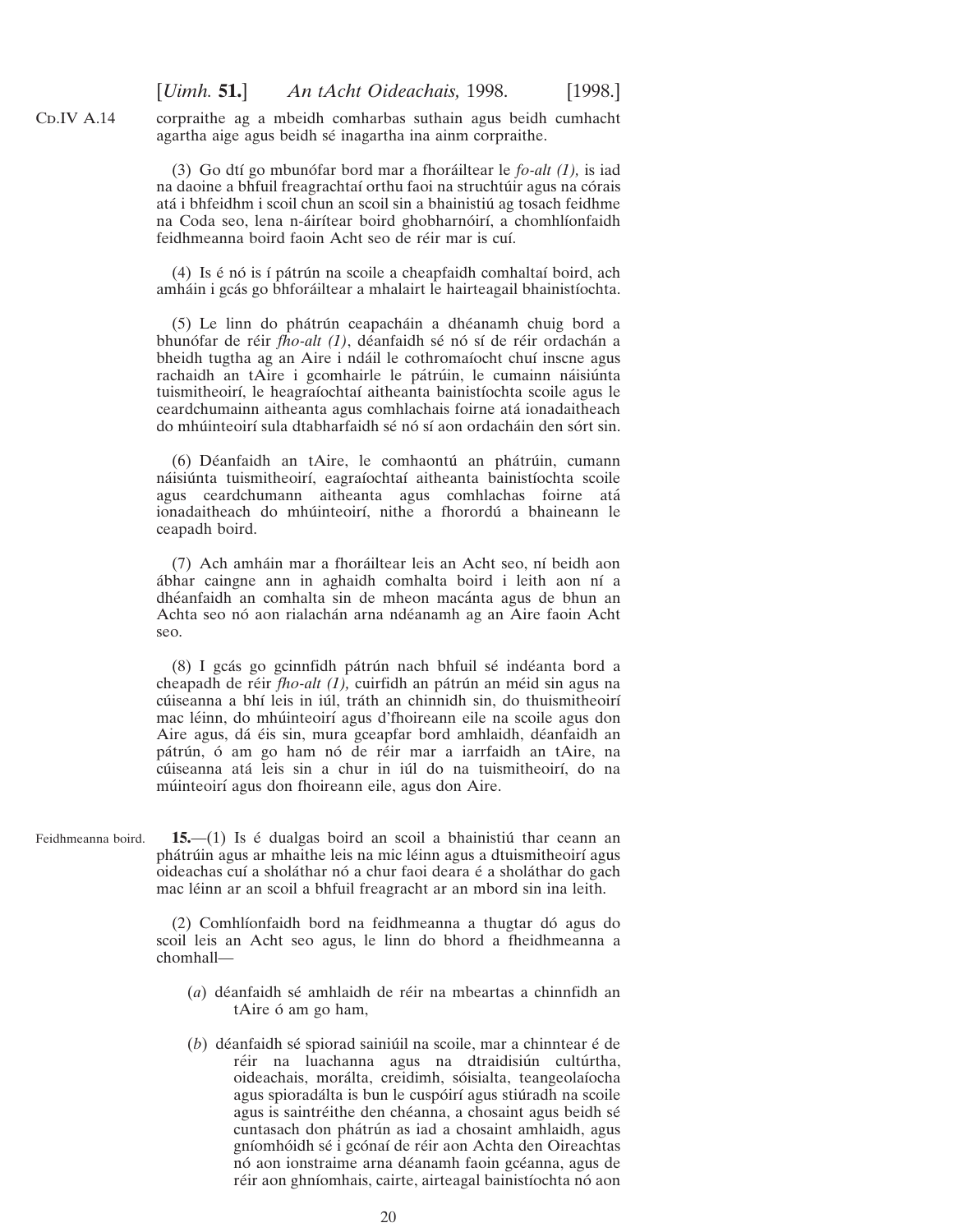corpraithe ag a mbeidh comharbas suthain agus beidh cumhacht agartha aige agus beidh sé inagartha ina ainm corpraithe.

(3) Go dtí go mbunófar bord mar a fhoráiltear le *fo-alt (1),* is iad na daoine a bhfuil freagrachtaí orthu faoi na struchtúir agus na córais atá i bhfeidhm i scoil chun an scoil sin a bhainistiú ag tosach feidhme na Coda seo, lena n-áirítear boird ghobharnóirí, a chomhlíonfaidh feidhmeanna boird faoin Acht seo de réir mar is cuí.

(4) Is é nó is í pátrún na scoile a cheapfaidh comhaltaí boird, ach amháin i gcás go bhforáiltear a mhalairt le hairteagail bhainistíochta.

(5) Le linn do phátrún ceapacháin a dhéanamh chuig bord a bhunófar de réir *fho-alt (1)*, déanfaidh sé nó sí de réir ordachán a bheidh tugtha ag an Aire i ndáil le cothromaíocht chuí inscne agus rachaidh an tAire i gcomhairle le pátrúin, le cumainn náisiúnta tuismitheoirí, le heagraíochtaí aitheanta bainistíochta scoile agus le ceardchumainn aitheanta agus comhlachais foirne atá ionadaitheach do mhúinteoirí sula dtabharfaidh sé nó sí aon ordacháin den sórt sin.

(6) Déanfaidh an tAire, le comhaontú an phátrúin, cumann náisiúnta tuismitheoirí, eagraíochtaí aitheanta bainistíochta scoile agus ceardchumann aitheanta agus comhlachas foirne atá ionadaitheach do mhúinteoirí, nithe a fhorordú a bhaineann le ceapadh boird.

(7) Ach amháin mar a fhoráiltear leis an Acht seo, ní beidh aon ábhar caingne ann in aghaidh comhalta boird i leith aon ní a dhéanfaidh an comhalta sin de mheon macánta agus de bhun an Achta seo nó aon rialachán arna ndéanamh ag an Aire faoin Acht seo.

(8) I gcás go gcinnfidh pátrún nach bhfuil sé indéanta bord a cheapadh de réir *fho-alt (1),* cuirfidh an pátrún an méid sin agus na cúiseanna a bhí leis in iúl, tráth an chinnidh sin, do thuismitheoirí mac léinn, do mhúinteoirí agus d'fhoireann eile na scoile agus don Aire agus, dá éis sin, mura gceapfar bord amhlaidh, déanfaidh an pátrún, ó am go ham nó de réir mar a iarrfaidh an tAire, na cúiseanna atá leis sin a chur in iúl do na tuismitheoirí, do na múinteoirí agus don fhoireann eile, agus don Aire.

Feidhmeanna boird.

**15.**—(1) Is é dualgas boird an scoil a bhainistiú thar ceann an phátrúin agus ar mhaithe leis na mic léinn agus a dtuismitheoirí agus oideachas cuí a sholáthar nó a chur faoi deara é a sholáthar do gach mac léinn ar an scoil a bhfuil freagracht ar an mbord sin ina leith.

(2) Comhlíonfaidh bord na feidhmeanna a thugtar dó agus do scoil leis an Acht seo agus, le linn do bhord a fheidhmeanna a chomhall—

(*a*) déanfaidh sé amhlaidh de réir na mbeartas a chinnfidh an tAire ó am go ham,

(*b*) déanfaidh sé spiorad sainiúil na scoile, mar a chinntear é de réir na luachanna agus na dtraidisiún cultúrtha, oideachais, morálta, creidimh, sóisialta, teangeolaíocha agus spioradálta is bun le cuspóirí agus stiúradh na scoile agus is saintréithe den chéanna, a chosaint agus beidh sé cuntasach don phátrún as iad a chosaint amhlaidh, agus gníomhóidh sé i gcónaí de réir aon Achta den Oireachtas nó aon ionstraime arna déanamh faoin gcéanna, agus de réir aon ghníomhais, cairte, airteagal bainistíochta nó aon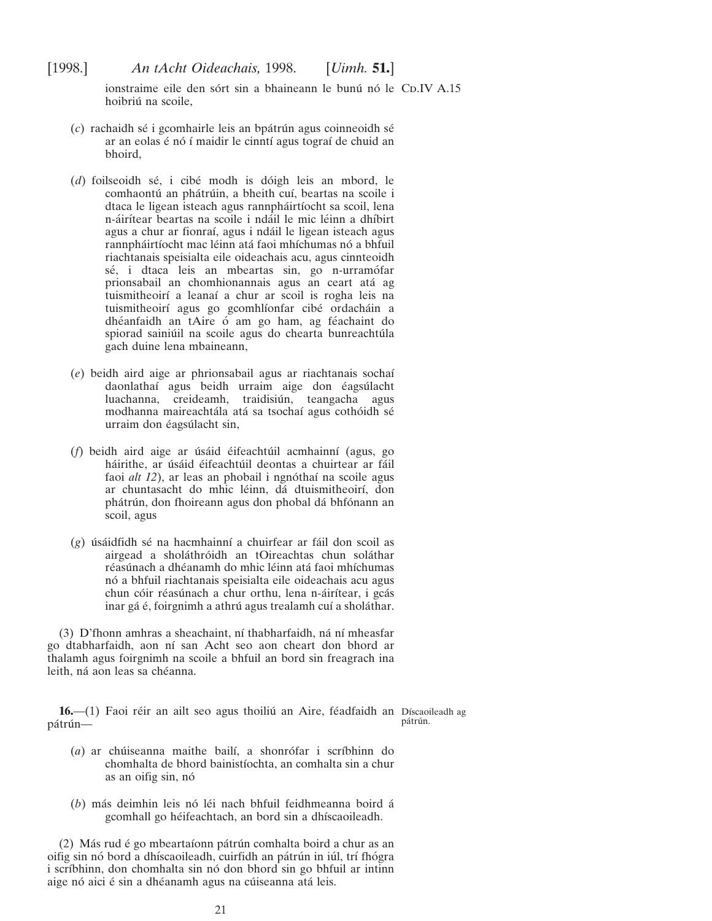ionstraime eile den sórt sin a bhaineann le bunú nó le hoibriú na scoile,

(*c*) rachaidh sé i gcomhairle leis an bpátrún agus coinneoidh sé ar an eolas é nó í maidir le cinntí agus tograí de chuid an bhoird,

(*d*) foilseoidh sé, i cibé modh is dóigh leis an mbord, le comhaontú an phátrúin, a bheith cuí, beartas na scoile i dtaca le ligean isteach agus rannpháirtíocht sa scoil, lena n-áirítear beartas na scoile i ndáil le mic léinn a dhíbirt agus a chur ar fionraí, agus i ndáil le ligean isteach agus rannpháirtíocht mac léinn atá faoi mhíchumas nó a bhfuil riachtanais speisialta eile oideachais acu, agus cinnteoidh sé, i dtaca leis an mbeartas sin, go n-urramófar prionsabail an chomhionannais agus an ceart atá ag tuismitheoirí a leanaí a chur ar scoil is rogha leis na tuismitheoirí agus go gcomhlíonfar cibé ordacháin a dhéanfaidh an tAire ó am go ham, ag féachaint do spiorad sainiúil na scoile agus do chearta bunreachtúla gach duine lena mbaineann,

(*e*) beidh aird aige ar phrionsabail agus ar riachtanais sochaí daonlathaí agus beidh urraim aige don éagsúlacht luachanna, creideamh, traidisiún, teangacha agus modhanna maireachtála atá sa tsochaí agus cothóidh sé urraim don éagsúlacht sin,

(*f*) beidh aird aige ar úsáid éifeachtúil acmhainní (agus, go háirithe, ar úsáid éifeachtúil deontas a chuirtear ar fáil faoi *alt 12*), ar leas an phobail i ngnóthaí na scoile agus ar chuntasacht do mhic léinn, dá dtuismitheoirí, don phátrún, don fhoireann agus don phobal dá bhfónann an scoil, agus

(*g*) úsáidfidh sé na hacmhainní a chuirfear ar fáil don scoil as airgead a sholáthróidh an tOireachtas chun soláthar réasúnach a dhéanamh do mhic léinn atá faoi mhíchumas nó a bhfuil riachtanais speisialta eile oideachais acu agus chun cóir réasúnach a chur orthu, lena n-áirítear, i gcás inar gá é, foirgnimh a athrú agus trealamh cuí a sholáthar.

(3) D'fhonn amhras a sheachaint, ní thabharfaidh, ná ní mheasfar go dtabharfaidh, aon ní san Acht seo aon cheart don bhord ar thalamh agus foirgnimh na scoile a bhfuil an bord sin freagrach ina leith, ná aon leas sa chéanna.

Díscaoileadh ag pátrún.

**16.**—(1) Faoi réir an ailt seo agus thoiliú an Aire, féadfaidh an pátrún—

(*a*) ar chúiseanna maithe bailí, a shonrófar i scríbhinn do chomhalta de bhord bainistíochta, an comhalta sin a chur as an oifig sin, nó

(*b*) más deimhin leis nó léi nach bhfuil feidhmeanna boird á gcomhall go héifeachtach, an bord sin a dhíscaoileadh.

(2) Más rud é go mbeartaíonn pátrún comhalta boird a chur as an oifig sin nó bord a dhíscaoileadh, cuirfidh an pátrún in iúl, trí fhógra i scríbhinn, don chomhalta sin nó don bhord sin go bhfuil ar intinn aige nó aici é sin a dhéanamh agus na cúiseanna atá leis.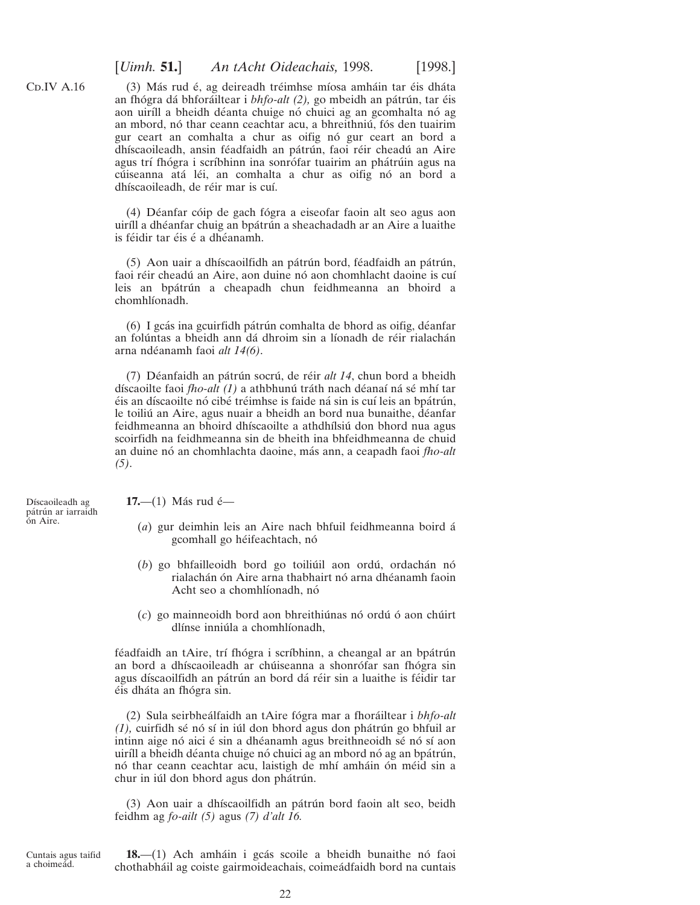(3) Más rud é, ag deireadh tréimhse míosa amháin tar éis dháta an fhógra dá bhforáiltear i *bhfo-alt (2),* go mbeidh an pátrún, tar éis aon uiríll a bheidh déanta chuige nó chuici ag an gcomhalta nó ag an mbord, nó thar ceann ceachtar acu, a bhreithniú, fós den tuairim gur ceart an comhalta a chur as oifig nó gur ceart an bord a dhíscaoileadh, ansin féadfaidh an pátrún, faoi réir cheadú an Aire agus trí fhógra i scríbhinn ina sonrófar tuairim an phátrúin agus na cúiseanna atá léi, an comhalta a chur as oifig nó an bord a dhíscaoileadh, de réir mar is cuí.

(4) Déanfar cóip de gach fógra a eiseofar faoin alt seo agus aon uiríll a dhéanfar chuig an bpátrún a sheachadadh ar an Aire a luaithe is féidir tar éis é a dhéanamh.

(5) Aon uair a dhíscaoilfidh an pátrún bord, féadfaidh an pátrún, faoi réir cheadú an Aire, aon duine nó aon chomhlacht daoine is cuí leis an bpátrún a cheapadh chun feidhmeanna an bhoird a chomhlíonadh.

(6) I gcás ina gcuirfidh pátrún comhalta de bhord as oifig, déanfar an folúntas a bheidh ann dá dhroim sin a líonadh de réir rialachán arna ndéanamh faoi *alt 14(6)*.

(7) Déanfaidh an pátrún socrú, de réir *alt 14*, chun bord a bheidh díscaoilte faoi *fho-alt (1)* a athbhunú tráth nach déanaí ná sé mhí tar éis an díscaoilte nó cibé tréimhse is faide ná sin is cuí leis an bpátrún, le toiliú an Aire, agus nuair a bheidh an bord nua bunaithe, déanfar feidhmeanna an bhoird dhíscaoilte a athdhílsiú don bhord nua agus scoirfidh na feidhmeanna sin de bheith ina bhfeidhmeanna de chuid an duine nó an chomhlachta daoine, más ann, a ceapadh faoi *fho-alt (5)*.

Díscaoileadh ag pátrún ar iarraidh ón Aire.

**17.**—(1) Más rud é—

(*a*) gur deimhin leis an Aire nach bhfuil feidhmeanna boird á gcomhall go héifeachtach, nó

(*b*) go bhfailleoidh bord go toiliúil aon ordú, ordachán nó rialachán ón Aire arna thabhairt nó arna dhéanamh faoin Acht seo a chomhlíonadh, nó

(*c*) go mainneoidh bord aon bhreithiúnas nó ordú ó aon chúirt dlínse inniúla a chomhlíonadh,

féadfaidh an tAire, trí fhógra i scríbhinn, a cheangal ar an bpátrún an bord a dhíscaoileadh ar chúiseanna a shonrófar san fhógra sin agus díscaoilfidh an pátrún an bord dá réir sin a luaithe is féidir tar éis dháta an fhógra sin.

(2) Sula seirbheálfaidh an tAire fógra mar a fhoráiltear i *bhfo-alt (1),* cuirfidh sé nó sí in iúl don bhord agus don phátrún go bhfuil ar intinn aige nó aici é sin a dhéanamh agus breithneoidh sé nó sí aon uiríll a bheidh déanta chuige nó chuici ag an mbord nó ag an bpátrún, nó thar ceann ceachtar acu, laistigh de mhí amháin ón méid sin a chur in iúl don bhord agus don phátrún.

(3) Aon uair a dhíscaoilfidh an pátrún bord faoin alt seo, beidh feidhm ag *fo-ailt (5)* agus *(7) d'alt 16.*

Cuntais agus taifid a choimeád.

**18.**—(1) Ach amháin i gcás scoile a bheidh bunaithe nó faoi chothabháil ag coiste gairmoideachais, coimeádfaidh bord na cuntais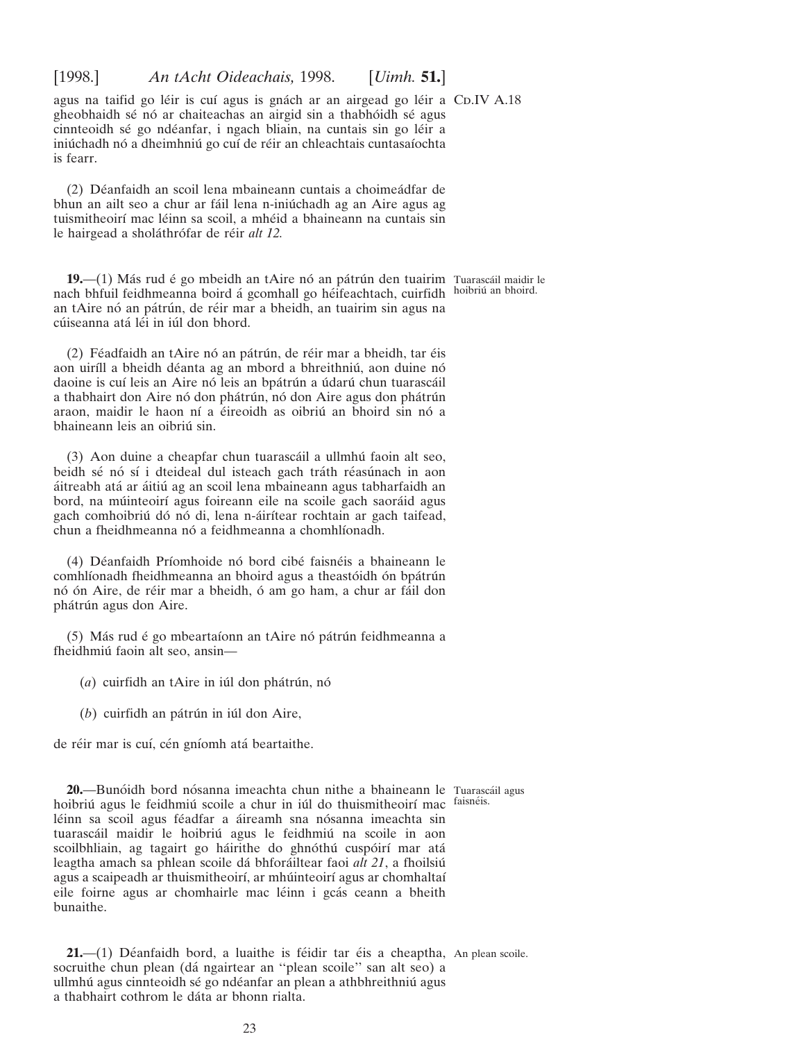agus na taifid go léir is cuí agus is gnách ar an airgead go léir a gheobhaidh sé nó ar chaiteachas an airgid sin a thabhóidh sé agus cinnteoidh sé go ndéanfar, i ngach bliain, na cuntais sin go léir a iniúchadh nó a dheimhniú go cuí de réir an chleachtais cuntasaíochta is fearr.

(2) Déanfaidh an scoil lena mbaineann cuntais a choimeádfar de bhun an ailt seo a chur ar fáil lena n-iniúchadh ag an Aire agus ag tuismitheoirí mac léinn sa scoil, a mhéid a bhaineann na cuntais sin le hairgead a sholáthrófar de réir *alt 12.*

Tuarascáil maidir le hoibriú an bhoird.

**19.**—(1) Más rud é go mbeidh an tAire nó an pátrún den tuairim nach bhfuil feidhmeanna boird á gcomhall go héifeachtach, cuirfidh an tAire nó an pátrún, de réir mar a bheidh, an tuairim sin agus na cúiseanna atá léi in iúl don bhord.

(2) Féadfaidh an tAire nó an pátrún, de réir mar a bheidh, tar éis aon uiríll a bheidh déanta ag an mbord a bhreithniú, aon duine nó daoine is cuí leis an Aire nó leis an bpátrún a údarú chun tuarascáil a thabhairt don Aire nó don phátrún, nó don Aire agus don phátrún araon, maidir le haon ní a éireoidh as oibriú an bhoird sin nó a bhaineann leis an oibriú sin.

(3) Aon duine a cheapfar chun tuarascáil a ullmhú faoin alt seo, beidh sé nó sí i dteideal dul isteach gach tráth réasúnach in aon áitreabh atá ar áitiú ag an scoil lena mbaineann agus tabharfaidh an bord, na múinteoirí agus foireann eile na scoile gach saoráid agus gach comhoibriú dó nó di, lena n-áirítear rochtain ar gach taifead, chun a fheidhmeanna nó a feidhmeanna a chomhlíonadh.

(4) Déanfaidh Príomhoide nó bord cibé faisnéis a bhaineann le comhlíonadh fheidhmeanna an bhoird agus a theastóidh ón bpátrún nó ón Aire, de réir mar a bheidh, ó am go ham, a chur ar fáil don phátrún agus don Aire.

(5) Más rud é go mbeartaíonn an tAire nó pátrún feidhmeanna a fheidhmiú faoin alt seo, ansin—

(*a*) cuirfidh an tAire in iúl don phátrún, nó

(*b*) cuirfidh an pátrún in iúl don Aire,

de réir mar is cuí, cén gníomh atá beartaithe.

Tuarascáil agus faisnéis.

**20.**—Bunóidh bord nósanna imeachta chun nithe a bhaineann le hoibriú agus le feidhmiú scoile a chur in iúl do thuismitheoirí mac léinn sa scoil agus féadfar a áireamh sna nósanna imeachta sin tuarascáil maidir le hoibriú agus le feidhmiú na scoile in aon scoilbhliain, ag tagairt go háirithe do ghnóthú cuspóirí mar atá leagtha amach sa phlean scoile dá bhforáiltear faoi *alt 21*, a fhoilsiú agus a scaipeadh ar thuismitheoirí, ar mhúinteoirí agus ar chomhaltaí eile foirne agus ar chomhairle mac léinn i gcás ceann a bheith bunaithe.

An plean scoile.

**21.**—(1) Déanfaidh bord, a luaithe is féidir tar éis a cheaptha, socruithe chun plean (dá ngairtear an ''plean scoile'' san alt seo) a ullmhú agus cinnteoidh sé go ndéanfar an plean a athbhreithniú agus a thabhairt cothrom le dáta ar bhonn rialta.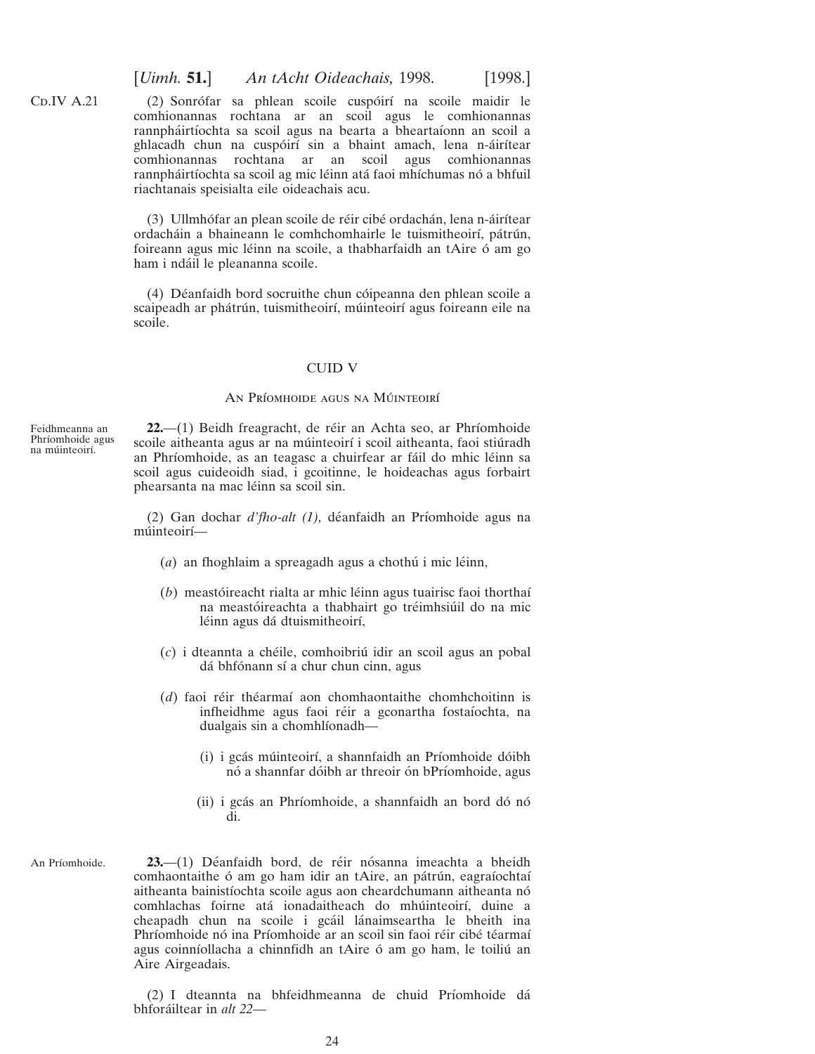(2) Sonrófar sa phlean scoile cuspóirí na scoile maidir le comhionannas rochtana ar an scoil agus le comhionannas rannpháirtíochta sa scoil agus na bearta a bheartaíonn an scoil a ghlacadh chun na cuspóirí sin a bhaint amach, lena n-áirítear comhionannas rochtana ar an scoil agus comhionannas rannpháirtíochta sa scoil ag mic léinn atá faoi mhíchumas nó a bhfuil riachtanais speisialta eile oideachais acu.

(3) Ullmhófar an plean scoile de réir cibé ordachán, lena n-áirítear ordacháin a bhaineann le comhchomhairle le tuismitheoirí, pátrún, foireann agus mic léinn na scoile, a thabharfaidh an tAire ó am go ham i ndáil le pleananna scoile.

(4) Déanfaidh bord socruithe chun cóipeanna den phlean scoile a scaipeadh ar phátrún, tuismitheoirí, múinteoirí agus foireann eile na scoile.

## CUID V

### An Príomhoide agus na Múinteoirí

*Feidhmeanna an Phríomhoide agus na múinteoirí.*

**22.**—(1) Beidh freagracht, de réir an Achta seo, ar Phríomhoide scoile aitheanta agus ar na múinteoirí i scoil aitheanta, faoi stiúradh an Phríomhoide, as an teagasc a chuirfear ar fáil do mhic léinn sa scoil agus cuideoidh siad, i gcoitinne, le hoideachas agus forbairt phearsanta na mac léinn sa scoil sin.

(2) Gan dochar *d'fho-alt (1),* déanfaidh an Príomhoide agus na múinteoirí—

(*a*) an fhoghlaim a spreagadh agus a chothú i mic léinn,

(*b*) meastóireacht rialta ar mhic léinn agus tuairisc faoi thorthaí na meastóireachta a thabhairt go tréimhsiúil do na mic léinn agus dá dtuismitheoirí,

(*c*) i dteannta a chéile, comhoibriú idir an scoil agus an pobal dá bhfónann sí a chur chun cinn, agus

(*d*) faoi réir théarmaí aon chomhaontaithe chomhchoitinn is infheidhme agus faoi réir a gconartha fostaíochta, na dualgais sin a chomhlíonadh—

(i) i gcás múinteoirí, a shannfaidh an Príomhoide dóibh nó a shannfar dóibh ar threoir ón bPríomhoide, agus

(ii) i gcás an Phríomhoide, a shannfaidh an bord dó nó di.

*An Príomhoide.*

**23.**—(1) Déanfaidh bord, de réir nósanna imeachta a bheidh comhaontaithe ó am go ham idir an tAire, an pátrún, eagraíochtaí aitheanta bainistíochta scoile agus aon cheardchumann aitheanta nó comhlachas foirne atá ionadaitheach do mhúinteoirí, duine a cheapadh chun na scoile i gcáil lánaimseartha le bheith ina Phríomhoide nó ina Príomhoide ar an scoil sin faoi réir cibé téarmaí agus coinníollacha a chinnfidh an tAire ó am go ham, le toiliú an Aire Airgeadais.

(2) I dteannta na bhfeidhmeanna de chuid Príomhoide dá bhforáiltear in *alt 22*—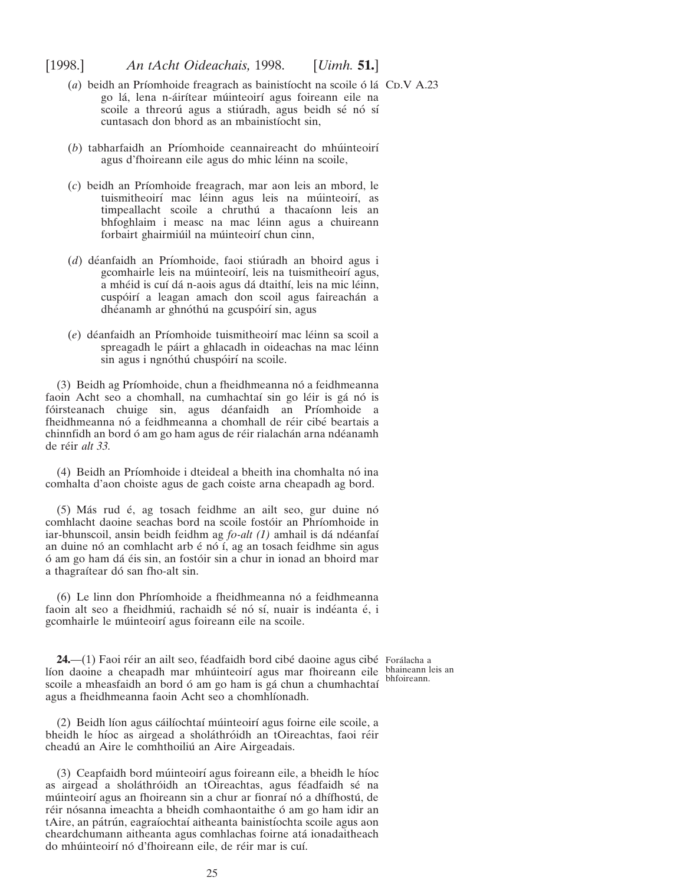(*a*) beidh an Príomhoide freagrach as bainistíocht na scoile ó lá go lá, lena n-áirítear múinteoirí agus foireann eile na scoile a threorú agus a stiúradh, agus beidh sé nó sí cuntasach don bhord as an mbainistíocht sin,

Cd.V A.23

(*b*) tabharfaidh an Príomhoide ceannaireacht do mhúinteoirí agus d'fhoireann eile agus do mhic léinn na scoile,

(*c*) beidh an Príomhoide freagrach, mar aon leis an mbord, le tuismitheoirí mac léinn agus leis na múinteoirí, as timpeallacht scoile a chruthú a thacaíonn leis an bhfoghlaim i measc na mac léinn agus a chuireann forbairt ghairmiúil na múinteoirí chun cinn,

(*d*) déanfaidh an Príomhoide, faoi stiúradh an bhoird agus i gcomhairle leis na múinteoirí, leis na tuismitheoirí agus, a mhéid is cuí dá n-aois agus dá dtaithí, leis na mic léinn, cuspóirí a leagan amach don scoil agus faireachán a dhéanamh ar ghnóthú na gcuspóirí sin, agus

(*e*) déanfaidh an Príomhoide tuismitheoirí mac léinn sa scoil a spreagadh le páirt a ghlacadh in oideachas na mac léinn sin agus i ngnóthú chuspóirí na scoile.

(3) Beidh ag Príomhoide, chun a fheidhmeanna nó a feidhmeanna faoin Acht seo a chomhall, na cumhachtaí sin go léir is gá nó is fóirsteanach chuige sin, agus déanfaidh an Príomhoide a fheidhmeanna nó a feidhmeanna a chomhall de réir cibé beartais a chinnfidh an bord ó am go ham agus de réir rialachán arna ndéanamh de réir *alt 33.*

(4) Beidh an Príomhoide i dteideal a bheith ina chomhalta nó ina comhalta d'aon choiste agus de gach coiste arna cheapadh ag bord.

(5) Más rud é, ag tosach feidhme an ailt seo, gur duine nó comhlacht daoine seachas bord na scoile fostóir an Phríomhoide in iar-bhunscoil, ansin beidh feidhm ag *fo-alt (1)* amhail is dá ndéanfaí an duine nó an comhlacht arb é nó í, ag an tosach feidhme sin agus ó am go ham dá éis sin, an fostóir sin a chur in ionad an bhoird mar a thagraítear dó san fho-alt sin.

(6) Le linn don Phríomhoide a fheidhmeanna nó a feidhmeanna faoin alt seo a fheidhmiú, rachaidh sé nó sí, nuair is indéanta é, i gcomhairle le múinteoirí agus foireann eile na scoile.

Forálacha a bhaineann leis an bhfoireann.

**24.**—(1) Faoi réir an ailt seo, féadfaidh bord cibé daoine agus cibé líon daoine a cheapadh mar mhúinteoirí agus mar fhoireann eile scoile a mheasfaidh an bord ó am go ham is gá chun a chumhachtaí agus a fheidhmeanna faoin Acht seo a chomhlíonadh.

(2) Beidh líon agus cáilíochtaí múinteoirí agus foirne eile scoile, a bheidh le híoc as airgead a sholáthróidh an tOireachtas, faoi réir cheadú an Aire le comhthoiliú an Aire Airgeadais.

(3) Ceapfaidh bord múinteoirí agus foireann eile, a bheidh le híoc as airgead a sholáthróidh an tOireachtas, agus féadfaidh sé na múinteoirí agus an fhoireann sin a chur ar fionraí nó a dhífhostú, de réir nósanna imeachta a bheidh comhaontaithe ó am go ham idir an tAire, an pátrún, eagraíochtaí aitheanta bainistíochta scoile agus aon cheardchumann aitheanta agus comhlachas foirne atá ionadaitheach do mhúinteoirí nó d'fhoireann eile, de réir mar is cuí.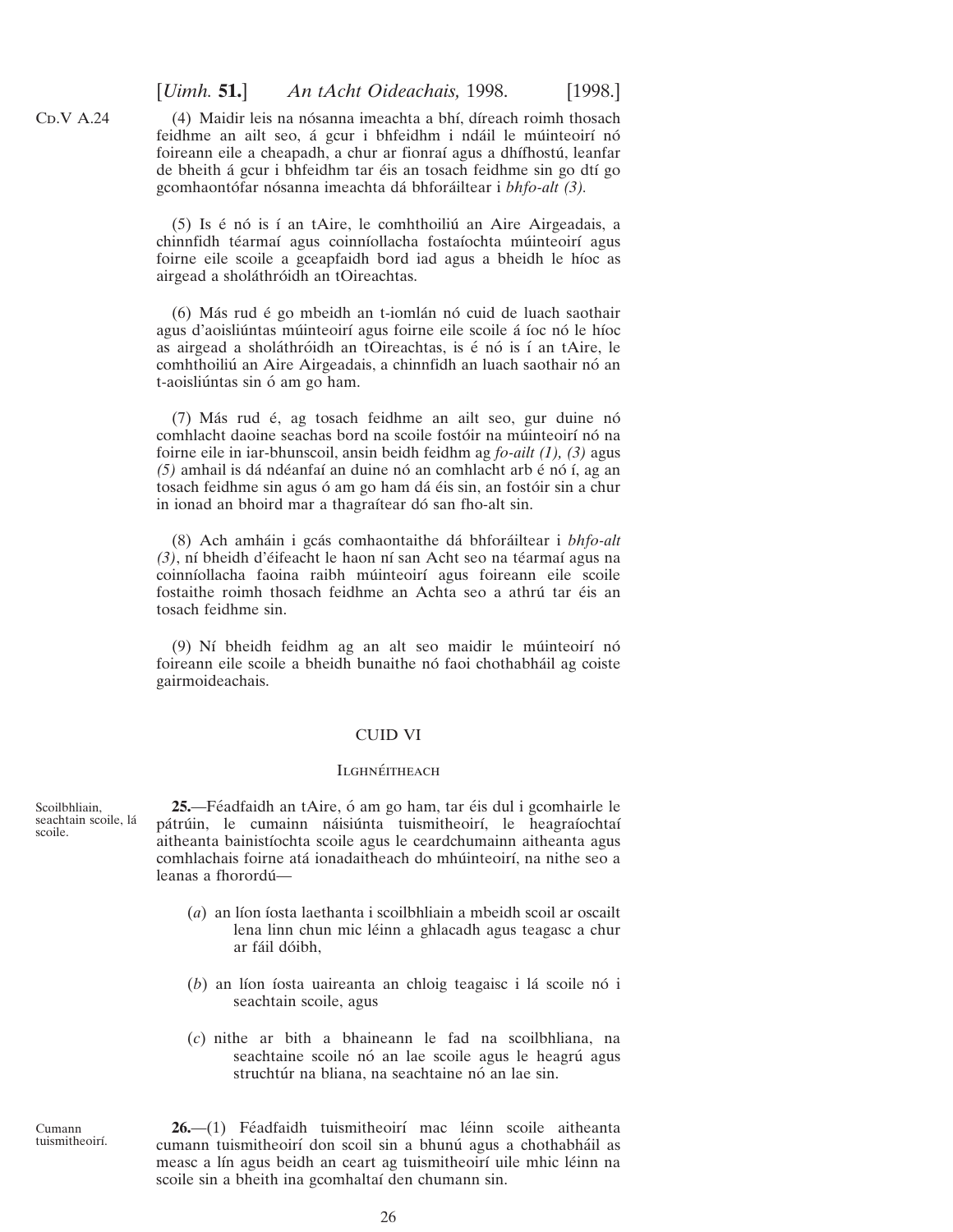CD.V A.24

(4) Maidir leis na nósanna imeachta a bhí, díreach roimh thosach feidhme an ailt seo, á gcur i bhfeidhm i ndáil le múinteoirí nó foireann eile a cheapadh, a chur ar fionraí agus a dhífhostú, leanfar de bheith á gcur i bhfeidhm tar éis an tosach feidhme sin go dtí go gcomhaontófar nósanna imeachta dá bhforáiltear i *bhfo-alt (3).*

(5) Is é nó is í an tAire, le comhthoiliú an Aire Airgeadais, a chinnfidh téarmaí agus coinníollacha fostaíochta múinteoirí agus foirne eile scoile a gceapfaidh bord iad agus a bheidh le híoc as airgead a sholáthróidh an tOireachtas.

(6) Más rud é go mbeidh an t-iomlán nó cuid de luach saothair agus d'aoisliúntas múinteoirí agus foirne eile scoile á íoc nó le híoc as airgead a sholáthróidh an tOireachtas, is é nó is í an tAire, le comhthoiliú an Aire Airgeadais, a chinnfidh an luach saothair nó an t-aoisliúntas sin ó am go ham.

(7) Más rud é, ag tosach feidhme an ailt seo, gur duine nó comhlacht daoine seachas bord na scoile fostóir na múinteoirí nó na foirne eile in iar-bhunscoil, ansin beidh feidhm ag *fo-ailt (1), (3)* agus *(5)* amhail is dá ndéanfaí an duine nó an comhlacht arb é nó í, ag an tosach feidhme sin agus ó am go ham dá éis sin, an fostóir sin a chur in ionad an bhoird mar a thagraítear dó san fho-alt sin.

(8) Ach amháin i gcás comhaontaithe dá bhforáiltear i *bhfo-alt (3)*, ní bheidh d'éifeacht le haon ní san Acht seo na téarmaí agus na coinníollacha faoina raibh múinteoirí agus foireann eile scoile fostaithe roimh thosach feidhme an Achta seo a athrú tar éis an tosach feidhme sin.

(9) Ní bheidh feidhm ag an alt seo maidir le múinteoirí nó foireann eile scoile a bheidh bunaithe nó faoi chothabháil ag coiste gairmoideachais.

## CUID VI

### ILGHNÉITHEACH

Scoilbhliain, seachtain scoile, lá scoile.

**25.**—Féadfaidh an tAire, ó am go ham, tar éis dul i gcomhairle le pátrúin, le cumainn náisiúnta tuismitheoirí, le heagraíochtaí aitheanta bainistíochta scoile agus le ceardchumainn aitheanta agus comhlachais foirne atá ionadaitheach do mhúinteoirí, na nithe seo a leanas a fhorordú—

(*a*) an líon íosta laethanta i scoilbhliain a mbeidh scoil ar oscailt lena linn chun mic léinn a ghlacadh agus teagasc a chur ar fáil dóibh,

(*b*) an líon íosta uaireanta an chloig teagaisc i lá scoile nó i seachtain scoile, agus

(*c*) nithe ar bith a bhaineann le fad na scoilbhliana, na seachtaine scoile nó an lae scoile agus le heagrú agus struchtúr na bliana, na seachtaine nó an lae sin.

Cumann tuismitheoirí.

**26.**—(1) Féadfaidh tuismitheoirí mac léinn scoile aitheanta cumann tuismitheoirí don scoil sin a bhunú agus a chothabháil as measc a lín agus beidh an ceart ag tuismitheoirí uile mhic léinn na scoile sin a bheith ina gcomhaltaí den chumann sin.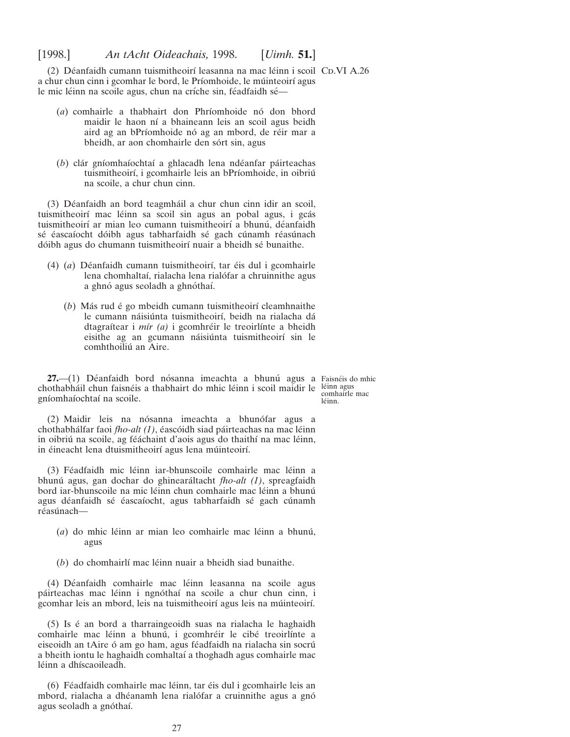(2) Déanfaidh cumann tuismitheoirí leasanna na mac léinn i scoil a chur chun cinn i gcomhar le bord, le Príomhoide, le múinteoirí agus le mic léinn na scoile agus, chun na críche sin, féadfaidh sé—

(*a*) comhairle a thabhairt don Phríomhoide nó don bhord maidir le haon ní a bhaineann leis an scoil agus beidh aird ag an bPríomhoide nó ag an mbord, de réir mar a bheidh, ar aon chomhairle den sórt sin, agus

(*b*) clár gníomhaíochtaí a ghlacadh lena ndéanfar páirteachas tuismitheoirí, i gcomhairle leis an bPríomhoide, in oibriú na scoile, a chur chun cinn.

(3) Déanfaidh an bord teagmháil a chur chun cinn idir an scoil, tuismitheoirí mac léinn sa scoil sin agus an pobal agus, i gcás tuismitheoirí ar mian leo cumann tuismitheoirí a bhunú, déanfaidh sé éascaíocht dóibh agus tabharfaidh sé gach cúnamh réasúnach dóibh agus do chumann tuismitheoirí nuair a bheidh sé bunaithe.

(4) (*a*) Déanfaidh cumann tuismitheoirí, tar éis dul i gcomhairle lena chomhaltaí, rialacha lena rialófar a chruinnithe agus a ghnó agus seoladh a ghnóthaí.

(*b*) Más rud é go mbeidh cumann tuismitheoirí cleamhnaithe le cumann náisiúnta tuismitheoirí, beidh na rialacha dá dtagraítear i *mír (a)* i gcomhréir le treoirlínte a bheidh eisithe ag an gcumann náisiúnta tuismitheoirí sin le comhthoiliú an Aire.

*Faisnéis do mhic léinn agus comhairle mac léinn.*

**27.**—(1) Déanfaidh bord nósanna imeachta a bhunú agus a chothabháil chun faisnéis a thabhairt do mhic léinn i scoil maidir le gníomhaíochtaí na scoile.

(2) Maidir leis na nósanna imeachta a bhunófar agus a chothabhálfar faoi *fho-alt (1)*, éascóidh siad páirteachas na mac léinn in oibriú na scoile, ag féachaint d'aois agus do thaithí na mac léinn, in éineacht lena dtuismitheoirí agus lena múinteoirí.

(3) Féadfaidh mic léinn iar-bhunscoile comhairle mac léinn a bhunú agus, gan dochar do ghinearáltacht *fho-alt (1)*, spreagfaidh bord iar-bhunscoile na mic léinn chun comhairle mac léinn a bhunú agus déanfaidh sé éascaíocht, agus tabharfaidh sé gach cúnamh réasúnach—

(*a*) do mhic léinn ar mian leo comhairle mac léinn a bhunú, agus

(*b*) do chomhairlí mac léinn nuair a bheidh siad bunaithe.

(4) Déanfaidh comhairle mac léinn leasanna na scoile agus páirteachas mac léinn i ngnóthaí na scoile a chur chun cinn, i gcomhar leis an mbord, leis na tuismitheoirí agus leis na múinteoirí.

(5) Is é an bord a tharraingeoidh suas na rialacha le haghaidh comhairle mac léinn a bhunú, i gcomhréir le cibé treoirlínte a eiseoidh an tAire ó am go ham, agus féadfaidh na rialacha sin socrú a bheith iontu le haghaidh comhaltaí a thoghadh agus comhairle mac léinn a dhíscaoileadh.

(6) Féadfaidh comhairle mac léinn, tar éis dul i gcomhairle leis an mbord, rialacha a dhéanamh lena rialófar a cruinnithe agus a gnó agus seoladh a gnóthaí.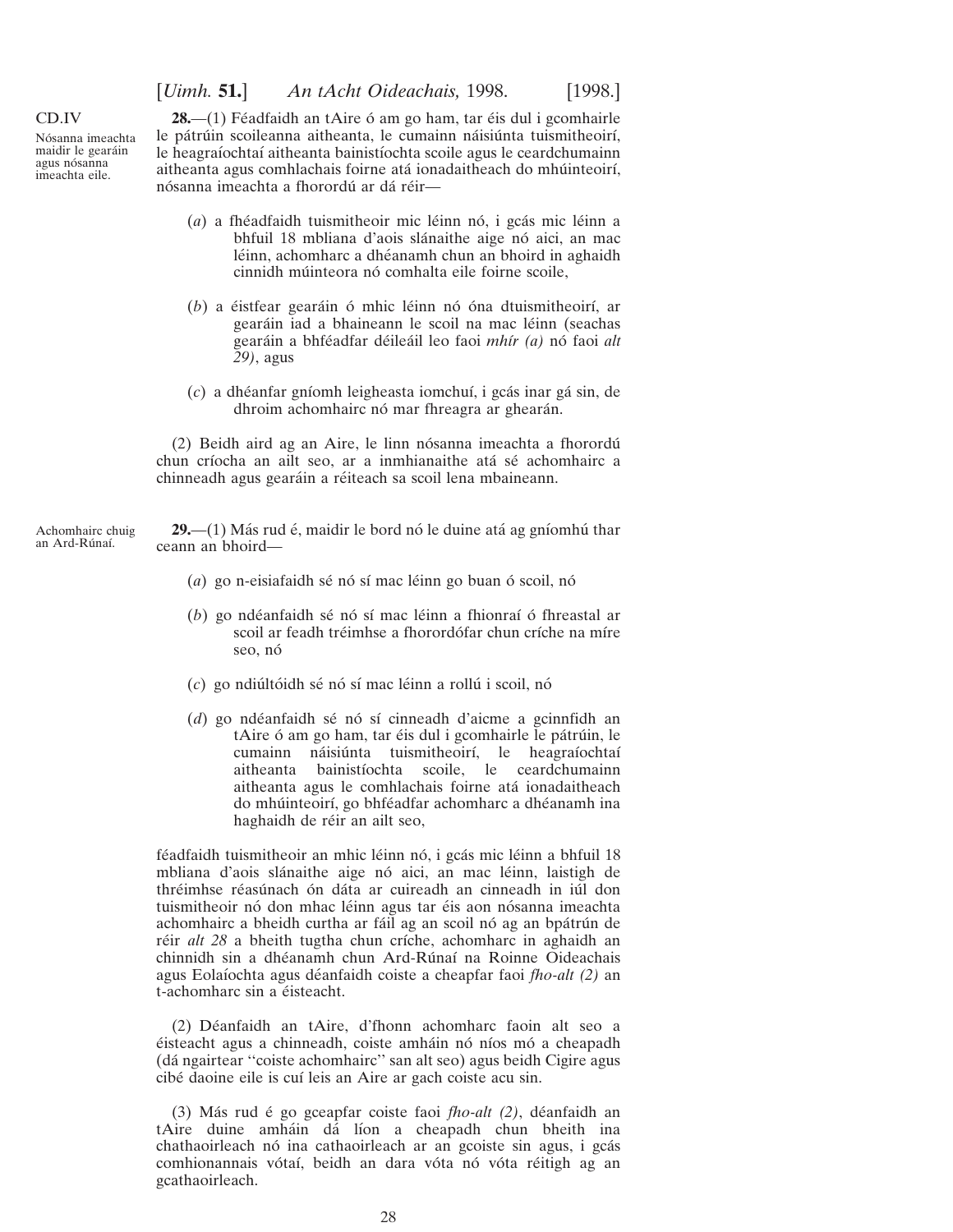CD.IV

*Nósanna imeachta maidir le gearáin agus nósanna imeachta eile.*

**28.**—(1) Féadfaidh an tAire ó am go ham, tar éis dul i gcomhairle le pátrúin scoileanna aitheanta, le cumainn náisiúnta tuismitheoirí, le heagraíochtaí aitheanta bainistíochta scoile agus le ceardchumainn aitheanta agus comhlachais foirne atá ionadaitheach do mhúinteoirí, nósanna imeachta a fhorordú ar dá réir—

(*a*) a fhéadfaidh tuismitheoir mic léinn nó, i gcás mic léinn a bhfuil 18 mbliana d'aois slánaithe aige nó aici, an mac léinn, achomharc a dhéanamh chun an bhoird in aghaidh cinnidh múinteora nó comhalta eile foirne scoile,

(*b*) a éistfear gearáin ó mhic léinn nó óna dtuismitheoirí, ar gearáin iad a bhaineann le scoil na mac léinn (seachas gearáin a bhféadfar déileáil leo faoi *mhír (a)* nó faoi *alt 29)*, agus

(*c*) a dhéanfar gníomh leigheasta iomchuí, i gcás inar gá sin, de dhroim achomhairc nó mar fhreagra ar ghearán.

(2) Beidh aird ag an Aire, le linn nósanna imeachta a fhorordú chun críocha an ailt seo, ar a inmhianaithe atá sé achomhairc a chinneadh agus gearáin a réiteach sa scoil lena mbaineann.

*Achomhairc chuig an Ard-Rúnaí.*

**29.**—(1) Más rud é, maidir le bord nó le duine atá ag gníomhú thar ceann an bhoird—

(*a*) go n-eisiafaidh sé nó sí mac léinn go buan ó scoil, nó

(*b*) go ndéanfaidh sé nó sí mac léinn a fhionraí ó fhreastal ar scoil ar feadh tréimhse a fhorordófar chun críche na míre seo, nó

(*c*) go ndiúltóidh sé nó sí mac léinn a rollú i scoil, nó

(*d*) go ndéanfaidh sé nó sí cinneadh d'aicme a gcinnfidh an tAire ó am go ham, tar éis dul i gcomhairle le pátrúin, le cumainn náisiúnta tuismitheoirí, le heagraíochtaí aitheanta bainistíochta scoile, le ceardchumainn aitheanta agus le comhlachais foirne atá ionadaitheach do mhúinteoirí, go bhféadfar achomharc a dhéanamh ina haghaidh de réir an ailt seo,

féadfaidh tuismitheoir an mhic léinn nó, i gcás mic léinn a bhfuil 18 mbliana d'aois slánaithe aige nó aici, an mac léinn, laistigh de thréimhse réasúnach ón dáta ar cuireadh an cinneadh in iúl don tuismitheoir nó don mhac léinn agus tar éis aon nósanna imeachta achomhairc a bheidh curtha ar fáil ag an scoil nó ag an bpátrún de réir *alt 28* a bheith tugtha chun críche, achomharc in aghaidh an chinnidh sin a dhéanamh chun Ard-Rúnaí na Roinne Oideachais agus Eolaíochta agus déanfaidh coiste a cheapfar faoi *fho-alt (2)* an t-achomharc sin a éisteacht.

(2) Déanfaidh an tAire, d'fhonn achomharc faoin alt seo a éisteacht agus a chinneadh, coiste amháin nó níos mó a cheapadh (dá ngairtear ''coiste achomhairc'' san alt seo) agus beidh Cigire agus cibé daoine eile is cuí leis an Aire ar gach coiste acu sin.

(3) Más rud é go gceapfar coiste faoi *fho-alt (2)*, déanfaidh an tAire duine amháin dá líon a cheapadh chun bheith ina chathaoirleach nó ina cathaoirleach ar an gcoiste sin agus, i gcás comhionannais vótaí, beidh an dara vóta nó vóta réitigh ag an gcathaoirleach.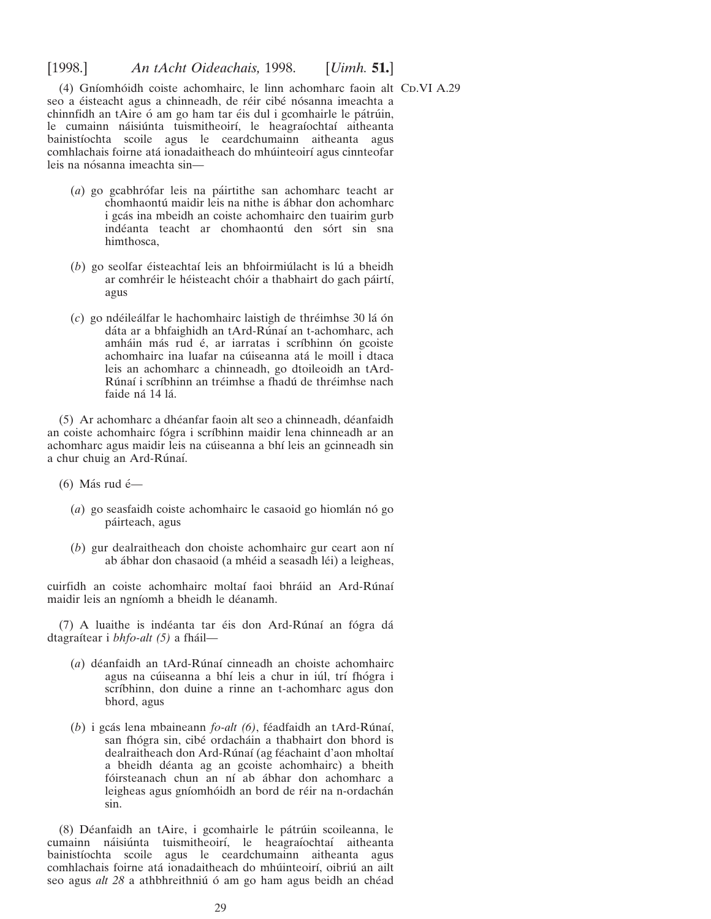(4) Gníomhóidh coiste achomhairc, le linn achomharc faoin alt seo a éisteacht agus a chinneadh, de réir cibé nósanna imeachta a chinnfidh an tAire ó am go ham tar éis dul i gcomhairle le pátrúin, le cumainn náisiúnta tuismitheoirí, le heagraíochtaí aitheanta bainistíochta scoile agus le ceardchumainn aitheanta agus comhlachais foirne atá ionadaitheach do mhúinteoirí agus cinnteofar leis na nósanna imeachta sin—

Cd.VI A.29

(*a*) go gcabhrófar leis na páirtithe san achomharc teacht ar chomhaontú maidir leis na nithe is ábhar don achomharc i gcás ina mbeidh an coiste achomhairc den tuairim gurb indéanta teacht ar chomhaontú den sórt sin sna himthosca,

(*b*) go seolfar éisteachtaí leis an bhfoirmiúlacht is lú a bheidh ar comhréir le héisteacht chóir a thabhairt do gach páirtí, agus

(*c*) go ndéileálfar le hachomhairc laistigh de thréimhse 30 lá ón dáta ar a bhfaighidh an tArd-Rúnaí an t-achomharc, ach amháin más rud é, ar iarratas i scríbhinn ón gcoiste achomhairc ina luafar na cúiseanna atá le moill i dtaca leis an achomharc a chinneadh, go dtoileoidh an tArd-Rúnaí i scríbhinn an tréimhse a fhadú de thréimhse nach faide ná 14 lá.

(5) Ar achomharc a dhéanfar faoin alt seo a chinneadh, déanfaidh an coiste achomhairc fógra i scríbhinn maidir lena chinneadh ar an achomharc agus maidir leis na cúiseanna a bhí leis an gcinneadh sin a chur chuig an Ard-Rúnaí.

(6) Más rud é—

(*a*) go seasfaidh coiste achomhairc le casaoid go hiomlán nó go páirteach, agus

(*b*) gur dealraitheach don choiste achomhairc gur ceart aon ní ab ábhar don chasaoid (a mhéid a seasadh léi) a leigheas,

cuirfidh an coiste achomhairc moltaí faoi bhráid an Ard-Rúnaí maidir leis an ngníomh a bheidh le déanamh.

(7) A luaithe is indéanta tar éis don Ard-Rúnaí an fógra dá dtagraítear i *bhfo-alt (5)* a fháil—

(*a*) déanfaidh an tArd-Rúnaí cinneadh an choiste achomhairc agus na cúiseanna a bhí leis a chur in iúl, trí fhógra i scríbhinn, don duine a rinne an t-achomharc agus don bhord, agus

(*b*) i gcás lena mbaineann *fo-alt (6)*, féadfaidh an tArd-Rúnaí, san fhógra sin, cibé ordacháin a thabhairt don bhord is dealraitheach don Ard-Rúnaí (ag féachaint d'aon mholtaí a bheidh déanta ag an gcoiste achomhairc) a bheith fóirsteanach chun an ní ab ábhar don achomharc a leigheas agus gníomhóidh an bord de réir na n-ordachán sin.

(8) Déanfaidh an tAire, i gcomhairle le pátrúin scoileanna, le cumainn náisiúnta tuismitheoirí, le heagraíochtaí aitheanta bainistíochta scoile agus le ceardchumainn aitheanta agus comhlachais foirne atá ionadaitheach do mhúinteoirí, oibriú an ailt seo agus *alt 28* a athbhreithniú ó am go ham agus beidh an chéad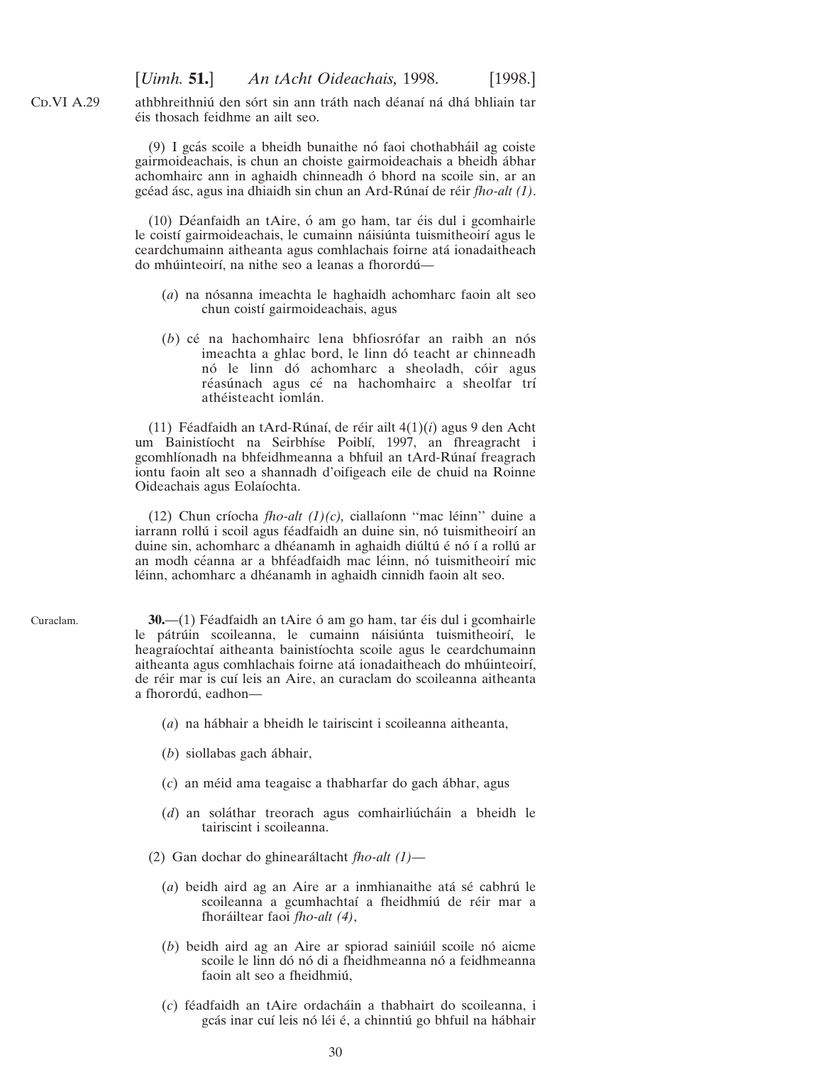athbhreithniú den sórt sin ann tráth nach déanaí ná dhá bhliain tar éis thosach feidhme an ailt seo.

(9) I gcás scoile a bheidh bunaithe nó faoi chothabháil ag coiste gairmoideachais, is chun an choiste gairmoideachais a bheidh ábhar achomhairc ann in aghaidh chinneadh ó bhord na scoile sin, ar an gcéad ásc, agus ina dhiaidh sin chun an Ard-Rúnaí de réir *fho-alt (1)*.

(10) Déanfaidh an tAire, ó am go ham, tar éis dul i gcomhairle le coistí gairmoideachais, le cumainn náisiúnta tuismitheoirí agus le ceardchumainn aitheanta agus comhlachais foirne atá ionadaitheach do mhúinteoirí, na nithe seo a leanas a fhorordú—

(*a*) na nósanna imeachta le haghaidh achomharc faoin alt seo chun coistí gairmoideachais, agus

(*b*) cé na hachomhairc lena bhfiosrófar an raibh an nós imeachta a ghlac bord, le linn dó teacht ar chinneadh nó le linn dó achomharc a sheoladh, cóir agus réasúnach agus cé na hachomhairc a sheolfar trí athéisteacht iomlán.

(11) Féadfaidh an tArd-Rúnaí, de réir ailt 4(1)(*i*) agus 9 den Acht um Bainistíocht na Seirbhíse Poiblí, 1997, an fhreagracht i gcomhlíonadh na bhfeidhmeanna a bhfuil an tArd-Rúnaí freagrach iontu faoin alt seo a shannadh d'oifigeach eile de chuid na Roinne Oideachais agus Eolaíochta.

(12) Chun críocha *fho-alt (1)(c)*, ciallaíonn ''mac léinn'' duine a iarrann rollú i scoil agus féadfaidh an duine sin, nó tuismitheoirí an duine sin, achomharc a dhéanamh in aghaidh diúltú é nó í a rollú ar an modh céanna ar a bhféadfaidh mac léinn, nó tuismitheoirí mic léinn, achomharc a dhéanamh in aghaidh cinnidh faoin alt seo.

Curaclam.

**30.**—(1) Féadfaidh an tAire ó am go ham, tar éis dul i gcomhairle le pátrúin scoileanna, le cumainn náisiúnta tuismitheoirí, le heagraíochtaí aitheanta bainistíochta scoile agus le ceardchumainn aitheanta agus comhlachais foirne atá ionadaitheach do mhúinteoirí, de réir mar is cuí leis an Aire, an curaclam do scoileanna aitheanta a fhorordú, eadhon—

(*a*) na hábhair a bheidh le tairiscint i scoileanna aitheanta,

(*b*) siollabas gach ábhair,

(*c*) an méid ama teagaisc a thabharfar do gach ábhar, agus

(*d*) an soláthar treorach agus comhairliúcháin a bheidh le tairiscint i scoileanna.

(2) Gan dochar do ghinearáltacht *fho-alt (1)*—

(*a*) beidh aird ag an Aire ar a inmhianaithe atá sé cabhrú le scoileanna a gcumhachtaí a fheidhmiú de réir mar a fhoráiltear faoi *fho-alt (4)*,

(*b*) beidh aird ag an Aire ar spiorad sainiúil scoile nó aicme scoile le linn dó nó di a fheidhmeanna nó a feidhmeanna faoin alt seo a fheidhmiú,

(*c*) féadfaidh an tAire ordacháin a thabhairt do scoileanna, i gcás inar cuí leis nó léi é, a chinntiú go bhfuil na hábhair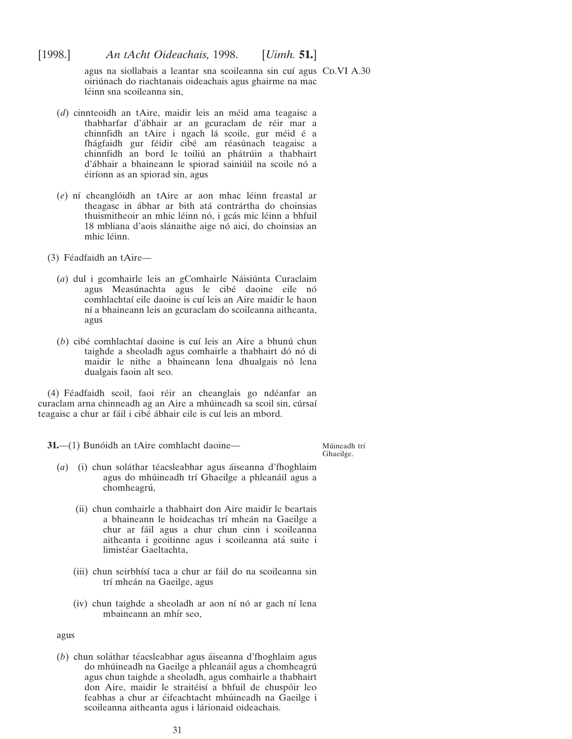agus na siollabais a leantar sna scoileanna sin cuí agus oiriúnach do riachtanais oideachais agus ghairme na mac léinn sna scoileanna sin,

(*d*) cinnteoidh an tAire, maidir leis an méid ama teagaisc a thabharfar d'ábhair ar an gcuraclam de réir mar a chinnfidh an tAire i ngach lá scoile, gur méid é a fhágfaidh gur féidir cibé am réasúnach teagaisc a chinnfidh an bord le toiliú an phátrúin a thabhairt d'ábhair a bhaineann le spiorad sainiúil na scoile nó a éiríonn as an spiorad sin, agus

(*e*) ní cheanglóidh an tAire ar aon mhac léinn freastal ar theagasc in ábhar ar bith atá contrártha do choinsias thuismitheoir an mhic léinn nó, i gcás mic léinn a bhfuil 18 mbliana d'aois slánaithe aige nó aici, do choinsias an mhic léinn.

(3) Féadfaidh an tAire—

(*a*) dul i gcomhairle leis an gComhairle Náisiúnta Curaclaim agus Measúnachta agus le cibé daoine eile nó comhlachtaí eile daoine is cuí leis an Aire maidir le haon ní a bhaineann leis an gcuraclam do scoileanna aitheanta, agus

(*b*) cibé comhlachtaí daoine is cuí leis an Aire a bhunú chun taighde a sheoladh agus comhairle a thabhairt dó nó di maidir le nithe a bhaineann lena dhualgais nó lena dualgais faoin alt seo.

(4) Féadfaidh scoil, faoi réir an cheanglais go ndéanfar an curaclam arna chinneadh ag an Aire a mhúineadh sa scoil sin, cúrsaí teagaisc a chur ar fáil i cibé ábhair eile is cuí leis an mbord.

Múineadh trí Ghaeilge.

**31.**—(1) Bunóidh an tAire comhlacht daoine—

(*a*) (i) chun soláthar téacsleabhar agus áiseanna d'fhoghlaim agus do mhúineadh trí Ghaeilge a phleanáil agus a chomheagrú,

(ii) chun comhairle a thabhairt don Aire maidir le beartais a bhaineann le hoideachas trí mheán na Gaeilge a chur ar fáil agus a chur chun cinn i scoileanna aitheanta i gcoitinne agus i scoileanna atá suite i limistéar Gaeltachta,

(iii) chun seirbhísí taca a chur ar fáil do na scoileanna sin trí mheán na Gaeilge, agus

(iv) chun taighde a sheoladh ar aon ní nó ar gach ní lena mbaineann an mhír seo,

agus

(*b*) chun soláthar téacsleabhar agus áiseanna d'fhoghlaim agus do mhúineadh na Gaeilge a phleanáil agus a chomheagrú agus chun taighde a sheoladh, agus comhairle a thabhairt don Aire, maidir le straitéisí a bhfuil de chuspóir leo feabhas a chur ar éifeachtacht mhúineadh na Gaeilge i scoileanna aitheanta agus i lárionaid oideachais.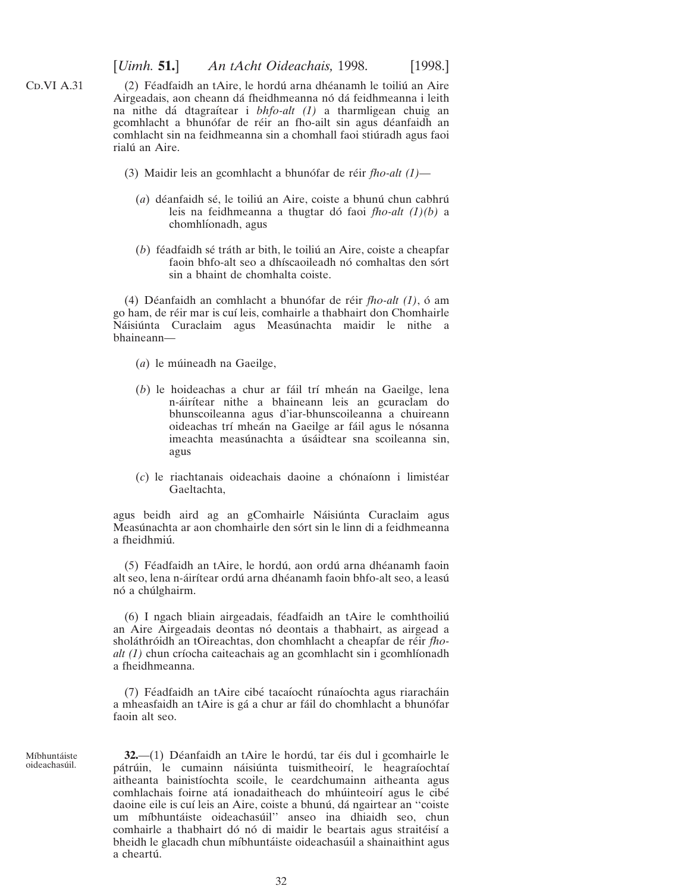Cd.VI A.31

(2) Féadfaidh an tAire, le hordú arna dhéanamh le toiliú an Aire Airgeadais, aon cheann dá fheidhmeanna nó dá feidhmeanna i leith na nithe dá dtagraítear i *bhfo-alt (1)* a tharmligean chuig an gcomhlacht a bhunófar de réir an fho-ailt sin agus déanfaidh an comhlacht sin na feidhmeanna sin a chomhall faoi stiúradh agus faoi rialú an Aire.

(3) Maidir leis an gcomhlacht a bhunófar de réir *fho-alt (1)*—

(*a*) déanfaidh sé, le toiliú an Aire, coiste a bhunú chun cabhrú leis na feidhmeanna a thugtar dó faoi *fho-alt (1)(b)* a chomhlíonadh, agus

(*b*) féadfaidh sé tráth ar bith, le toiliú an Aire, coiste a cheapfar faoin bhfo-alt seo a dhíscaoileadh nó comhaltas den sórt sin a bhaint de chomhalta coiste.

(4) Déanfaidh an comhlacht a bhunófar de réir *fho-alt (1)*, ó am go ham, de réir mar is cuí leis, comhairle a thabhairt don Chomhairle Náisiúnta Curaclaim agus Measúnachta maidir le nithe a bhaineann—

(*a*) le múineadh na Gaeilge,

(*b*) le hoideachas a chur ar fáil trí mheán na Gaeilge, lena n-áirítear nithe a bhaineann leis an gcuraclam do bhunscoileanna agus d'iar-bhunscoileanna a chuireann oideachas trí mheán na Gaeilge ar fáil agus le nósanna imeachta measúnachta a úsáidtear sna scoileanna sin, agus

(*c*) le riachtanais oideachais daoine a chónaíonn i limistéar Gaeltachta,

agus beidh aird ag an gComhairle Náisiúnta Curaclaim agus Measúnachta ar aon chomhairle den sórt sin le linn di a feidhmeanna a fheidhmiú.

(5) Féadfaidh an tAire, le hordú, aon ordú arna dhéanamh faoin alt seo, lena n-áirítear ordú arna dhéanamh faoin bhfo-alt seo, a leasú nó a chúlghairm.

(6) I ngach bliain airgeadais, féadfaidh an tAire le comhthoiliú an Aire Airgeadais deontas nó deontais a thabhairt, as airgead a sholáthróidh an tOireachtas, don chomhlacht a cheapfar de réir *fho-alt (1)* chun críocha caiteachais ag an gcomhlacht sin i gcomhlíonadh a fheidhmeanna.

(7) Féadfaidh an tAire cibé tacaíocht rúnaíochta agus riaracháin a mheasfaidh an tAire is gá a chur ar fáil do chomhlacht a bhunófar faoin alt seo.

Míbhuntáiste oideachasúil.

**32.**—(1) Déanfaidh an tAire le hordú, tar éis dul i gcomhairle le pátrúin, le cumainn náisiúnta tuismitheoirí, le heagraíochtaí aitheanta bainistíochta scoile, le ceardchumainn aitheanta agus comhlachais foirne atá ionadaitheach do mhúinteoirí agus le cibé daoine eile is cuí leis an Aire, coiste a bhunú, dá ngairtear an ''coiste um míbhuntáiste oideachasúil'' anseo ina dhiaidh seo, chun comhairle a thabhairt dó nó di maidir le beartais agus straitéisí a bheidh le glacadh chun míbhuntáiste oideachasúil a shainaithint agus a cheartú.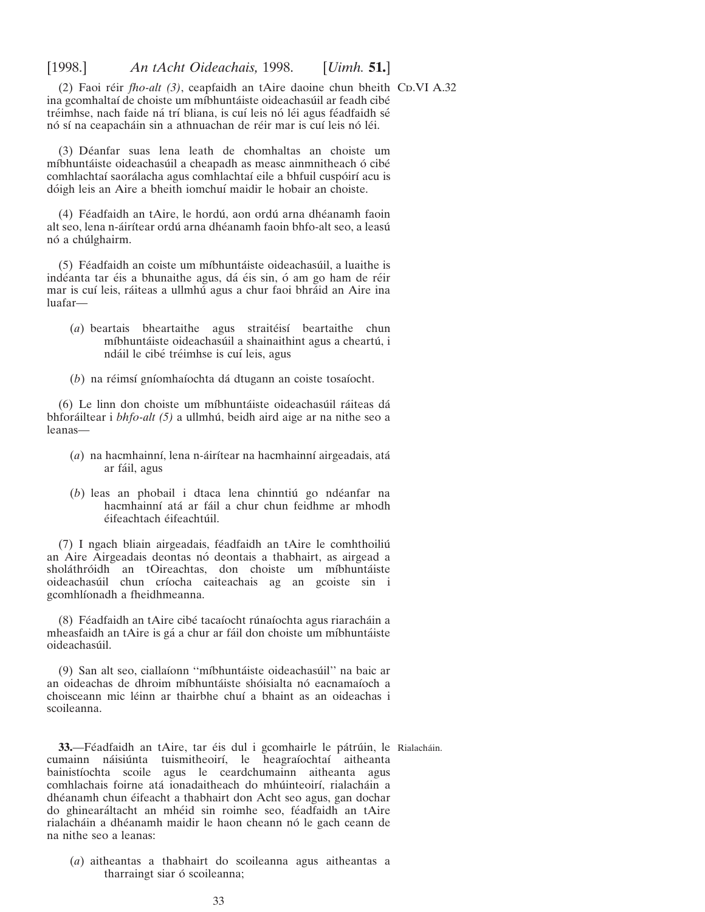(2) Faoi réir *fho-alt (3)*, ceapfaidh an tAire daoine chun bheith ina gcomhaltaí de choiste um míbhuntáiste oideachasúil ar feadh cibé tréimhse, nach faide ná trí bliana, is cuí leis nó léi agus féadfaidh sé nó sí na ceapacháin sin a athnuachan de réir mar is cuí leis nó léi.

Cd.VI A.32

(3) Déanfar suas lena leath de chomhaltas an choiste um míbhuntáiste oideachasúil a cheapadh as measc ainmnitheach ó cibé comhlachtaí saorálacha agus comhlachtaí eile a bhfuil cuspóirí acu is dóigh leis an Aire a bheith iomchuí maidir le hobair an choiste.

(4) Féadfaidh an tAire, le hordú, aon ordú arna dhéanamh faoin alt seo, lena n-áirítear ordú arna dhéanamh faoin bhfo-alt seo, a leasú nó a chúlghairm.

(5) Féadfaidh an coiste um míbhuntáiste oideachasúil, a luaithe is indéanta tar éis a bhunaithe agus, dá éis sin, ó am go ham de réir mar is cuí leis, ráiteas a ullmhú agus a chur faoi bhráid an Aire ina luafar—

(*a*) beartais bheartaithe agus straitéisí beartaithe chun míbhuntáiste oideachasúil a shainaithint agus a cheartú, i ndáil le cibé tréimhse is cuí leis, agus

(*b*) na réimsí gníomhaíochta dá dtugann an coiste tosaíocht.

(6) Le linn don choiste um míbhuntáiste oideachasúil ráiteas dá bhforáiltear i *bhfo-alt (5)* a ullmhú, beidh aird aige ar na nithe seo a leanas—

(*a*) na hacmhainní, lena n-áirítear na hacmhainní airgeadais, atá ar fáil, agus

(*b*) leas an phobail i dtaca lena chinntiú go ndéanfar na hacmhainní atá ar fáil a chur chun feidhme ar mhodh éifeachtach éifeachtúil.

(7) I ngach bliain airgeadais, féadfaidh an tAire le comhthoiliú an Aire Airgeadais deontas nó deontais a thabhairt, as airgead a sholáthróidh an tOireachtas, don choiste um míbhuntáiste oideachasúil chun críocha caiteachais ag an gcoiste sin i gcomhlíonadh a fheidhmeanna.

(8) Féadfaidh an tAire cibé tacaíocht rúnaíochta agus riaracháin a mheasfaidh an tAire is gá a chur ar fáil don choiste um míbhuntáiste oideachasúil.

(9) San alt seo, ciallaíonn ''míbhuntáiste oideachasúil'' na baic ar an oideachas de dhroim míbhuntáiste shóisialta nó eacnamaíoch a choisceann mic léinn ar thairbhe chuí a bhaint as an oideachas i scoileanna.

Rialacháin.

**33.**—Féadfaidh an tAire, tar éis dul i gcomhairle le pátrúin, le cumainn náisiúnta tuismitheoirí, le heagraíochtaí aitheanta bainistíochta scoile agus le ceardchumainn aitheanta agus comhlachais foirne atá ionadaitheach do mhúinteoirí, rialacháin a dhéanamh chun éifeacht a thabhairt don Acht seo agus, gan dochar do ghinearáltacht an mhéid sin roimhe seo, féadfaidh an tAire rialacháin a dhéanamh maidir le haon cheann nó le gach ceann de na nithe seo a leanas:

(*a*) aitheantas a thabhairt do scoileanna agus aitheantas a tharraingt siar ó scoileanna;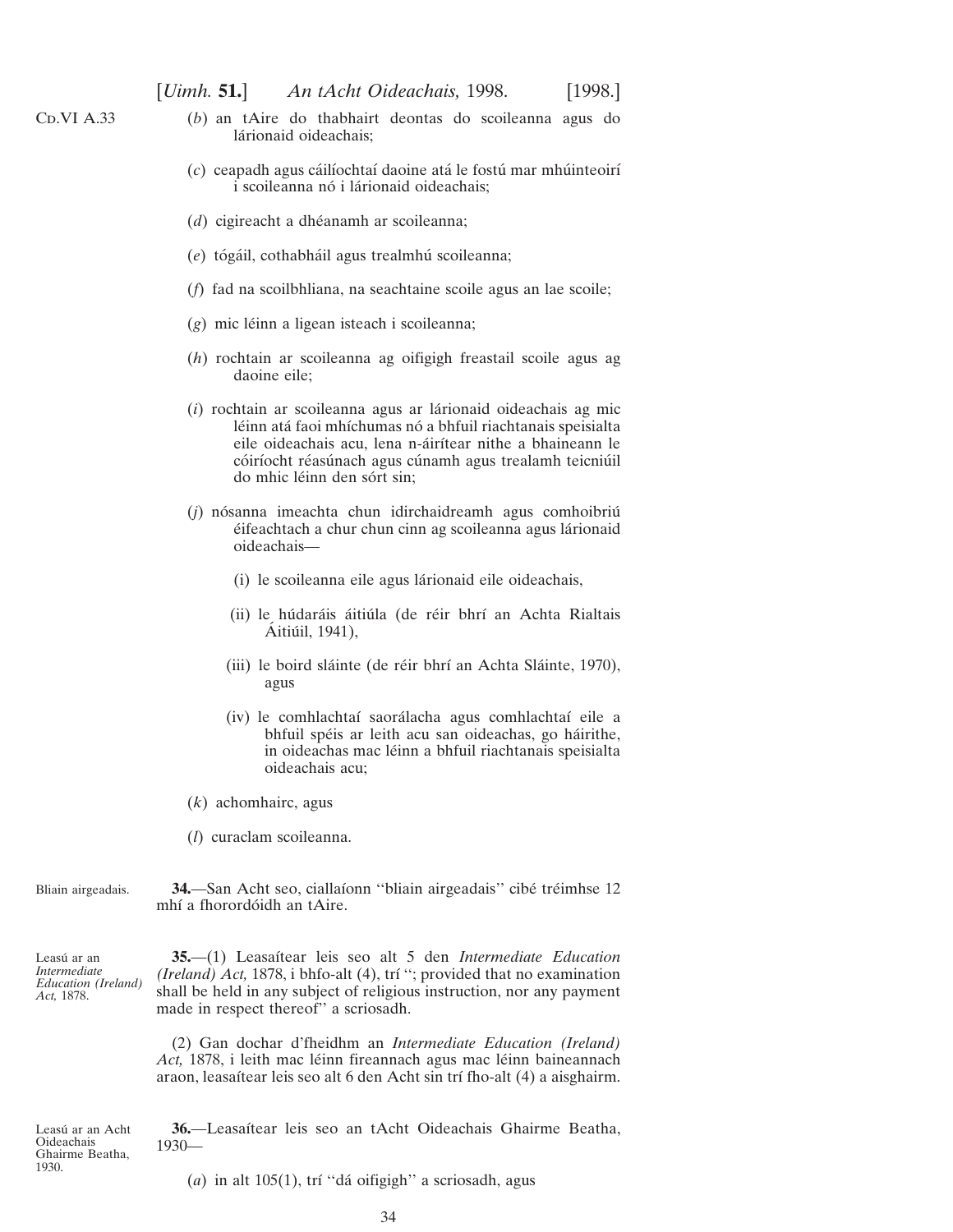(*b*) an tAire do thabhairt deontas do scoileanna agus do lárionaid oideachais;

(*c*) ceapadh agus cáilíochtaí daoine atá le fostú mar mhúinteoirí i scoileanna nó i lárionaid oideachais;

(*d*) cigireacht a dhéanamh ar scoileanna;

(*e*) tógáil, cothabháil agus trealmhú scoileanna;

(*f*) fad na scoilbhliana, na seachtaine scoile agus an lae scoile;

(*g*) mic léinn a ligean isteach i scoileanna;

(*h*) rochtain ar scoileanna ag oifigigh freastail scoile agus ag daoine eile;

(*i*) rochtain ar scoileanna agus ar lárionaid oideachais ag mic léinn atá faoi mhíchumas nó a bhfuil riachtanais speisialta eile oideachais acu, lena n-áirítear nithe a bhaineann le cóiríocht réasúnach agus cúnamh agus trealamh teicniúil do mhic léinn den sórt sin;

(*j*) nósanna imeachta chun idirchaidreamh agus comhoibriú éifeachtach a chur chun cinn ag scoileanna agus lárionaid oideachais—

(i) le scoileanna eile agus lárionaid eile oideachais,

(ii) le húdaráis áitiúla (de réir bhrí an Achta Rialtais Áitiúil, 1941),

(iii) le boird sláinte (de réir bhrí an Achta Sláinte, 1970), agus

(iv) le comhlachtaí saorálacha agus comhlachtaí eile a bhfuil spéis ar leith acu san oideachas, go háirithe, in oideachas mac léinn a bhfuil riachtanais speisialta oideachais acu;

(*k*) achomhairc, agus

(*l*) curaclam scoileanna.

Bliain airgeadais.

**34.**—San Acht seo, ciallaíonn ''bliain airgeadais'' cibé tréimhse 12 mhí a fhorordóidh an tAire.

Leasú ar an *Intermediate Education (Ireland) Act,* 1878.

**35.**—(1) Leasaítear leis seo alt 5 den *Intermediate Education (Ireland) Act,* 1878, i bhfo-alt (4), trí ''; provided that no examination shall be held in any subject of religious instruction, nor any payment made in respect thereof'' a scriosadh.

(2) Gan dochar d'fheidhm an *Intermediate Education (Ireland) Act,* 1878, i leith mac léinn fireannach agus mac léinn baineannach araon, leasaítear leis seo alt 6 den Acht sin trí fho-alt (4) a aisghairm.

Leasú ar an Acht Oideachais Ghairme Beatha, 1930.

**36.**—Leasaítear leis seo an tAcht Oideachais Ghairme Beatha, 1930—

(*a*) in alt 105(1), trí ''dá oifigigh'' a scriosadh, agus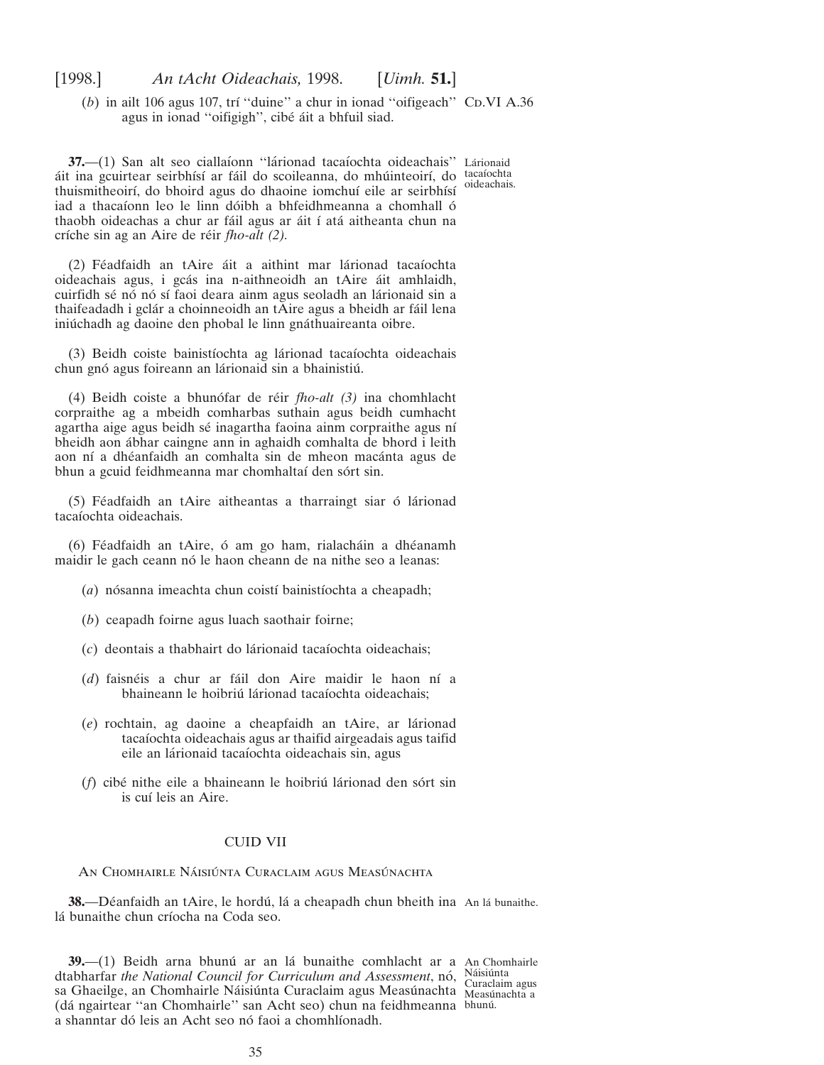(*b*) in ailt 106 agus 107, trí ''duine'' a chur in ionad ''oifigeach'' agus in ionad ''oifigigh'', cibé áit a bhfuil siad.

CD.VI A.36

**37.**—(1) San alt seo ciallaíonn ''lárionad tacaíochta oideachais'' áit ina gcuirtear seirbhísí ar fáil do scoileanna, do mhúinteoirí, do thuismitheoirí, do bhoird agus do dhaoine iomchuí eile ar seirbhísí iad a thacaíonn leo le linn dóibh a bhfeidhmeanna a chomhall ó thaobh oideachas a chur ar fáil agus ar áit í atá aitheanta chun na críche sin ag an Aire de réir *fho-alt (2)*.

Lárionaid tacaíochta oideachais.

(2) Féadfaidh an tAire áit a aithint mar lárionad tacaíochta oideachais agus, i gcás ina n-aithneoidh an tAire áit amhlaidh, cuirfidh sé nó nó sí faoi deara ainm agus seoladh an lárionaid sin a thaifeadadh i gclár a choinneoidh an tAire agus a bheidh ar fáil lena iniúchadh ag daoine den phobal le linn gnáthuaireanta oibre.

(3) Beidh coiste bainistíochta ag lárionad tacaíochta oideachais chun gnó agus foireann an lárionaid sin a bhainistiú.

(4) Beidh coiste a bhunófar de réir *fho-alt (3)* ina chomhlacht corpraithe ag a mbeidh comharbas suthain agus beidh cumhacht agartha aige agus beidh sé inagartha faoina ainm corpraithe agus ní bheidh aon ábhar caingne ann in aghaidh comhalta de bhord i leith aon ní a dhéanfaidh an comhalta sin de mheon macánta agus de bhun a gcuid feidhmeanna mar chomhaltaí den sórt sin.

(5) Féadfaidh an tAire aitheantas a tharraingt siar ó lárionad tacaíochta oideachais.

(6) Féadfaidh an tAire, ó am go ham, rialacháin a dhéanamh maidir le gach ceann nó le haon cheann de na nithe seo a leanas:

(*a*) nósanna imeachta chun coistí bainistíochta a cheapadh;

(*b*) ceapadh foirne agus luach saothair foirne;

(*c*) deontais a thabhairt do lárionaid tacaíochta oideachais;

(*d*) faisnéis a chur ar fáil don Aire maidir le haon ní a bhaineann le hoibriú lárionad tacaíochta oideachais;

(*e*) rochtain, ag daoine a cheapfaidh an tAire, ar lárionad tacaíochta oideachais agus ar thaifid airgeadais agus taifid eile an lárionaid tacaíochta oideachais sin, agus

(*f*) cibé nithe eile a bhaineann le hoibriú lárionad den sórt sin is cuí leis an Aire.

## CUID VII

### AN CHOMHAIRLE NÁISIÚNTA CURACLAIM AGUS MEASÚNACHTA

**38.**—Déanfaidh an tAire, le hordú, lá a cheapadh chun bheith ina lá bunaithe chun críocha na Coda seo.

An lá bunaithe.

**39.**—(1) Beidh arna bhunú ar an lá bunaithe comhlacht ar a dtabharfar *the National Council for Curriculum and Assessment*, nó, sa Ghaeilge, an Chomhairle Náisiúnta Curaclaim agus Measúnachta (dá ngairtear ''an Chomhairle'' san Acht seo) chun na feidhmeanna a shanntar dó leis an Acht seo nó faoi a chomhlíonadh.

An Chomhairle Náisiúnta Curaclaim agus Measúnachta a bhunú.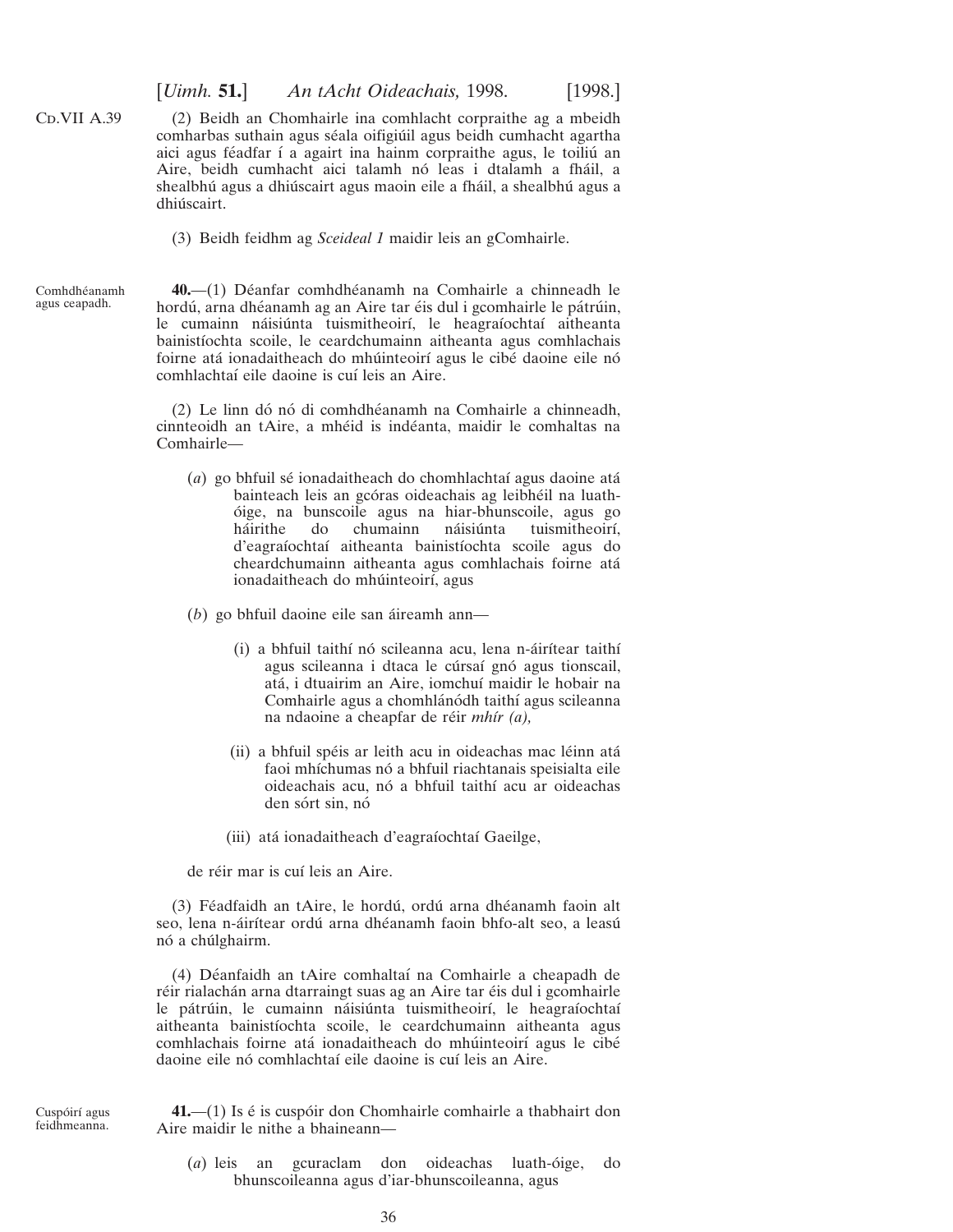Cd.VII A.39

(2) Beidh an Chomhairle ina comhlacht corpraithe ag a mbeidh comharbas suthain agus séala oifigiúil agus beidh cumhacht agartha aici agus féadfar í a agairt ina hainm corpraithe agus, le toiliú an Aire, beidh cumhacht aici talamh nó leas i dtalamh a fháil, a shealbhú agus a dhiúscairt agus maoin eile a fháil, a shealbhú agus a dhiúscairt.

(3) Beidh feidhm ag *Sceideal 1* maidir leis an gComhairle.

Comhdhéanamh agus ceapadh.

**40.**—(1) Déanfar comhdhéanamh na Comhairle a chinneadh le hordú, arna dhéanamh ag an Aire tar éis dul i gcomhairle le pátrúin, le cumainn náisiúnta tuismitheoirí, le heagraíochtaí aitheanta bainistíochta scoile, le ceardchumainn aitheanta agus comhlachais foirne atá ionadaitheach do mhúinteoirí agus le cibé daoine eile nó comhlachtaí eile daoine is cuí leis an Aire.

(2) Le linn dó nó di comhdhéanamh na Comhairle a chinneadh, cinnteoidh an tAire, a mhéid is indéanta, maidir le comhaltas na Comhairle—

(*a*) go bhfuil sé ionadaitheach do chomhlachtaí agus daoine atá bainteach leis an gcóras oideachais ag leibhéil na luath-óige, na bunscoile agus na hiar-bhunscoile, agus go háirithe do chumainn náisiúnta tuismitheoirí, d'eagraíochtaí aitheanta bainistíochta scoile agus do cheardchumainn aitheanta agus comhlachais foirne atá ionadaitheach do mhúinteoirí, agus

(*b*) go bhfuil daoine eile san áireamh ann—

(i) a bhfuil taithí nó scileanna acu, lena n-áirítear taithí agus scileanna i dtaca le cúrsaí gnó agus tionscail, atá, i dtuairim an Aire, iomchuí maidir le hobair na Comhairle agus a chomhlánódh taithí agus scileanna na ndaoine a cheapfar de réir *mhír (a),*

(ii) a bhfuil spéis ar leith acu in oideachas mac léinn atá faoi mhíchumas nó a bhfuil riachtanais speisialta eile oideachais acu, nó a bhfuil taithí acu ar oideachas den sórt sin, nó

(iii) atá ionadaitheach d'eagraíochtaí Gaeilge,

de réir mar is cuí leis an Aire.

(3) Féadfaidh an tAire, le hordú, ordú arna dhéanamh faoin alt seo, lena n-áirítear ordú arna dhéanamh faoin bhfo-alt seo, a leasú nó a chúlghairm.

(4) Déanfaidh an tAire comhaltaí na Comhairle a cheapadh de réir rialachán arna dtarraingt suas ag an Aire tar éis dul i gcomhairle le pátrúin, le cumainn náisiúnta tuismitheoirí, le heagraíochtaí aitheanta bainistíochta scoile, le ceardchumainn aitheanta agus comhlachais foirne atá ionadaitheach do mhúinteoirí agus le cibé daoine eile nó comhlachtaí eile daoine is cuí leis an Aire.

Cuspóirí agus feidhmeanna.

**41.**—(1) Is é is cuspóir don Chomhairle comhairle a thabhairt don Aire maidir le nithe a bhaineann—

(*a*) leis an gcuraclam don oideachas luath-óige, do bhunscoileanna agus d'iar-bhunscoileanna, agus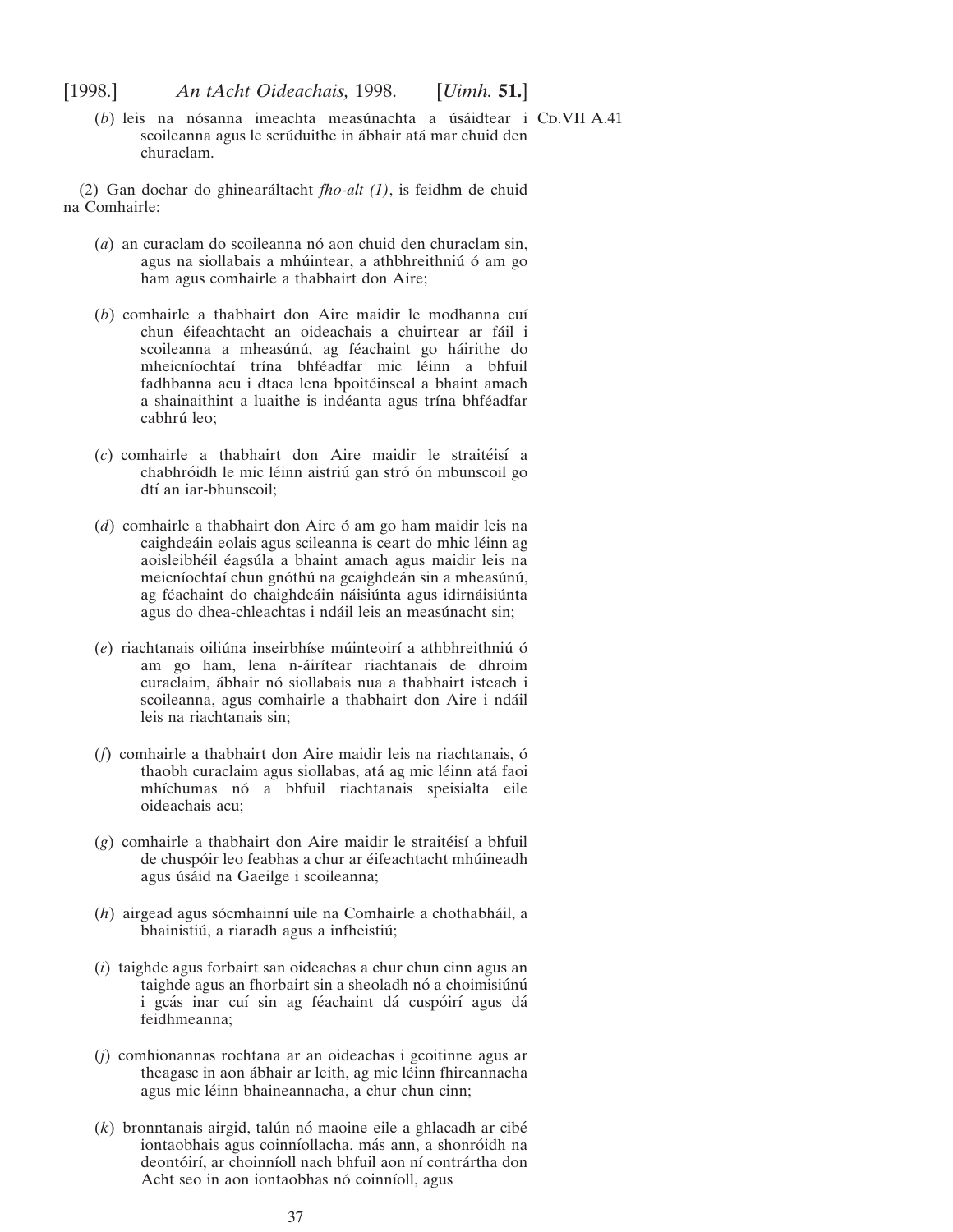(*b*) leis na nósanna imeachta measúnachta a úsáidtear i scoileanna agus le scrúduithe in ábhair atá mar chuid den churaclam.

CD.VII A.41

(2) Gan dochar do ghinearáltacht *fho-alt (1)*, is feidhm de chuid na Comhairle:

(*a*) an curaclam do scoileanna nó aon chuid den churaclam sin, agus na siollabais a mhúintear, a athbhreithniú ó am go ham agus comhairle a thabhairt don Aire;

(*b*) comhairle a thabhairt don Aire maidir le modhanna cuí chun éifeachtacht an oideachais a chuirtear ar fáil i scoileanna a mheasúnú, ag féachaint go háirithe do mheicníochtaí trína bhféadfar mic léinn a bhfuil fadhbanna acu i dtaca lena bpoitéinseal a bhaint amach a shainaithint a luaithe is indéanta agus trína bhféadfar cabhrú leo;

(*c*) comhairle a thabhairt don Aire maidir le straitéisí a chabhróidh le mic léinn aistriú gan stró ón mbunscoil go dtí an iar-bhunscoil;

(*d*) comhairle a thabhairt don Aire ó am go ham maidir leis na caighdeáin eolais agus scileanna is ceart do mhic léinn ag aoisleibhéil éagsúla a bhaint amach agus maidir leis na meicníochtaí chun gnóthú na gcaighdeán sin a mheasúnú, ag féachaint do chaighdeáin náisiúnta agus idirnáisiúnta agus do dhea-chleachtas i ndáil leis an measúnacht sin;

(*e*) riachtanais oiliúna inseirbhíse múinteoirí a athbhreithniú ó am go ham, lena n-áirítear riachtanais de dhroim curaclaim, ábhair nó siollabais nua a thabhairt isteach i scoileanna, agus comhairle a thabhairt don Aire i ndáil leis na riachtanais sin;

(*f*) comhairle a thabhairt don Aire maidir leis na riachtanais, ó thaobh curaclaim agus siollabas, atá ag mic léinn atá faoi mhíchumas nó a bhfuil riachtanais speisialta eile oideachais acu;

(*g*) comhairle a thabhairt don Aire maidir le straitéisí a bhfuil de chuspóir leo feabhas a chur ar éifeachtacht mhúineadh agus úsáid na Gaeilge i scoileanna;

(*h*) airgead agus sócmhainní uile na Comhairle a chothabháil, a bhainistiú, a riaradh agus a infheistiú;

(*i*) taighde agus forbairt san oideachas a chur chun cinn agus an taighde agus an fhorbairt sin a sheoladh nó a choimisiúnú i gcás inar cuí sin ag féachaint dá cuspóirí agus dá feidhmeanna;

(*j*) comhionannas rochtana ar an oideachas i gcoitinne agus ar theagasc in aon ábhair ar leith, ag mic léinn fhireannacha agus mic léinn bhaineannacha, a chur chun cinn;

(*k*) bronntanais airgid, talún nó maoine eile a ghlacadh ar cibé iontaobhais agus coinníollacha, más ann, a shonróidh na deontóirí, ar choinníoll nach bhfuil aon ní contrártha don Acht seo in aon iontaobhas nó coinníoll, agus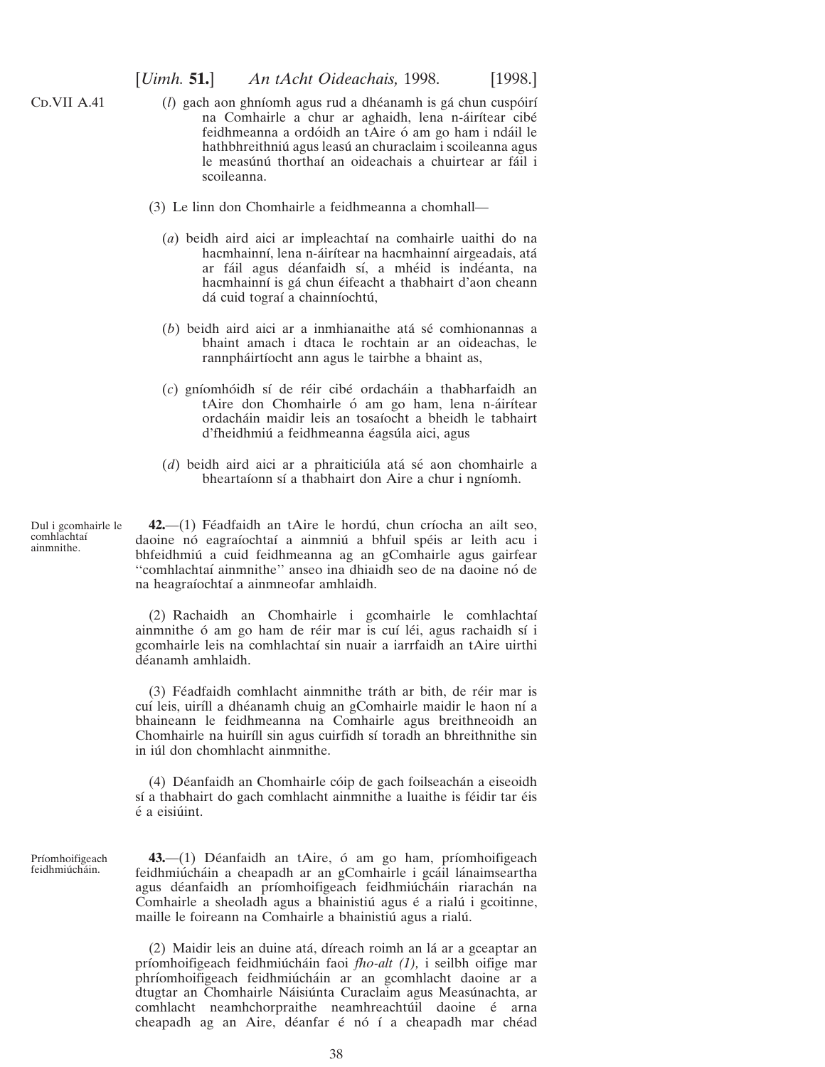Cd.VII A.41

(*l*) gach aon ghníomh agus rud a dhéanamh is gá chun cuspóirí na Comhairle a chur ar aghaidh, lena n-áirítear cibé feidhmeanna a ordóidh an tAire ó am go ham i ndáil le hathbhreithniú agus leasú an churaclaim i scoileanna agus le measúnú thorthaí an oideachais a chuirtear ar fáil i scoileanna.

(3) Le linn don Chomhairle a feidhmeanna a chomhall—

(*a*) beidh aird aici ar impleachtaí na comhairle uaithi do na hacmhainní, lena n-áirítear na hacmhainní airgeadais, atá ar fáil agus déanfaidh sí, a mhéid is indéanta, na hacmhainní is gá chun éifeacht a thabhairt d'aon cheann dá cuid tograí a chainníochtú,

(*b*) beidh aird aici ar a inmhianaithe atá sé comhionannas a bhaint amach i dtaca le rochtain ar an oideachas, le rannpháirtíocht ann agus le tairbhe a bhaint as,

(*c*) gníomhóidh sí de réir cibé ordacháin a thabharfaidh an tAire don Chomhairle ó am go ham, lena n-áirítear ordacháin maidir leis an tosaíocht a bheidh le tabhairt d'fheidhmiú a feidhmeanna éagsúla aici, agus

(*d*) beidh aird aici ar a phraiticiúla atá sé aon chomhairle a bheartaíonn sí a thabhairt don Aire a chur i ngníomh.

Dul i gcomhairle le comhlachtaí ainmnithe.

**42.**—(1) Féadfaidh an tAire le hordú, chun críocha an ailt seo, daoine nó eagraíochtaí a ainmniú a bhfuil spéis ar leith acu i bhfeidhmiú a cuid feidhmeanna ag an gComhairle agus gairfear ''comhlachtaí ainmnithe'' anseo ina dhiaidh seo de na daoine nó de na heagraíochtaí a ainmneofar amhlaidh.

(2) Rachaidh an Chomhairle i gcomhairle le comhlachtaí ainmnithe ó am go ham de réir mar is cuí léi, agus rachaidh sí i gcomhairle leis na comhlachtaí sin nuair a iarrfaidh an tAire uirthi déanamh amhlaidh.

(3) Féadfaidh comhlacht ainmnithe tráth ar bith, de réir mar is cuí leis, uiríll a dhéanamh chuig an gComhairle maidir le haon ní a bhaineann le feidhmeanna na Comhairle agus breithneoidh an Chomhairle na huiríll sin agus cuirfidh sí toradh an bhreithnithe sin in iúl don chomhlacht ainmnithe.

(4) Déanfaidh an Chomhairle cóip de gach foilseachán a eiseoidh sí a thabhairt do gach comhlacht ainmnithe a luaithe is féidir tar éis é a eisiúint.

Príomhoifigeach feidhmiúcháin.

**43.**—(1) Déanfaidh an tAire, ó am go ham, príomhoifigeach feidhmiúcháin a cheapadh ar an gComhairle i gcáil lánaimseartha agus déanfaidh an príomhoifigeach feidhmiúcháin riarachán na Comhairle a sheoladh agus a bhainistiú agus é a rialú i gcoitinne, maille le foireann na Comhairle a bhainistiú agus a rialú.

(2) Maidir leis an duine atá, díreach roimh an lá ar a gceaptar an príomhoifigeach feidhmiúcháin faoi *fho-alt (1),* i seilbh oifige mar phríomhoifigeach feidhmiúcháin ar an gcomhlacht daoine ar a dtugtar an Chomhairle Náisiúnta Curaclaim agus Measúnachta, ar comhlacht neamhchorpraithe neamhreachtúil daoine é arna cheapadh ag an Aire, déanfar é nó í a cheapadh mar chéad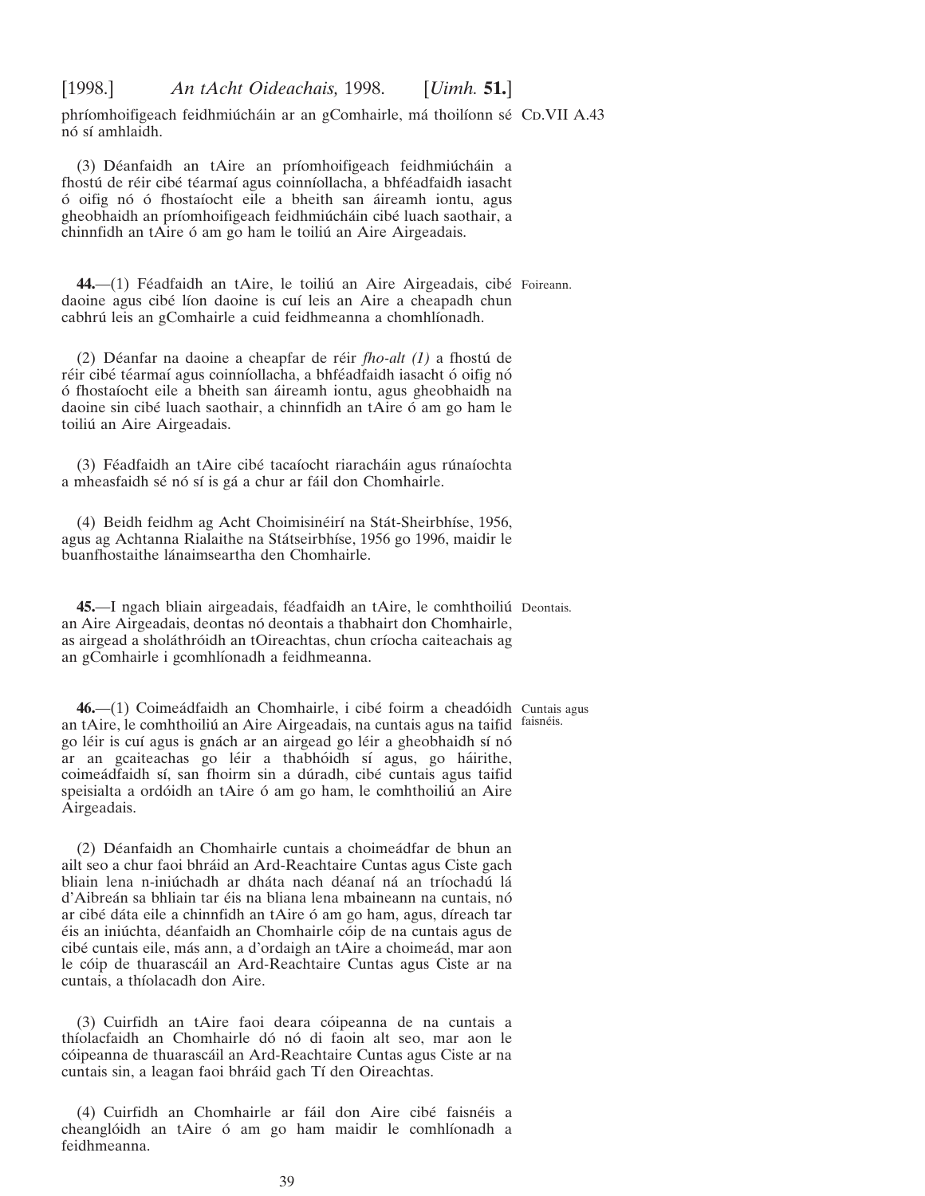phríomhoifigeach feidhmiúcháin ar an gComhairle, má thoilíonn sé nó sí amhlaidh.

(3) Déanfaidh an tAire an príomhoifigeach feidhmiúcháin a fhostú de réir cibé téarmaí agus coinníollacha, a bhféadfaidh iasacht ó oifig nó ó fhostaíocht eile a bheith san áireamh iontu, agus gheobhaidh an príomhoifigeach feidhmiúcháin cibé luach saothair, a chinnfidh an tAire ó am go ham le toiliú an Aire Airgeadais.

Foireann.

**44.**—(1) Féadfaidh an tAire, le toiliú an Aire Airgeadais, cibé daoine agus cibé líon daoine is cuí leis an Aire a cheapadh chun cabhrú leis an gComhairle a cuid feidhmeanna a chomhlíonadh.

(2) Déanfar na daoine a cheapfar de réir *fho-alt (1)* a fhostú de réir cibé téarmaí agus coinníollacha, a bhféadfaidh iasacht ó oifig nó ó fhostaíocht eile a bheith san áireamh iontu, agus gheobhaidh na daoine sin cibé luach saothair, a chinnfidh an tAire ó am go ham le toiliú an Aire Airgeadais.

(3) Féadfaidh an tAire cibé tacaíocht riaracháin agus rúnaíochta a mheasfaidh sé nó sí is gá a chur ar fáil don Chomhairle.

(4) Beidh feidhm ag Acht Choimisinéirí na Stát-Sheirbhíse, 1956, agus ag Achtanna Rialaithe na Státseirbhíse, 1956 go 1996, maidir le buanfhostaithe lánaimseartha den Chomhairle.

Deontais.

**45.**—I ngach bliain airgeadais, féadfaidh an tAire, le comhthoiliú an Aire Airgeadais, deontas nó deontais a thabhairt don Chomhairle, as airgead a sholáthróidh an tOireachtas, chun críocha caiteachais ag an gComhairle i gcomhlíonadh a feidhmeanna.

Cuntais agus faisnéis.

**46.**—(1) Coimeádfaidh an Chomhairle, i cibé foirm a cheadóidh an tAire, le comhthoiliú an Aire Airgeadais, na cuntais agus na taifid go léir is cuí agus is gnách ar an airgead go léir a gheobhaidh sí nó ar an gcaiteachas go léir a thabhóidh sí agus, go háirithe, coimeádfaidh sí, san fhoirm sin a dúradh, cibé cuntais agus taifid speisialta a ordóidh an tAire ó am go ham, le comhthoiliú an Aire Airgeadais.

(2) Déanfaidh an Chomhairle cuntais a choimeádfar de bhun an ailt seo a chur faoi bhráid an Ard-Reachtaire Cuntas agus Ciste gach bliain lena n-iniúchadh ar dháta nach déanaí ná an tríochadú lá d'Aibreán sa bhliain tar éis na bliana lena mbaineann na cuntais, nó ar cibé dáta eile a chinnfidh an tAire ó am go ham, agus, díreach tar éis an iniúchta, déanfaidh an Chomhairle cóip de na cuntais agus de cibé cuntais eile, más ann, a d'ordaigh an tAire a choimeád, mar aon le cóip de thuarascáil an Ard-Reachtaire Cuntas agus Ciste ar na cuntais, a thíolacadh don Aire.

(3) Cuirfidh an tAire faoi deara cóipeanna de na cuntais a thíolacfaidh an Chomhairle dó nó di faoin alt seo, mar aon le cóipeanna de thuarascáil an Ard-Reachtaire Cuntas agus Ciste ar na cuntais sin, a leagan faoi bhráid gach Tí den Oireachtas.

(4) Cuirfidh an Chomhairle ar fáil don Aire cibé faisnéis a cheanglóidh an tAire ó am go ham maidir le comhlíonadh a feidhmeanna.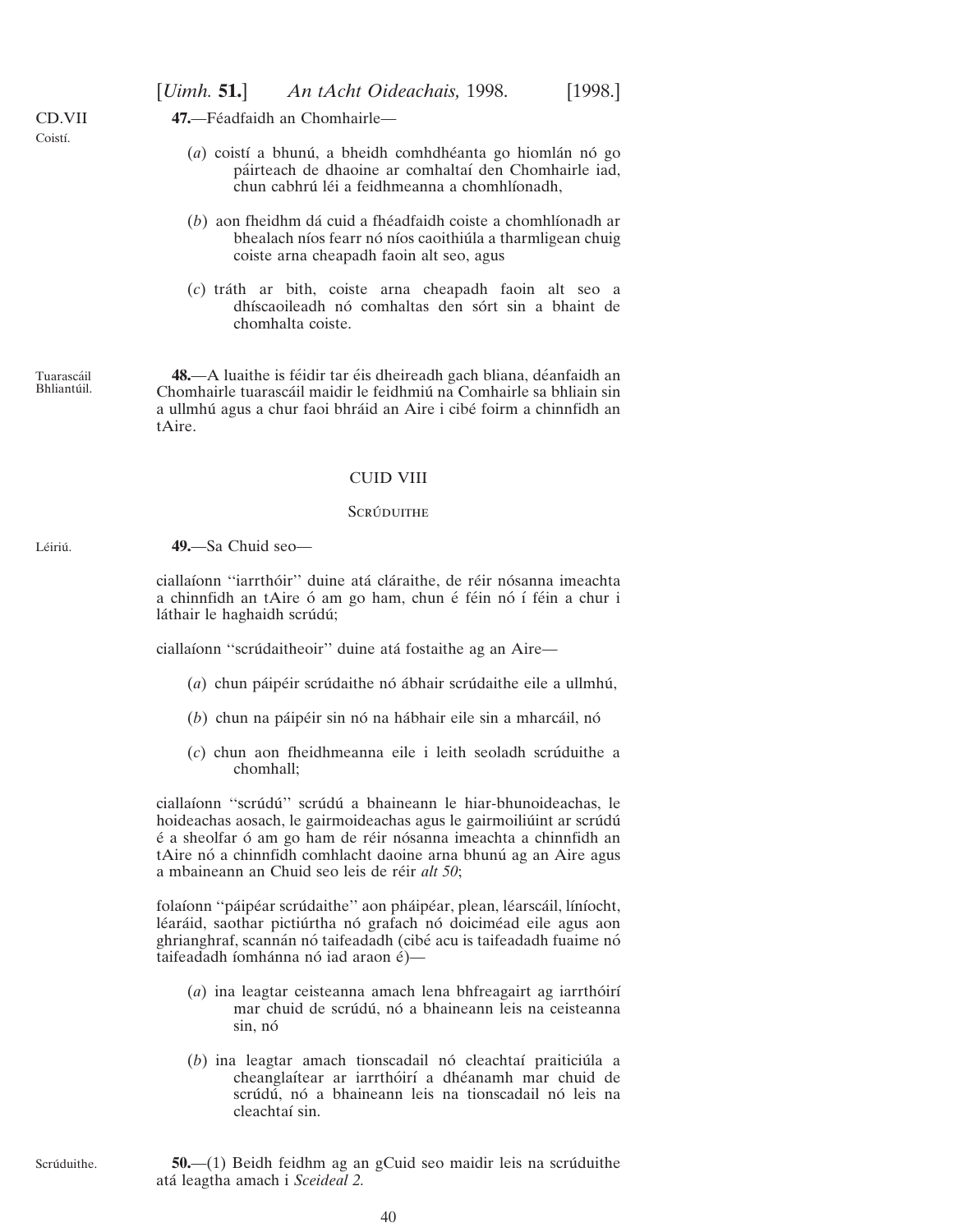CD.VII

Coistí.

**47.**—Féadfaidh an Chomhairle—

(*a*) coistí a bhunú, a bheidh comhdhéanta go hiomlán nó go páirteach de dhaoine ar comhaltaí den Chomhairle iad, chun cabhrú léi a feidhmeanna a chomhlíonadh,

(*b*) aon fheidhm dá cuid a fhéadfaidh coiste a chomhlíonadh ar bhealach níos fearr nó níos caoithiúla a tharmligean chuig coiste arna cheapadh faoin alt seo, agus

(*c*) tráth ar bith, coiste arna cheapadh faoin alt seo a dhíscaoileadh nó comhaltas den sórt sin a bhaint de chomhalta coiste.

Tuarascáil Bhliantúil.

**48.**—A luaithe is féidir tar éis dheireadh gach bliana, déanfaidh an Chomhairle tuarascáil maidir le feidhmiú na Comhairle sa bhliain sin a ullmhú agus a chur faoi bhráid an Aire i cibé foirm a chinnfidh an tAire.

## CUID VIII

### Scrúduithe

Léiriú.

**49.**—Sa Chuid seo—

ciallaíonn ''iarrthóir'' duine atá cláraithe, de réir nósanna imeachta a chinnfidh an tAire ó am go ham, chun é féin nó í féin a chur i láthair le haghaidh scrúdú;

ciallaíonn ''scrúdaitheoir'' duine atá fostaithe ag an Aire—

(*a*) chun páipéir scrúdaithe nó ábhair scrúdaithe eile a ullmhú,

(*b*) chun na páipéir sin nó na hábhair eile sin a mharcáil, nó

(*c*) chun aon fheidhmeanna eile i leith seoladh scrúduithe a chomhall;

ciallaíonn ''scrúdú'' scrúdú a bhaineann le hiar-bhunoideachas, le hoideachas aosach, le gairmoideachas agus le gairmoiliúint ar scrúdú é a sheolfar ó am go ham de réir nósanna imeachta a chinnfidh an tAire nó a chinnfidh comhlacht daoine arna bhunú ag an Aire agus a mbaineann an Chuid seo leis de réir *alt 50*;

folaíonn ''páipéar scrúdaithe'' aon pháipéar, plean, léarscáil, líníocht, léaráid, saothar pictiúrtha nó grafach nó doiciméad eile agus aon ghrianghraf, scannán nó taifeadadh (cibé acu is taifeadadh fuaime nó taifeadadh íomhánna nó iad araon é)—

(*a*) ina leagtar ceisteanna amach lena bhfreagairt ag iarrthóirí mar chuid de scrúdú, nó a bhaineann leis na ceisteanna sin, nó

(*b*) ina leagtar amach tionscadail nó cleachtaí praiticiúla a cheanglaítear ar iarrthóirí a dhéanamh mar chuid de scrúdú, nó a bhaineann leis na tionscadail nó leis na cleachtaí sin.

Scrúduithe.

**50.**—(1) Beidh feidhm ag an gCuid seo maidir leis na scrúduithe atá leagtha amach i *Sceideal 2.*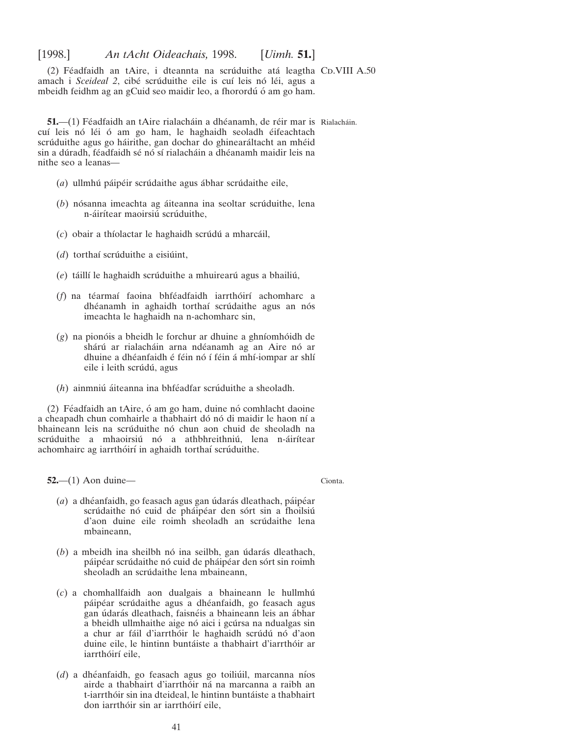(2) Féadfaidh an tAire, i dteannta na scrúduithe atá leagtha amach i *Sceideal 2*, cibé scrúduithe eile is cuí leis nó léi, agus a mbeidh feidhm ag an gCuid seo maidir leo, a fhorordú ó am go ham.

Cd.VIII A.50

Rialacháin.

**51.**—(1) Féadfaidh an tAire rialacháin a dhéanamh, de réir mar is cuí leis nó léi ó am go ham, le haghaidh seoladh éifeachtach scrúduithe agus go háirithe, gan dochar do ghinearáltacht an mhéid sin a dúradh, féadfaidh sé nó sí rialacháin a dhéanamh maidir leis na nithe seo a leanas—

(*a*) ullmhú páipéir scrúdaithe agus ábhar scrúdaithe eile,

(*b*) nósanna imeachta ag áiteanna ina seoltar scrúduithe, lena n-áirítear maoirsiú scrúduithe,

(*c*) obair a thíolactar le haghaidh scrúdú a mharcáil,

(*d*) torthaí scrúduithe a eisiúint,

(*e*) táillí le haghaidh scrúduithe a mhuirearú agus a bhailiú,

(*f*) na téarmaí faoina bhféadfaidh iarrthóirí achomharc a dhéanamh in aghaidh torthaí scrúdaithe agus an nós imeachta le haghaidh na n-achomharc sin,

(*g*) na pionóis a bheidh le forchur ar dhuine a ghníomhóidh de shárú ar rialacháin arna ndéanamh ag an Aire nó ar dhuine a dhéanfaidh é féin nó í féin á mhí-iompar ar shlí eile i leith scrúdú, agus

(*h*) ainmniú áiteanna ina bhféadfar scrúduithe a sheoladh.

(2) Féadfaidh an tAire, ó am go ham, duine nó comhlacht daoine a cheapadh chun comhairle a thabhairt dó nó di maidir le haon ní a bhaineann leis na scrúduithe nó chun aon chuid de sheoladh na scrúduithe a mhaoirsiú nó a athbhreithniú, lena n-áirítear achomhairc ag iarrthóirí in aghaidh torthaí scrúduithe.

Cionta.

**52.**—(1) Aon duine—

(*a*) a dhéanfaidh, go feasach agus gan údarás dleathach, páipéar scrúdaithe nó cuid de pháipéar den sórt sin a fhoilsiú d'aon duine eile roimh sheoladh an scrúdaithe lena mbaineann,

(*b*) a mbeidh ina sheilbh nó ina seilbh, gan údarás dleathach, páipéar scrúdaithe nó cuid de pháipéar den sórt sin roimh sheoladh an scrúdaithe lena mbaineann,

(*c*) a chomhallfaidh aon dualgais a bhaineann le hullmhú páipéar scrúdaithe agus a dhéanfaidh, go feasach agus gan údarás dleathach, faisnéis a bhaineann leis an ábhar a bheidh ullmhaithe aige nó aici i gcúrsa na ndualgas sin a chur ar fáil d'iarrthóir le haghaidh scrúdú nó d'aon duine eile, le hintinn buntáiste a thabhairt d'iarrthóir ar iarrthóirí eile,

(*d*) a dhéanfaidh, go feasach agus go toiliúil, marcanna níos airde a thabhairt d'iarrthóir ná na marcanna a raibh an t-iarrthóir sin ina dteideal, le hintinn buntáiste a thabhairt don iarrthóir sin ar iarrthóirí eile,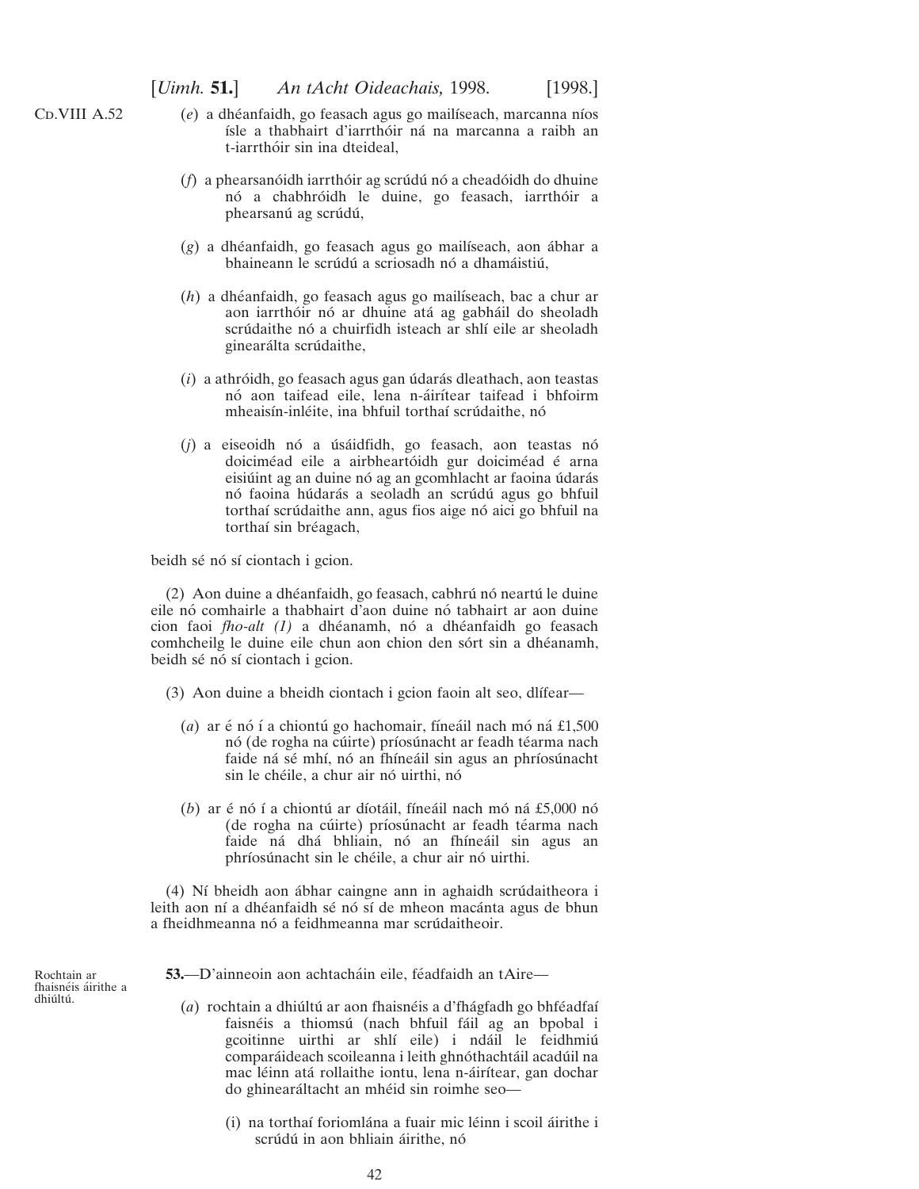Cd.VIII A.52

(*e*) a dhéanfaidh, go feasach agus go mailíseach, marcanna níos ísle a thabhairt d'iarrthóir ná na marcanna a raibh an t-iarrthóir sin ina dteideal,

(*f*) a phearsanóidh iarrthóir ag scrúdú nó a cheadóidh do dhuine nó a chabhróidh le duine, go feasach, iarrthóir a phearsanú ag scrúdú,

(*g*) a dhéanfaidh, go feasach agus go mailíseach, aon ábhar a bhaineann le scrúdú a scriosadh nó a dhamáistiú,

(*h*) a dhéanfaidh, go feasach agus go mailíseach, bac a chur ar aon iarrthóir nó ar dhuine atá ag gabháil do sheoladh scrúdaithe nó a chuirfidh isteach ar shlí eile ar sheoladh ginearálta scrúdaithe,

(*i*) a athróidh, go feasach agus gan údarás dleathach, aon teastas nó aon taifead eile, lena n-áirítear taifead i bhfoirm mheaisín-inléite, ina bhfuil torthaí scrúdaithe, nó

(*j*) a eiseoidh nó a úsáidfidh, go feasach, aon teastas nó doiciméad eile a airbheartóidh gur doiciméad é arna eisiúint ag an duine nó ag an gcomhlacht ar faoina údarás nó faoina húdarás a seoladh an scrúdú agus go bhfuil torthaí scrúdaithe ann, agus fios aige nó aici go bhfuil na torthaí sin bréagach,

beidh sé nó sí ciontach i gcion.

(2) Aon duine a dhéanfaidh, go feasach, cabhrú nó neartú le duine eile nó comhairle a thabhairt d'aon duine nó tabhairt ar aon duine cion faoi *fho-alt (1)* a dhéanamh, nó a dhéanfaidh go feasach comhcheilg le duine eile chun aon chion den sórt sin a dhéanamh, beidh sé nó sí ciontach i gcion.

(3) Aon duine a bheidh ciontach i gcion faoin alt seo, dlífear—

(*a*) ar é nó í a chiontú go hachomair, fíneáil nach mó ná £1,500 nó (de rogha na cúirte) príosúnacht ar feadh téarma nach faide ná sé mhí, nó an fhíneáil sin agus an phríosúnacht sin le chéile, a chur air nó uirthi, nó

(*b*) ar é nó í a chiontú ar díotáil, fíneáil nach mó ná £5,000 nó (de rogha na cúirte) príosúnacht ar feadh téarma nach faide ná dhá bhliain, nó an fhíneáil sin agus an phríosúnacht sin le chéile, a chur air nó uirthi.

(4) Ní bheidh aon ábhar caingne ann in aghaidh scrúdaitheora i leith aon ní a dhéanfaidh sé nó sí de mheon macánta agus de bhun a fheidhmeanna nó a feidhmeanna mar scrúdaitheoir.

Rochtain ar fhaisnéis áirithe a dhiúltú.

**53.**—D'ainneoin aon achtacháin eile, féadfaidh an tAire—

(*a*) rochtain a dhiúltú ar aon fhaisnéis a d'fhágfadh go bhféadfaí faisnéis a thiomsú (nach bhfuil fáil ag an bpobal i gcoitinne uirthi ar shlí eile) i ndáil le feidhmiú comparáideach scoileanna i leith ghnóthachtáil acadúil na mac léinn atá rollaithe iontu, lena n-áirítear, gan dochar do ghinearáltacht an mhéid sin roimhe seo—

(i) na torthaí foriomlána a fuair mic léinn i scoil áirithe i scrúdú in aon bhliain áirithe, nó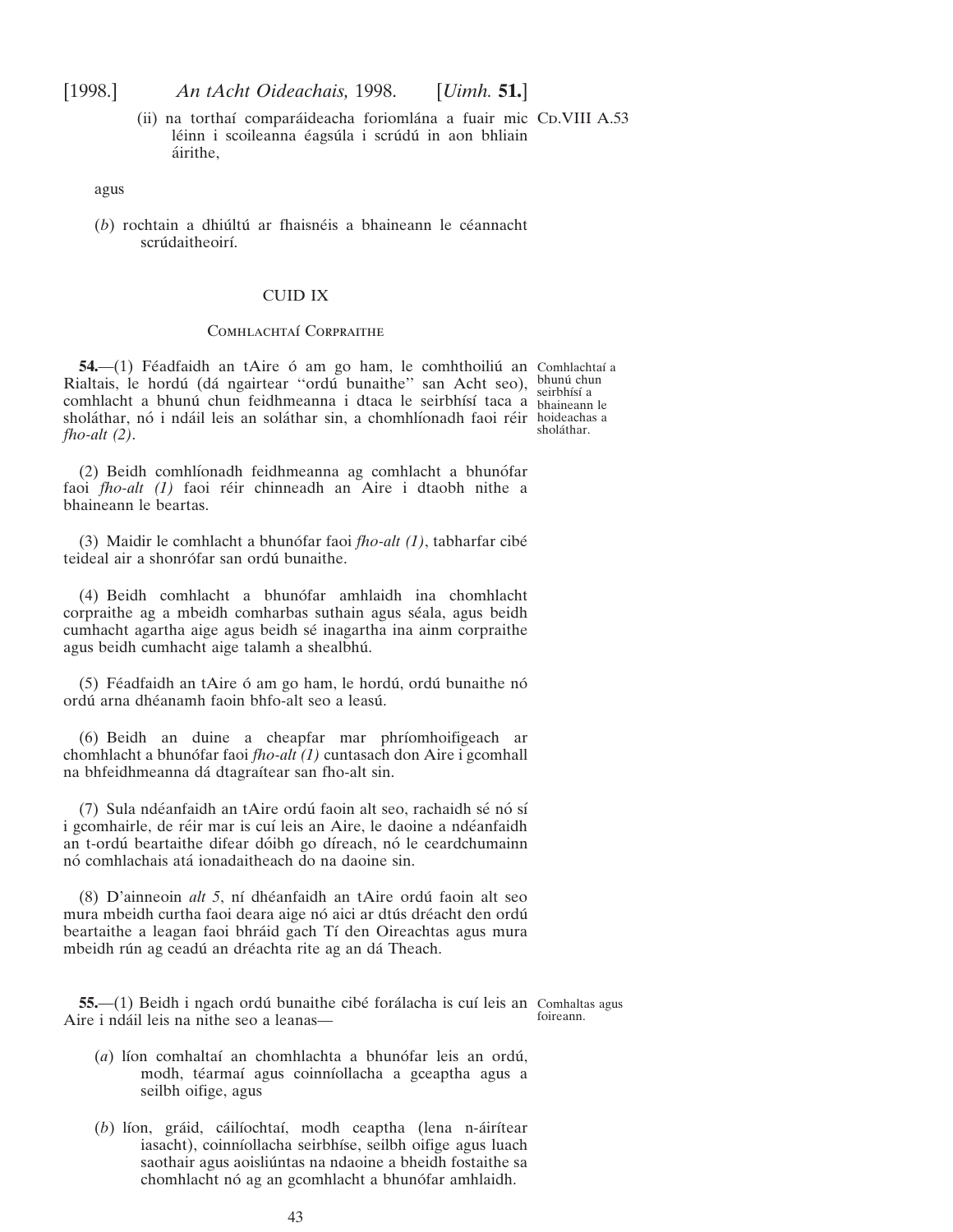(ii) na torthaí comparáideacha foriomlána a fuair mic léinn i scoileanna éagsúla i scrúdú in aon bhliain áirithe,

agus

(*b*) rochtain a dhiúltú ar fhaisnéis a bhaineann le céannacht scrúdaitheoirí.

## CUID IX

### Comhlachtaí Corpraithe

*Comhlachtaí a bhunú chun seirbhísí a bhaineann le hoideachas a sholáthar.*

**54.**—(1) Féadfaidh an tAire ó am go ham, le comhthoiliú an Rialtais, le hordú (dá ngairtear ''ordú bunaithe'' san Acht seo), comhlacht a bhunú chun feidhmeanna i dtaca le seirbhísí taca a sholáthar, nó i ndáil leis an soláthar sin, a chomhlíonadh faoi réir *fho-alt (2)*.

(2) Beidh comhlíonadh feidhmeanna ag comhlacht a bhunófar faoi *fho-alt (1)* faoi réir chinneadh an Aire i dtaobh nithe a bhaineann le beartas.

(3) Maidir le comhlacht a bhunófar faoi *fho-alt (1)*, tabharfar cibé teideal air a shonrófar san ordú bunaithe.

(4) Beidh comhlacht a bhunófar amhlaidh ina chomhlacht corpraithe ag a mbeidh comharbas suthain agus séala, agus beidh cumhacht agartha aige agus beidh sé inagartha ina ainm corpraithe agus beidh cumhacht aige talamh a shealbhú.

(5) Féadfaidh an tAire ó am go ham, le hordú, ordú bunaithe nó ordú arna dhéanamh faoin bhfo-alt seo a leasú.

(6) Beidh an duine a cheapfar mar phríomhoifigeach ar chomhlacht a bhunófar faoi *fho-alt (1)* cuntasach don Aire i gcomhall na bhfeidhmeanna dá dtagraítear san fho-alt sin.

(7) Sula ndéanfaidh an tAire ordú faoin alt seo, rachaidh sé nó sí i gcomhairle, de réir mar is cuí leis an Aire, le daoine a ndéanfaidh an t-ordú beartaithe difear dóibh go díreach, nó le ceardchumainn nó comhlachais atá ionadaitheach do na daoine sin.

(8) D'ainneoin *alt 5*, ní dhéanfaidh an tAire ordú faoin alt seo mura mbeidh curtha faoi deara aige nó aici ar dtús dréacht den ordú beartaithe a leagan faoi bhráid gach Tí den Oireachtas agus mura mbeidh rún ag ceadú an dréachta rite ag an dá Theach.

*Comhaltas agus foireann.*

**55.**—(1) Beidh i ngach ordú bunaithe cibé forálacha is cuí leis an Aire i ndáil leis na nithe seo a leanas—

(*a*) líon comhaltaí an chomhlachta a bhunófar leis an ordú, modh, téarmaí agus coinníollacha a gceaptha agus a seilbh oifige, agus

(*b*) líon, gráid, cáilíochtaí, modh ceaptha (lena n-áirítear iasacht), coinníollacha seirbhíse, seilbh oifige agus luach saothair agus aoisliúntas na ndaoine a bheidh fostaithe sa chomhlacht nó ag an gcomhlacht a bhunófar amhlaidh.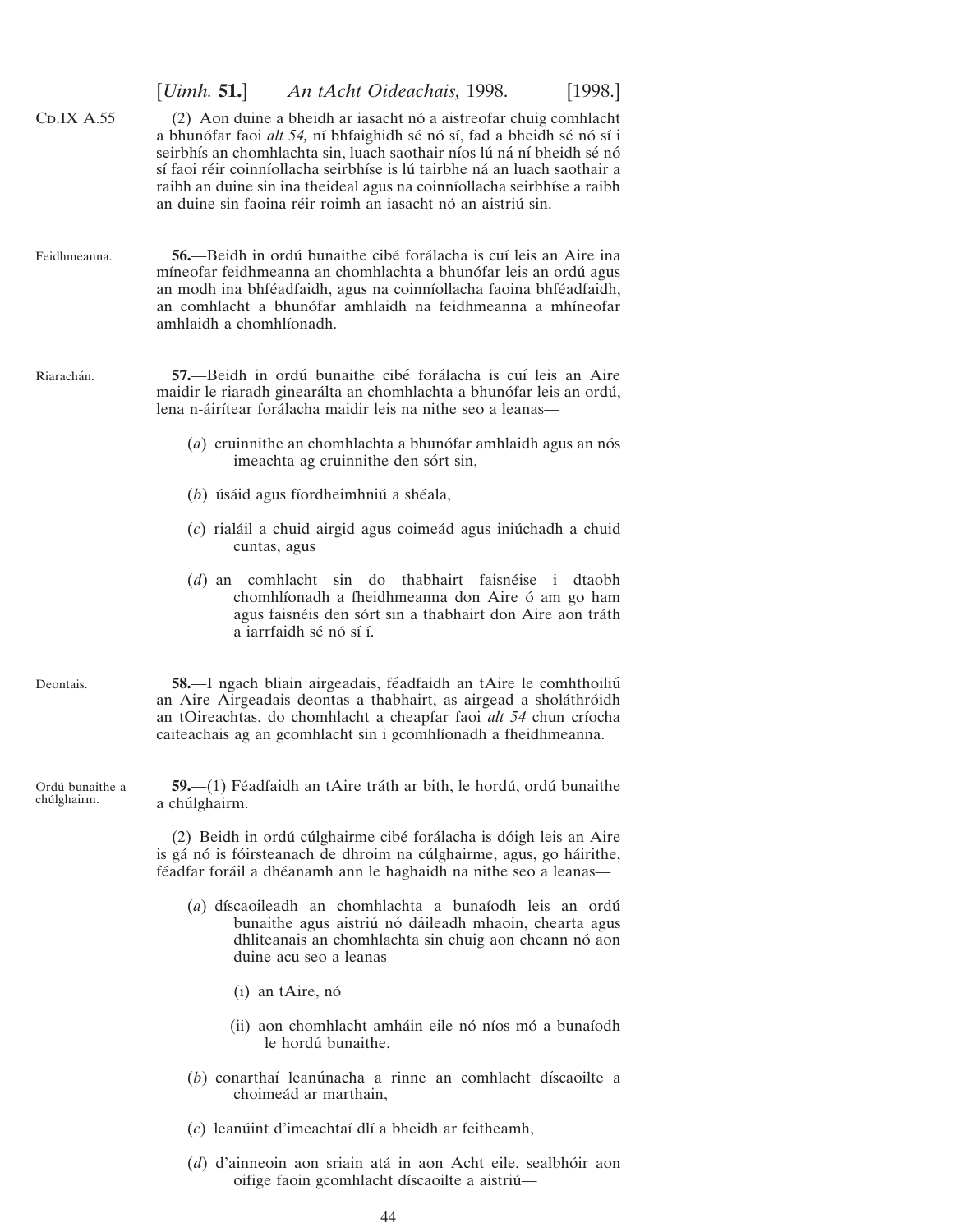Cd.IX A.55

(2) Aon duine a bheidh ar iasacht nó a aistreofar chuig comhlacht a bhunófar faoi *alt 54,* ní bhfaighidh sé nó sí, fad a bheidh sé nó sí i seirbhís an chomhlachta sin, luach saothair níos lú ná ní bheidh sé nó sí faoi réir coinníollacha seirbhíse is lú tairbhe ná an luach saothair a raibh an duine sin ina theideal agus na coinníollacha seirbhíse a raibh an duine sin faoina réir roimh an iasacht nó an aistriú sin.

Feidhmeanna.

**56.**—Beidh in ordú bunaithe cibé forálacha is cuí leis an Aire ina míneofar feidhmeanna an chomhlachta a bhunófar leis an ordú agus an modh ina bhféadfaidh, agus na coinníollacha faoina bhféadfaidh, an comhlacht a bhunófar amhlaidh na feidhmeanna a mhíneofar amhlaidh a chomhlíonadh.

Riarachán.

**57.**—Beidh in ordú bunaithe cibé forálacha is cuí leis an Aire maidir le riaradh ginearálta an chomhlachta a bhunófar leis an ordú, lena n-áirítear forálacha maidir leis na nithe seo a leanas—

(*a*) cruinnithe an chomhlachta a bhunófar amhlaidh agus an nós imeachta ag cruinnithe den sórt sin,

(*b*) úsáid agus fíordheimhniú a shéala,

(*c*) rialáil a chuid airgid agus coimeád agus iniúchadh a chuid cuntas, agus

(*d*) an comhlacht sin do thabhairt faisnéise i dtaobh chomhlíonadh a fheidhmeanna don Aire ó am go ham agus faisnéis den sórt sin a thabhairt don Aire aon tráth a iarrfaidh sé nó sí í.

Deontais.

**58.**—I ngach bliain airgeadais, féadfaidh an tAire le comhthoiliú an Aire Airgeadais deontas a thabhairt, as airgead a sholáthróidh an tOireachtas, do chomhlacht a cheapfar faoi *alt 54* chun críocha caiteachais ag an gcomhlacht sin i gcomhlíonadh a fheidhmeanna.

Ordú bunaithe a chúlghairm.

**59.**—(1) Féadfaidh an tAire tráth ar bith, le hordú, ordú bunaithe a chúlghairm.

(2) Beidh in ordú cúlghairme cibé forálacha is dóigh leis an Aire is gá nó is fóirsteanach de dhroim na cúlghairme, agus, go háirithe, féadfar foráil a dhéanamh ann le haghaidh na nithe seo a leanas—

(*a*) díscaoileadh an chomhlachta a bunaíodh leis an ordú bunaithe agus aistriú nó dáileadh mhaoin, chearta agus dhliteanais an chomhlachta sin chuig aon cheann nó aon duine acu seo a leanas—

(i) an tAire, nó

(ii) aon chomhlacht amháin eile nó níos mó a bunaíodh le hordú bunaithe,

(*b*) conarthaí leanúnacha a rinne an comhlacht díscaoilte a choimeád ar marthain,

(*c*) leanúint d'imeachtaí dlí a bheidh ar feitheamh,

(*d*) d'ainneoin aon sriain atá in aon Acht eile, sealbhóir aon oifige faoin gcomhlacht díscaoilte a aistriú—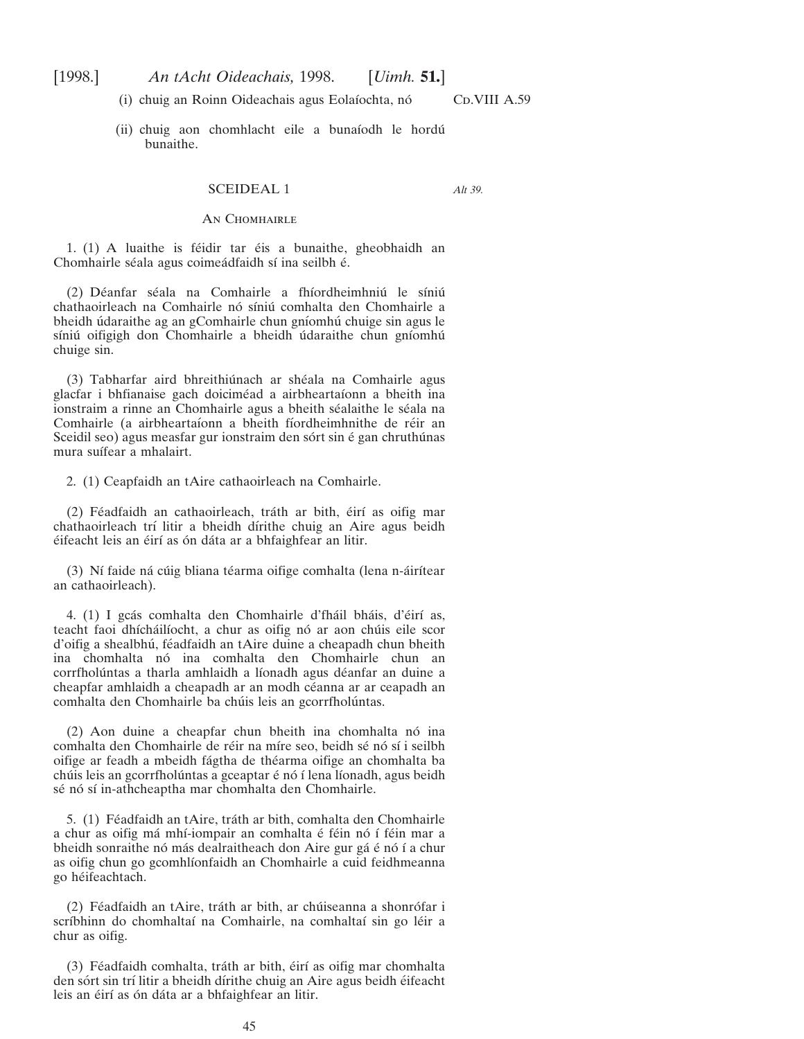(i) chuig an Roinn Oideachais agus Eolaíochta, nó

(ii) chuig aon chomhlacht eile a bunaíodh le hordú bunaithe.

Cd.VIII A.59

## SCEIDEAL 1

*Alt 39.*

### An Chomhairle

1. (1) A luaithe is féidir tar éis a bunaithe, gheobhaidh an Chomhairle séala agus coimeádfaidh sí ina seilbh é.

(2) Déanfar séala na Comhairle a fhíordheimhniú le síniú chathaoirleach na Comhairle nó síniú comhalta den Chomhairle a bheidh údaraithe ag an gComhairle chun gníomhú chuige sin agus le síniú oifigigh don Chomhairle a bheidh údaraithe chun gníomhú chuige sin.

(3) Tabharfar aird bhreithiúnach ar shéala na Comhairle agus glacfar i bhfianaise gach doiciméad a airbheartaíonn a bheith ina ionstraim a rinne an Chomhairle agus a bheith séalaithe le séala na Comhairle (a airbheartaíonn a bheith fíordheimhnithe de réir an Sceidil seo) agus measfar gur ionstraim den sórt sin é gan chruthúnas mura suífear a mhalairt.

2. (1) Ceapfaidh an tAire cathaoirleach na Comhairle.

(2) Féadfaidh an cathaoirleach, tráth ar bith, éirí as oifig mar chathaoirleach trí litir a bheidh dírithe chuig an Aire agus beidh éifeacht leis an éirí as ón dáta ar a bhfaighfear an litir.

(3) Ní faide ná cúig bliana téarma oifige comhalta (lena n-áirítear an cathaoirleach).

4. (1) I gcás comhalta den Chomhairle d'fháil bháis, d'éirí as, teacht faoi dhícháilíocht, a chur as oifig nó ar aon chúis eile scor d'oifig a shealbhú, féadfaidh an tAire duine a cheapadh chun bheith ina chomhalta nó ina comhalta den Chomhairle chun an corrfholúntas a tharla amhlaidh a líonadh agus déanfar an duine a cheapfar amhlaidh a cheapadh ar an modh céanna ar ar ceapadh an comhalta den Chomhairle ba chúis leis an gcorrfholúntas.

(2) Aon duine a cheapfar chun bheith ina chomhalta nó ina comhalta den Chomhairle de réir na míre seo, beidh sé nó sí i seilbh oifige ar feadh a mbeidh fágtha de théarma oifige an chomhalta ba chúis leis an gcorrfholúntas a gceaptar é nó í lena líonadh, agus beidh sé nó sí in-athcheaptha mar chomhalta den Chomhairle.

5. (1) Féadfaidh an tAire, tráth ar bith, comhalta den Chomhairle a chur as oifig má mhí-iompair an comhalta é féin nó í féin mar a bheidh sonraithe nó más dealraitheach don Aire gur gá é nó í a chur as oifig chun go gcomhlíonfaidh an Chomhairle a cuid feidhmeanna go héifeachtach.

(2) Féadfaidh an tAire, tráth ar bith, ar chúiseanna a shonrófar i scríbhinn do chomhaltaí na Comhairle, na comhaltaí sin go léir a chur as oifig.

(3) Féadfaidh comhalta, tráth ar bith, éirí as oifig mar chomhalta den sórt sin trí litir a bheidh dírithe chuig an Aire agus beidh éifeacht leis an éirí as ón dáta ar a bhfaighfear an litir.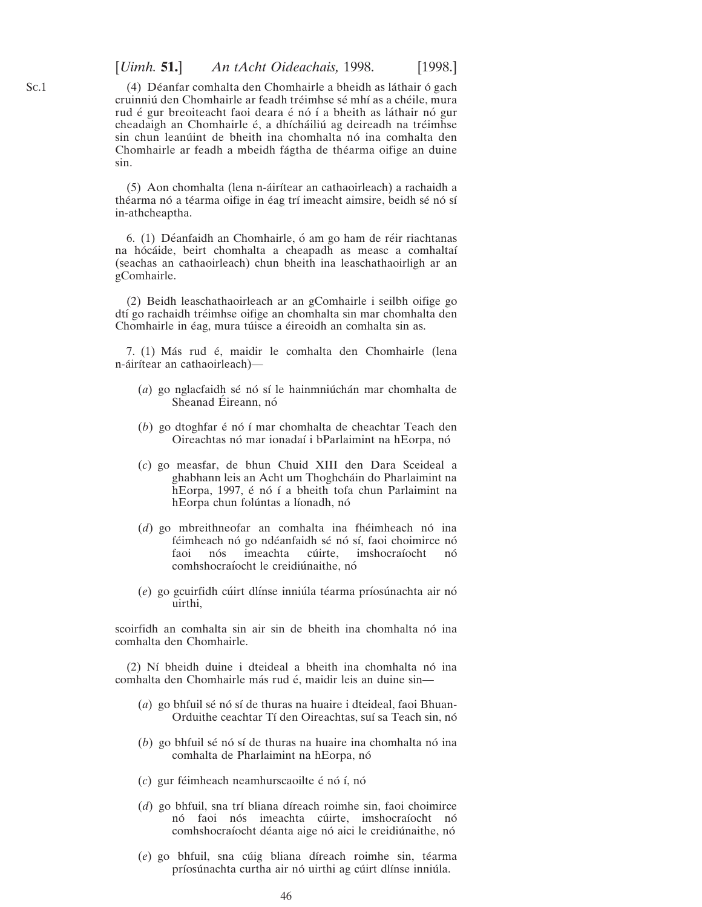(4) Déanfar comhalta den Chomhairle a bheidh as láthair ó gach cruinniú den Chomhairle ar feadh tréimhse sé mhí as a chéile, mura rud é gur breoiteacht faoi deara é nó í a bheith as láthair nó gur cheadaigh an Chomhairle é, a dhícháiliú ag deireadh na tréimhse sin chun leanúint de bheith ina chomhalta nó ina comhalta den Chomhairle ar feadh a mbeidh fágtha de théarma oifige an duine sin.

(5) Aon chomhalta (lena n-áirítear an cathaoirleach) a rachaidh a théarma nó a téarma oifige in éag trí imeacht aimsire, beidh sé nó sí in-athcheaptha.

6. (1) Déanfaidh an Chomhairle, ó am go ham de réir riachtanas na hócáide, beirt chomhalta a cheapadh as measc a comhaltaí (seachas an cathaoirleach) chun bheith ina leaschathaoirligh ar an gComhairle.

(2) Beidh leaschathaoirleach ar an gComhairle i seilbh oifige go dtí go rachaidh tréimhse oifige an chomhalta sin mar chomhalta den Chomhairle in éag, mura túisce a éireoidh an comhalta sin as.

7. (1) Más rud é, maidir le comhalta den Chomhairle (lena n-áirítear an cathaoirleach)—

(*a*) go nglacfaidh sé nó sí le hainmniúchán mar chomhalta de Sheanad Éireann, nó

(*b*) go dtoghfar é nó í mar chomhalta de cheachtar Teach den Oireachtas nó mar ionadaí i bParlaimint na hEorpa, nó

(*c*) go measfar, de bhun Chuid XIII den Dara Sceideal a ghabhann leis an Acht um Thoghcháin do Pharlaimint na hEorpa, 1997, é nó í a bheith tofa chun Parlaimint na hEorpa chun folúntas a líonadh, nó

(*d*) go mbreithneofar an comhalta ina fhéimheach nó ina féimheach nó go ndéanfaidh sé nó sí, faoi choimirce nó faoi nós imeachta cúirte, imshocraíocht nó comhshocraíocht le creidiúnaithe, nó

(*e*) go gcuirfidh cúirt dlínse inniúla téarma príosúnachta air nó uirthi,

scoirfidh an comhalta sin air sin de bheith ina chomhalta nó ina comhalta den Chomhairle.

(2) Ní bheidh duine i dteideal a bheith ina chomhalta nó ina comhalta den Chomhairle más rud é, maidir leis an duine sin—

(*a*) go bhfuil sé nó sí de thuras na huaire i dteideal, faoi Bhuan-Orduithe ceachtar Tí den Oireachtas, suí sa Teach sin, nó

(*b*) go bhfuil sé nó sí de thuras na huaire ina chomhalta nó ina comhalta de Pharlaimint na hEorpa, nó

(*c*) gur féimheach neamhurscaoilte é nó í, nó

(*d*) go bhfuil, sna trí bliana díreach roimhe sin, faoi choimirce nó faoi nós imeachta cúirte, imshocraíocht nó comhshocraíocht déanta aige nó aici le creidiúnaithe, nó

(*e*) go bhfuil, sna cúig bliana díreach roimhe sin, téarma príosúnachta curtha air nó uirthi ag cúirt dlínse inniúla.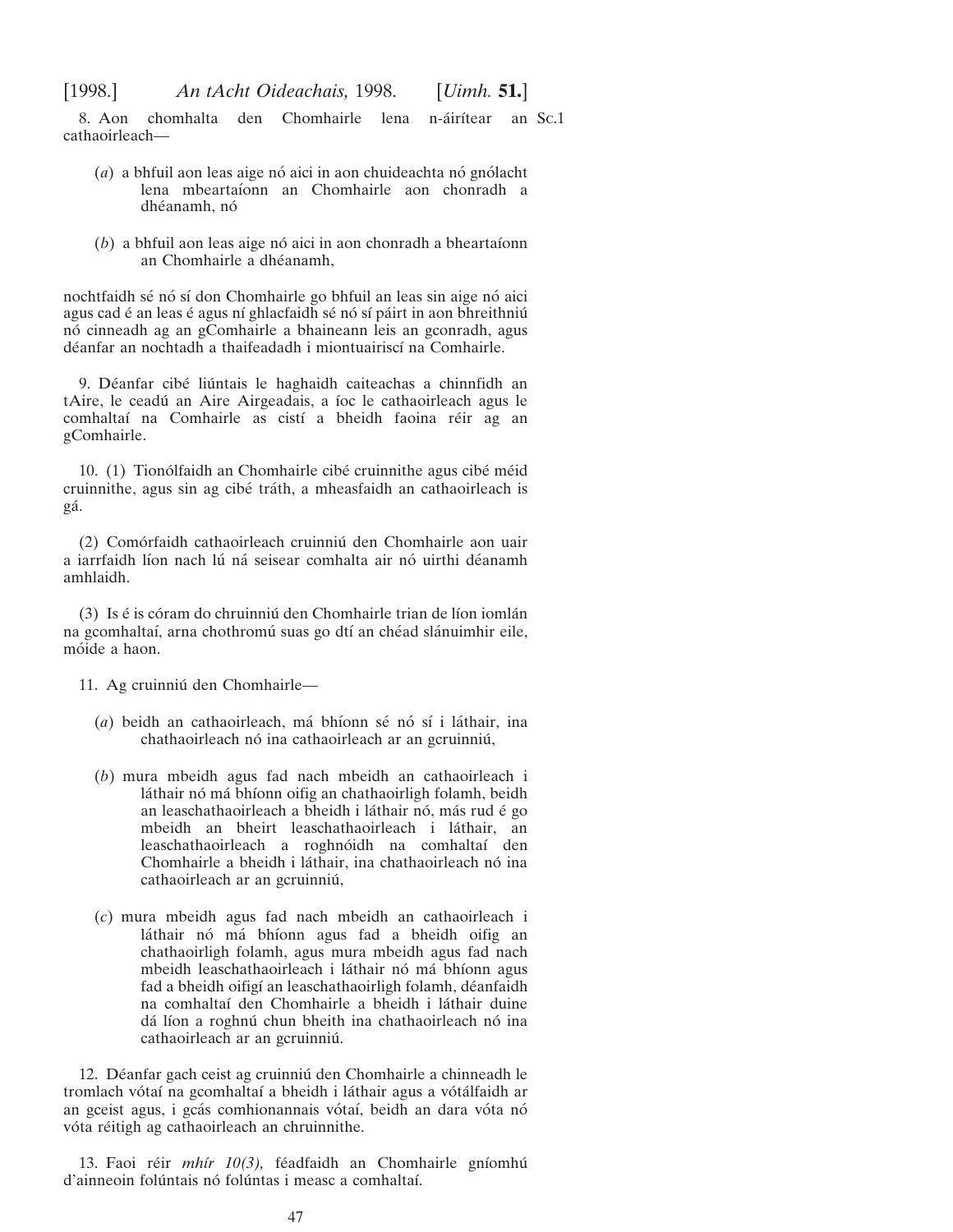8. Aon chomhalta den Chomhairle lena n-áirítear an cathaoirleach—

(*a*) a bhfuil aon leas aige nó aici in aon chuideachta nó gnólacht lena mbeartaíonn an Chomhairle aon chonradh a dhéanamh, nó

(*b*) a bhfuil aon leas aige nó aici in aon chonradh a bheartaíonn an Chomhairle a dhéanamh,

nochtfaidh sé nó sí don Chomhairle go bhfuil an leas sin aige nó aici agus cad é an leas é agus ní ghlacfaidh sé nó sí páirt in aon bhreithniú nó cinneadh ag an gComhairle a bhaineann leis an gconradh, agus déanfar an nochtadh a thaifeadadh i miontuairiscí na Comhairle.

9. Déanfar cibé liúntais le haghaidh caiteachas a chinnfidh an tAire, le ceadú an Aire Airgeadais, a íoc le cathaoirleach agus le comhaltaí na Comhairle as cistí a bheidh faoina réir ag an gComhairle.

10. (1) Tionólfaidh an Chomhairle cibé cruinnithe agus cibé méid cruinnithe, agus sin ag cibé tráth, a mheasfaidh an cathaoirleach is gá.

(2) Comórfaidh cathaoirleach cruinniú den Chomhairle aon uair a iarrfaidh líon nach lú ná seisear comhalta air nó uirthi déanamh amhlaidh.

(3) Is é is córam do chruinniú den Chomhairle trian de líon iomlán na gcomhaltaí, arna chothromú suas go dtí an chéad slánuimhir eile, móide a haon.

11. Ag cruinniú den Chomhairle—

(*a*) beidh an cathaoirleach, má bhíonn sé nó sí i láthair, ina chathaoirleach nó ina cathaoirleach ar an gcruinniú,

(*b*) mura mbeidh agus fad nach mbeidh an cathaoirleach i láthair nó má bhíonn oifig an chathaoirligh folamh, beidh an leaschathaoirleach a bheidh i láthair nó, más rud é go mbeidh an bheirt leaschathaoirleach i láthair, an leaschathaoirleach a roghnóidh na comhaltaí den Chomhairle a bheidh i láthair, ina chathaoirleach nó ina cathaoirleach ar an gcruinniú,

(*c*) mura mbeidh agus fad nach mbeidh an cathaoirleach i láthair nó má bhíonn agus fad a bheidh oifig an chathaoirligh folamh, agus mura mbeidh agus fad nach mbeidh leaschathaoirleach i láthair nó má bhíonn agus fad a bheidh oifigí an leaschathaoirligh folamh, déanfaidh na comhaltaí den Chomhairle a bheidh i láthair duine dá líon a roghnú chun bheith ina chathaoirleach nó ina cathaoirleach ar an gcruinniú.

12. Déanfar gach ceist ag cruinniú den Chomhairle a chinneadh le tromlach vótaí na gcomhaltaí a bheidh i láthair agus a vótálfaidh ar an gceist agus, i gcás comhionannais vótaí, beidh an dara vóta nó vóta réitigh ag cathaoirleach an chruinnithe.

13. Faoi réir *mhír 10(3),* féadfaidh an Chomhairle gníomhú d'ainneoin folúntais nó folúntas i measc a comhaltaí.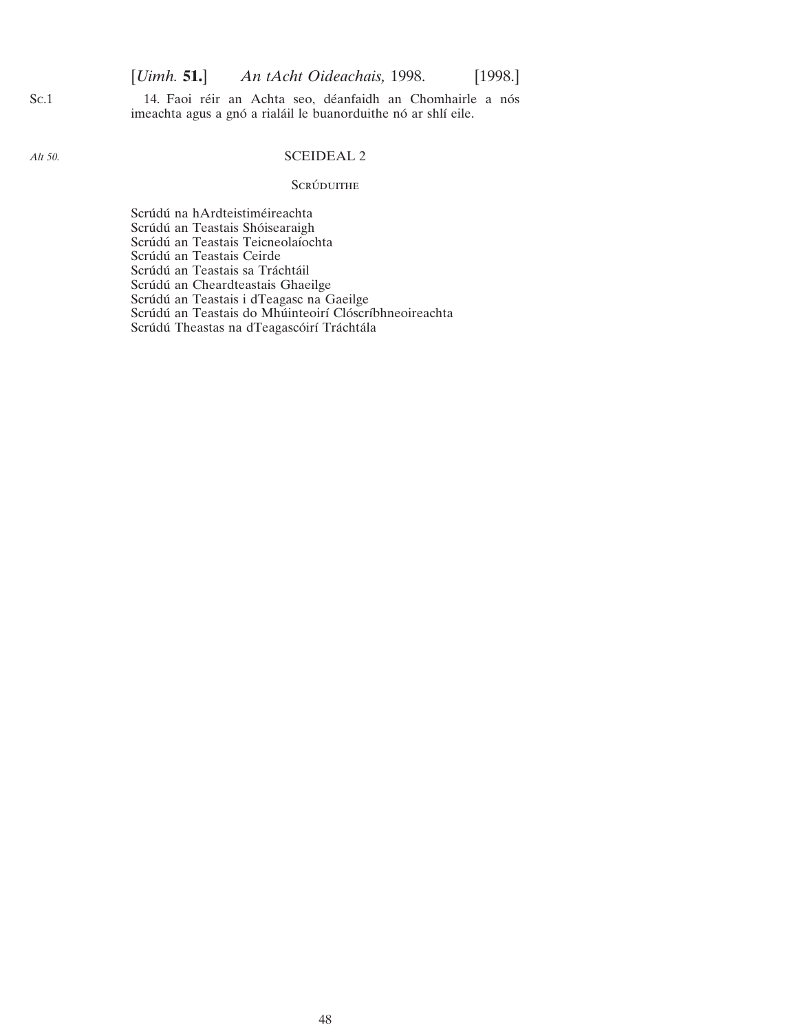Sc.1

14. Faoi réir an Achta seo, déanfaidh an Chomhairle a nós imeachta agus a gnó a rialáil le buanorduithe nó ar shlí eile.

*Alt 50.*

## SCEIDEAL 2

### Scrúduithe

Scrúdú na hArdteistiméireachta
Scrúdú an Teastais Shóisearaigh
Scrúdú an Teastais Teicneolaíochta
Scrúdú an Teastais Ceirde
Scrúdú an Teastais sa Tráchtáil
Scrúdú an Cheardteastais Ghaeilge
Scrúdú an Teastais i dTeagasc na Gaeilge
Scrúdú an Teastais do Mhúinteoirí Clóscríbhneoireachta
Scrúdú Theastas na dTeagascóirí Tráchtála